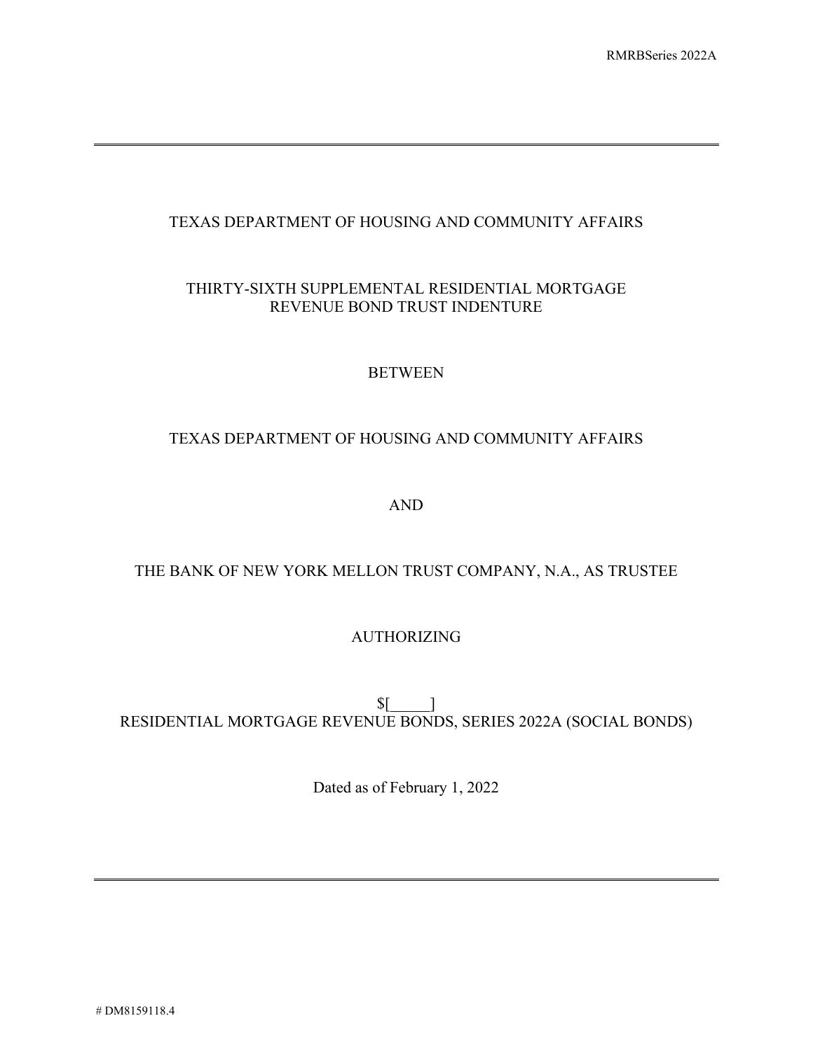TEXAS DEPARTMENT OF HOUSING AND COMMUNITY AFFAIRS

THIRTY-SIXTH SUPPLEMENTAL RESIDENTIAL MORTGAGE REVENUE BOND TRUST INDENTURE

BETWEEN

TEXAS DEPARTMENT OF HOUSING AND COMMUNITY AFFAIRS

AND

THE BANK OF NEW YORK MELLON TRUST COMPANY, N.A., AS TRUSTEE

AUTHORIZING

$[_____]
RESIDENTIAL MORTGAGE REVENUE BONDS, SERIES 2022A (SOCIAL BONDS)

Dated as of February 1, 2022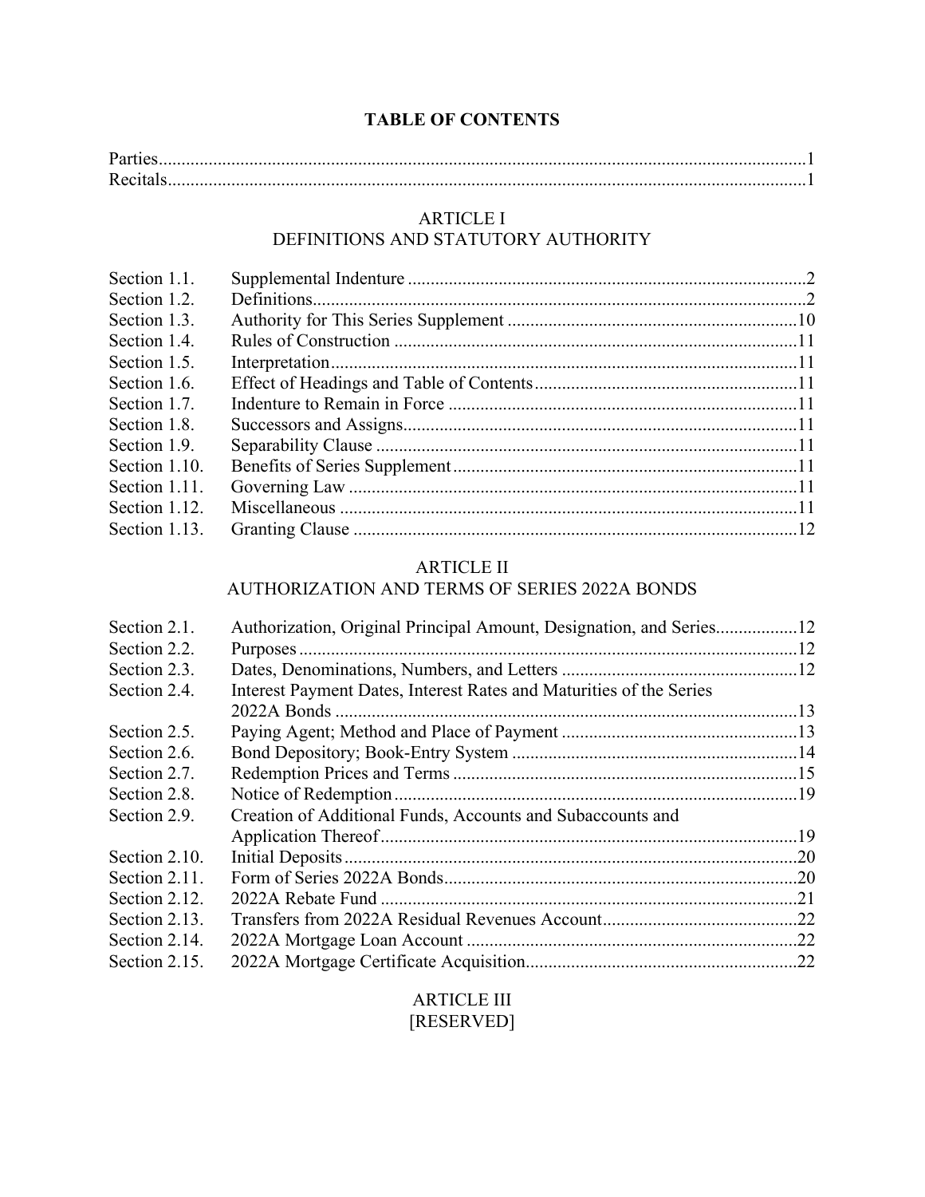# TABLE OF CONTENTS

| | | |
|---|---|---|
| Parties | | 1 |
| Recitals | | 1 |

## ARTICLE I
## DEFINITIONS AND STATUTORY AUTHORITY

| | | |
|---|---|---|
| Section 1.1. | Supplemental Indenture | 2 |
| Section 1.2. | Definitions | 2 |
| Section 1.3. | Authority for This Series Supplement | 10 |
| Section 1.4. | Rules of Construction | 11 |
| Section 1.5. | Interpretation | 11 |
| Section 1.6. | Effect of Headings and Table of Contents | 11 |
| Section 1.7. | Indenture to Remain in Force | 11 |
| Section 1.8. | Successors and Assigns | 11 |
| Section 1.9. | Separability Clause | 11 |
| Section 1.10. | Benefits of Series Supplement | 11 |
| Section 1.11. | Governing Law | 11 |
| Section 1.12. | Miscellaneous | 11 |
| Section 1.13. | Granting Clause | 12 |

## ARTICLE II
## AUTHORIZATION AND TERMS OF SERIES 2022A BONDS

| | | |
|---|---|---|
| Section 2.1. | Authorization, Original Principal Amount, Designation, and Series | 12 |
| Section 2.2. | Purposes | 12 |
| Section 2.3. | Dates, Denominations, Numbers, and Letters | 12 |
| Section 2.4. | Interest Payment Dates, Interest Rates and Maturities of the Series 2022A Bonds | 13 |
| Section 2.5. | Paying Agent; Method and Place of Payment | 13 |
| Section 2.6. | Bond Depository; Book-Entry System | 14 |
| Section 2.7. | Redemption Prices and Terms | 15 |
| Section 2.8. | Notice of Redemption | 19 |
| Section 2.9. | Creation of Additional Funds, Accounts and Subaccounts and Application Thereof | 19 |
| Section 2.10. | Initial Deposits | 20 |
| Section 2.11. | Form of Series 2022A Bonds | 20 |
| Section 2.12. | 2022A Rebate Fund | 21 |
| Section 2.13. | Transfers from 2022A Residual Revenues Account | 22 |
| Section 2.14. | 2022A Mortgage Loan Account | 22 |
| Section 2.15. | 2022A Mortgage Certificate Acquisition | 22 |

## ARTICLE III
## [RESERVED]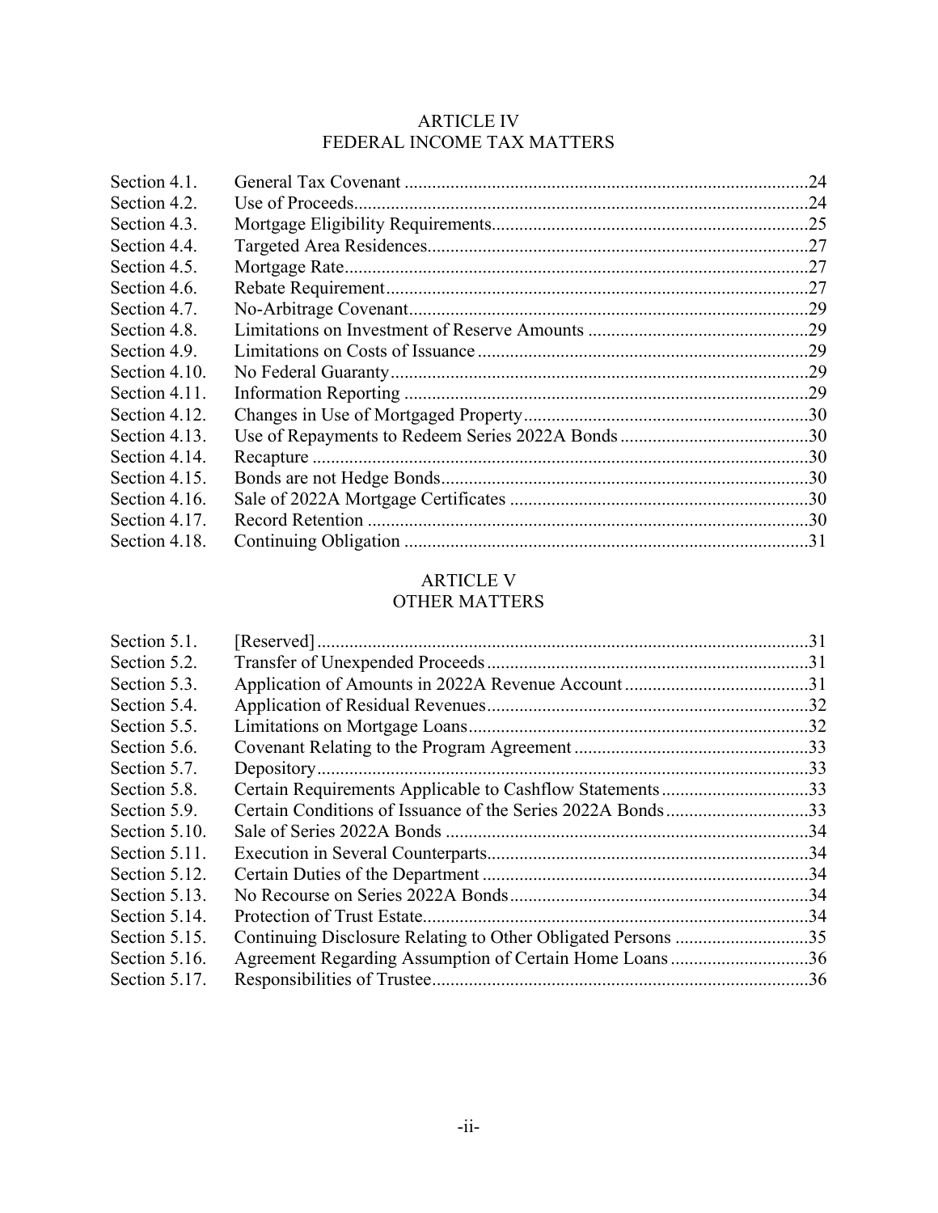## ARTICLE IV
## FEDERAL INCOME TAX MATTERS

| | | |
|---|---|---|
| Section 4.1. | General Tax Covenant | 24 |
| Section 4.2. | Use of Proceeds | 24 |
| Section 4.3. | Mortgage Eligibility Requirements | 25 |
| Section 4.4. | Targeted Area Residences | 27 |
| Section 4.5. | Mortgage Rate | 27 |
| Section 4.6. | Rebate Requirement | 27 |
| Section 4.7. | No-Arbitrage Covenant | 29 |
| Section 4.8. | Limitations on Investment of Reserve Amounts | 29 |
| Section 4.9. | Limitations on Costs of Issuance | 29 |
| Section 4.10. | No Federal Guaranty | 29 |
| Section 4.11. | Information Reporting | 29 |
| Section 4.12. | Changes in Use of Mortgaged Property | 30 |
| Section 4.13. | Use of Repayments to Redeem Series 2022A Bonds | 30 |
| Section 4.14. | Recapture | 30 |
| Section 4.15. | Bonds are not Hedge Bonds | 30 |
| Section 4.16. | Sale of 2022A Mortgage Certificates | 30 |
| Section 4.17. | Record Retention | 30 |
| Section 4.18. | Continuing Obligation | 31 |

## ARTICLE V
## OTHER MATTERS

| | | |
|---|---|---|
| Section 5.1. | [Reserved] | 31 |
| Section 5.2. | Transfer of Unexpended Proceeds | 31 |
| Section 5.3. | Application of Amounts in 2022A Revenue Account | 31 |
| Section 5.4. | Application of Residual Revenues | 32 |
| Section 5.5. | Limitations on Mortgage Loans | 32 |
| Section 5.6. | Covenant Relating to the Program Agreement | 33 |
| Section 5.7. | Depository | 33 |
| Section 5.8. | Certain Requirements Applicable to Cashflow Statements | 33 |
| Section 5.9. | Certain Conditions of Issuance of the Series 2022A Bonds | 33 |
| Section 5.10. | Sale of Series 2022A Bonds | 34 |
| Section 5.11. | Execution in Several Counterparts | 34 |
| Section 5.12. | Certain Duties of the Department | 34 |
| Section 5.13. | No Recourse on Series 2022A Bonds | 34 |
| Section 5.14. | Protection of Trust Estate | 34 |
| Section 5.15. | Continuing Disclosure Relating to Other Obligated Persons | 35 |
| Section 5.16. | Agreement Regarding Assumption of Certain Home Loans | 36 |
| Section 5.17. | Responsibilities of Trustee | 36 |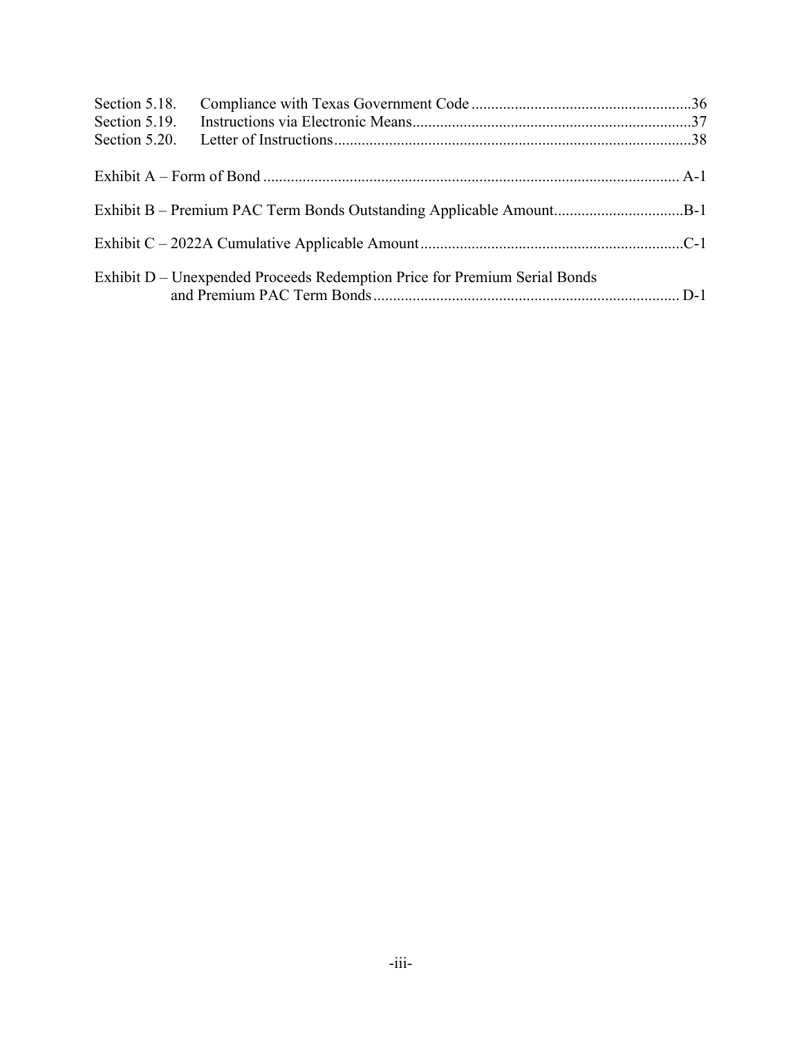| | | |
|---|---|---|
| Section 5.18. | Compliance with Texas Government Code | 36 |
| Section 5.19. | Instructions via Electronic Means | 37 |
| Section 5.20. | Letter of Instructions | 38 |

Exhibit A – Form of Bond ........ A-1

Exhibit B – Premium PAC Term Bonds Outstanding Applicable Amount ........ B-1

Exhibit C – 2022A Cumulative Applicable Amount ........ C-1

Exhibit D – Unexpended Proceeds Redemption Price for Premium Serial Bonds and Premium PAC Term Bonds ........ D-1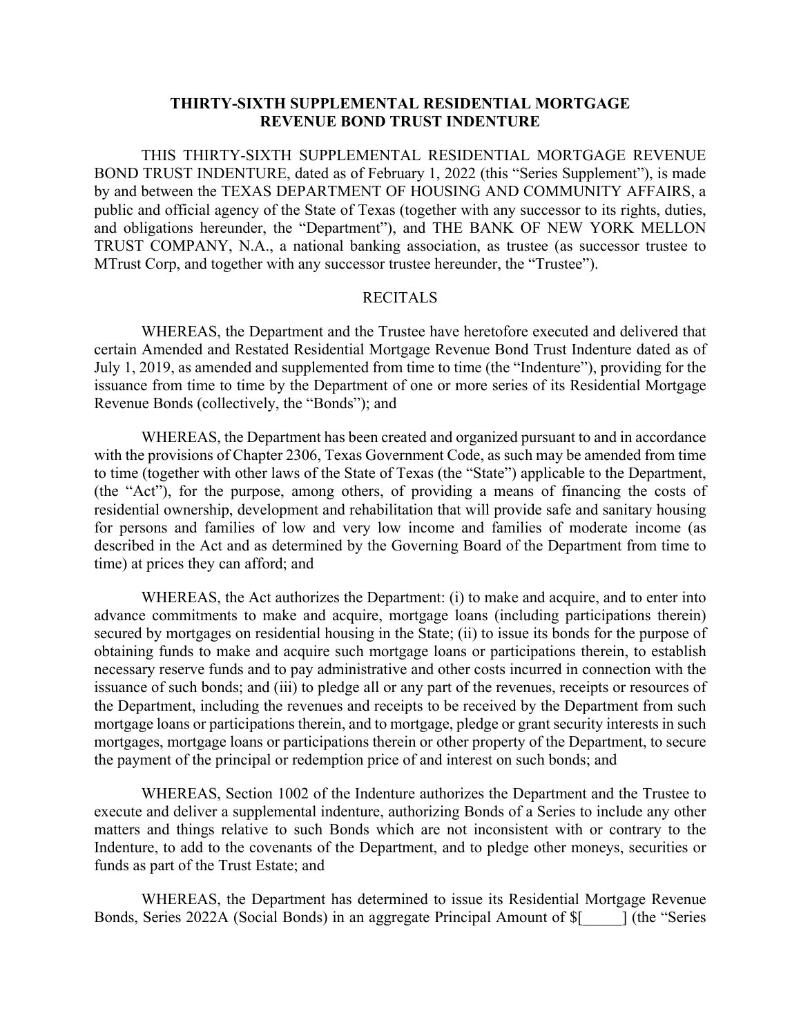## THIRTY-SIXTH SUPPLEMENTAL RESIDENTIAL MORTGAGE REVENUE BOND TRUST INDENTURE

THIS THIRTY-SIXTH SUPPLEMENTAL RESIDENTIAL MORTGAGE REVENUE BOND TRUST INDENTURE, dated as of February 1, 2022 (this "Series Supplement"), is made by and between the TEXAS DEPARTMENT OF HOUSING AND COMMUNITY AFFAIRS, a public and official agency of the State of Texas (together with any successor to its rights, duties, and obligations hereunder, the "Department"), and THE BANK OF NEW YORK MELLON TRUST COMPANY, N.A., a national banking association, as trustee (as successor trustee to MTrust Corp, and together with any successor trustee hereunder, the "Trustee").

RECITALS

WHEREAS, the Department and the Trustee have heretofore executed and delivered that certain Amended and Restated Residential Mortgage Revenue Bond Trust Indenture dated as of July 1, 2019, as amended and supplemented from time to time (the "Indenture"), providing for the issuance from time to time by the Department of one or more series of its Residential Mortgage Revenue Bonds (collectively, the "Bonds"); and

WHEREAS, the Department has been created and organized pursuant to and in accordance with the provisions of Chapter 2306, Texas Government Code, as such may be amended from time to time (together with other laws of the State of Texas (the "State") applicable to the Department, (the "Act"), for the purpose, among others, of providing a means of financing the costs of residential ownership, development and rehabilitation that will provide safe and sanitary housing for persons and families of low and very low income and families of moderate income (as described in the Act and as determined by the Governing Board of the Department from time to time) at prices they can afford; and

WHEREAS, the Act authorizes the Department: (i) to make and acquire, and to enter into advance commitments to make and acquire, mortgage loans (including participations therein) secured by mortgages on residential housing in the State; (ii) to issue its bonds for the purpose of obtaining funds to make and acquire such mortgage loans or participations therein, to establish necessary reserve funds and to pay administrative and other costs incurred in connection with the issuance of such bonds; and (iii) to pledge all or any part of the revenues, receipts or resources of the Department, including the revenues and receipts to be received by the Department from such mortgage loans or participations therein, and to mortgage, pledge or grant security interests in such mortgages, mortgage loans or participations therein or other property of the Department, to secure the payment of the principal or redemption price of and interest on such bonds; and

WHEREAS, Section 1002 of the Indenture authorizes the Department and the Trustee to execute and deliver a supplemental indenture, authorizing Bonds of a Series to include any other matters and things relative to such Bonds which are not inconsistent with or contrary to the Indenture, to add to the covenants of the Department, and to pledge other moneys, securities or funds as part of the Trust Estate; and

WHEREAS, the Department has determined to issue its Residential Mortgage Revenue Bonds, Series 2022A (Social Bonds) in an aggregate Principal Amount of $[_____] (the "Series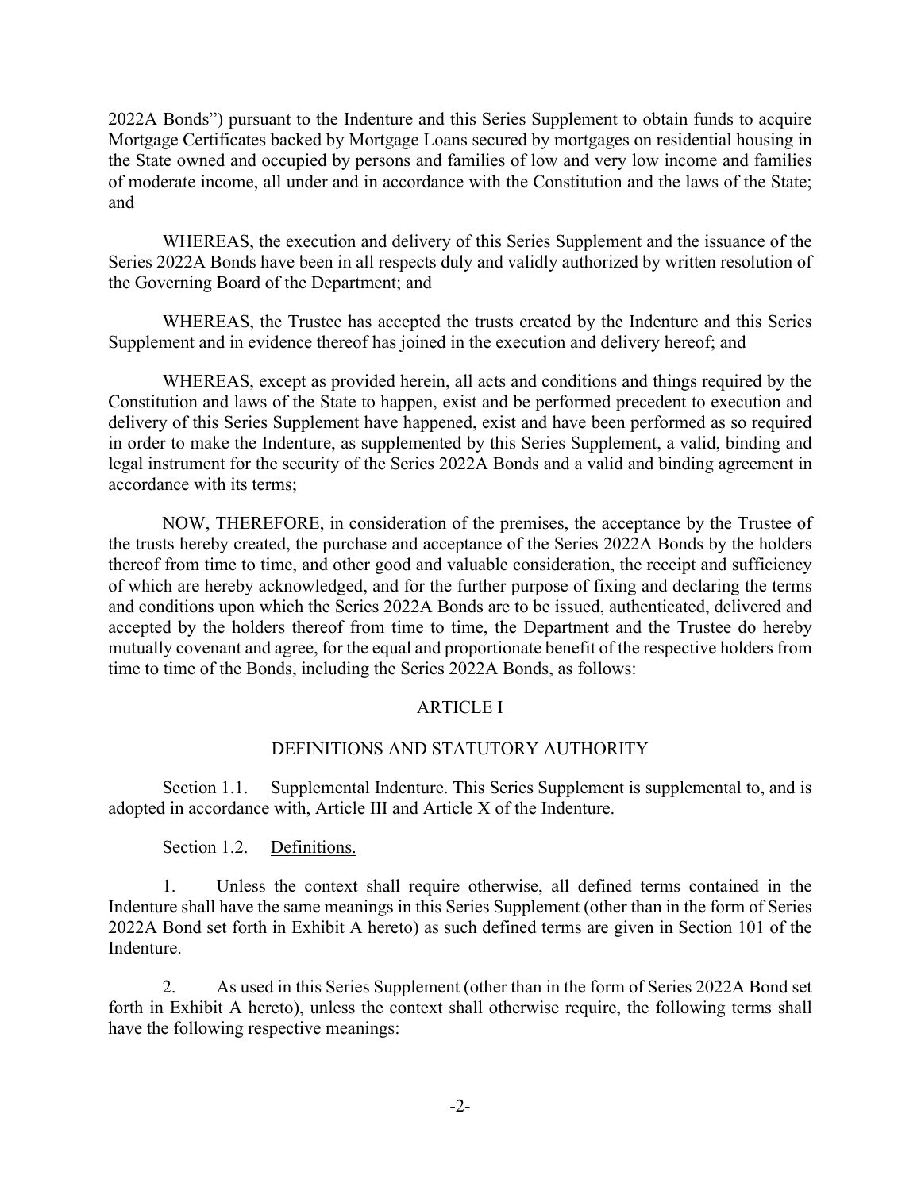2022A Bonds") pursuant to the Indenture and this Series Supplement to obtain funds to acquire Mortgage Certificates backed by Mortgage Loans secured by mortgages on residential housing in the State owned and occupied by persons and families of low and very low income and families of moderate income, all under and in accordance with the Constitution and the laws of the State; and

WHEREAS, the execution and delivery of this Series Supplement and the issuance of the Series 2022A Bonds have been in all respects duly and validly authorized by written resolution of the Governing Board of the Department; and

WHEREAS, the Trustee has accepted the trusts created by the Indenture and this Series Supplement and in evidence thereof has joined in the execution and delivery hereof; and

WHEREAS, except as provided herein, all acts and conditions and things required by the Constitution and laws of the State to happen, exist and be performed precedent to execution and delivery of this Series Supplement have happened, exist and have been performed as so required in order to make the Indenture, as supplemented by this Series Supplement, a valid, binding and legal instrument for the security of the Series 2022A Bonds and a valid and binding agreement in accordance with its terms;

NOW, THEREFORE, in consideration of the premises, the acceptance by the Trustee of the trusts hereby created, the purchase and acceptance of the Series 2022A Bonds by the holders thereof from time to time, and other good and valuable consideration, the receipt and sufficiency of which are hereby acknowledged, and for the further purpose of fixing and declaring the terms and conditions upon which the Series 2022A Bonds are to be issued, authenticated, delivered and accepted by the holders thereof from time to time, the Department and the Trustee do hereby mutually covenant and agree, for the equal and proportionate benefit of the respective holders from time to time of the Bonds, including the Series 2022A Bonds, as follows:

## ARTICLE I

## DEFINITIONS AND STATUTORY AUTHORITY

Section 1.1. Supplemental Indenture. This Series Supplement is supplemental to, and is adopted in accordance with, Article III and Article X of the Indenture.

Section 1.2. Definitions.

1. Unless the context shall require otherwise, all defined terms contained in the Indenture shall have the same meanings in this Series Supplement (other than in the form of Series 2022A Bond set forth in Exhibit A hereto) as such defined terms are given in Section 101 of the Indenture.

2. As used in this Series Supplement (other than in the form of Series 2022A Bond set forth in Exhibit A hereto), unless the context shall otherwise require, the following terms shall have the following respective meanings: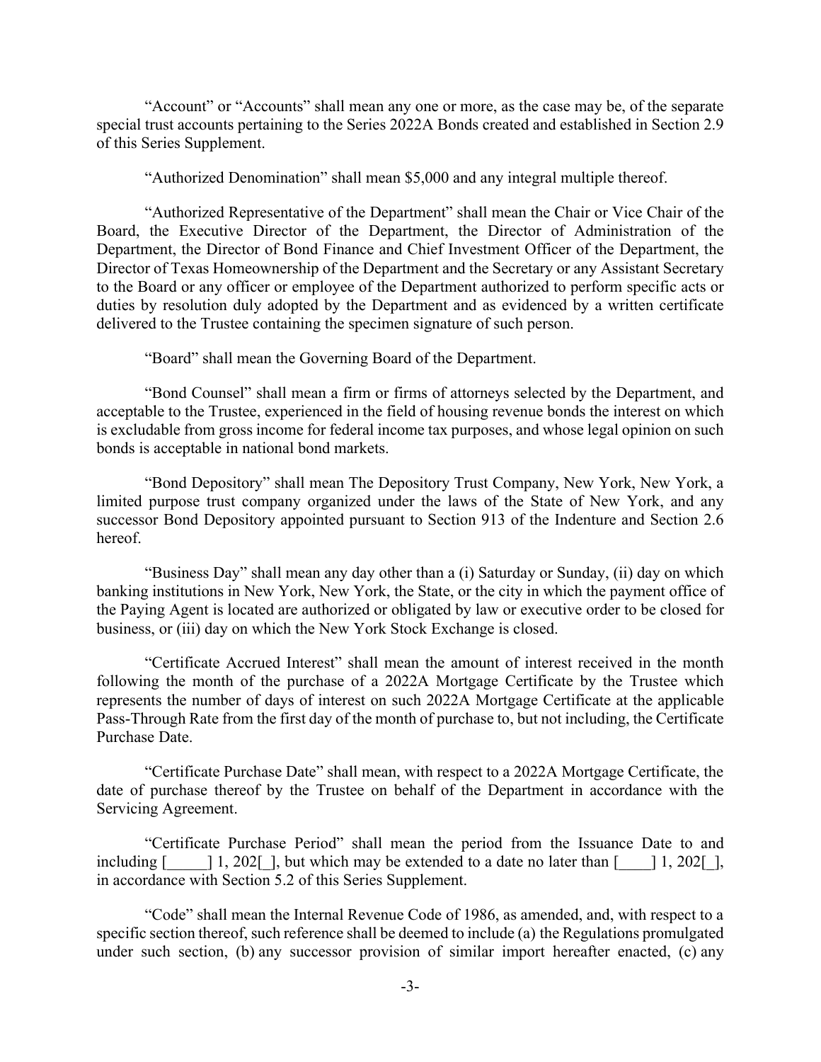"Account" or "Accounts" shall mean any one or more, as the case may be, of the separate special trust accounts pertaining to the Series 2022A Bonds created and established in Section 2.9 of this Series Supplement.

"Authorized Denomination" shall mean $5,000 and any integral multiple thereof.

"Authorized Representative of the Department" shall mean the Chair or Vice Chair of the Board, the Executive Director of the Department, the Director of Administration of the Department, the Director of Bond Finance and Chief Investment Officer of the Department, the Director of Texas Homeownership of the Department and the Secretary or any Assistant Secretary to the Board or any officer or employee of the Department authorized to perform specific acts or duties by resolution duly adopted by the Department and as evidenced by a written certificate delivered to the Trustee containing the specimen signature of such person.

"Board" shall mean the Governing Board of the Department.

"Bond Counsel" shall mean a firm or firms of attorneys selected by the Department, and acceptable to the Trustee, experienced in the field of housing revenue bonds the interest on which is excludable from gross income for federal income tax purposes, and whose legal opinion on such bonds is acceptable in national bond markets.

"Bond Depository" shall mean The Depository Trust Company, New York, New York, a limited purpose trust company organized under the laws of the State of New York, and any successor Bond Depository appointed pursuant to Section 913 of the Indenture and Section 2.6 hereof.

"Business Day" shall mean any day other than a (i) Saturday or Sunday, (ii) day on which banking institutions in New York, New York, the State, or the city in which the payment office of the Paying Agent is located are authorized or obligated by law or executive order to be closed for business, or (iii) day on which the New York Stock Exchange is closed.

"Certificate Accrued Interest" shall mean the amount of interest received in the month following the month of the purchase of a 2022A Mortgage Certificate by the Trustee which represents the number of days of interest on such 2022A Mortgage Certificate at the applicable Pass-Through Rate from the first day of the month of purchase to, but not including, the Certificate Purchase Date.

"Certificate Purchase Date" shall mean, with respect to a 2022A Mortgage Certificate, the date of purchase thereof by the Trustee on behalf of the Department in accordance with the Servicing Agreement.

"Certificate Purchase Period" shall mean the period from the Issuance Date to and including [_____] 1, 202[_], but which may be extended to a date no later than [____] 1, 202[_], in accordance with Section 5.2 of this Series Supplement.

"Code" shall mean the Internal Revenue Code of 1986, as amended, and, with respect to a specific section thereof, such reference shall be deemed to include (a) the Regulations promulgated under such section, (b) any successor provision of similar import hereafter enacted, (c) any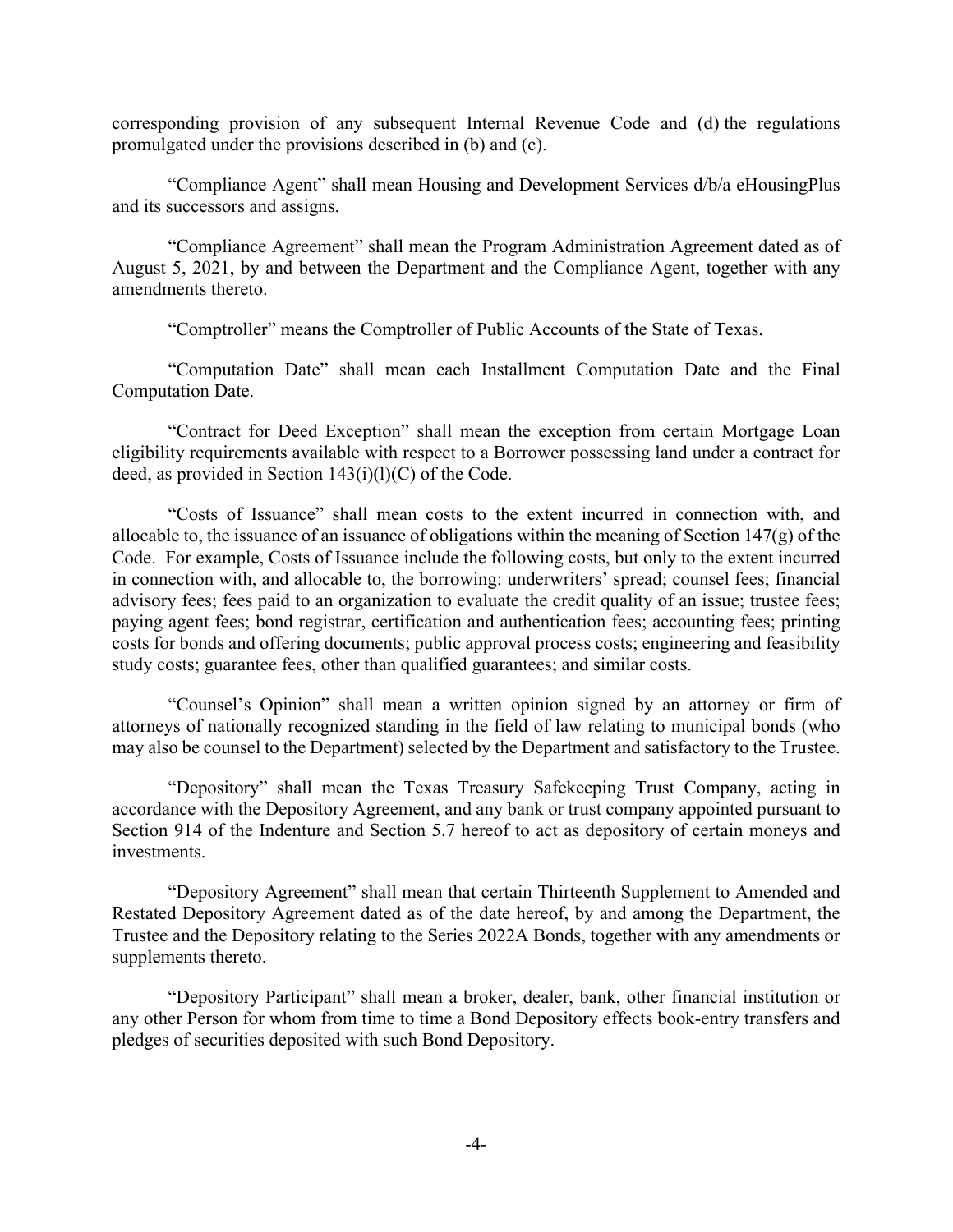corresponding provision of any subsequent Internal Revenue Code and (d) the regulations promulgated under the provisions described in (b) and (c).

"Compliance Agent" shall mean Housing and Development Services d/b/a eHousingPlus and its successors and assigns.

"Compliance Agreement" shall mean the Program Administration Agreement dated as of August 5, 2021, by and between the Department and the Compliance Agent, together with any amendments thereto.

"Comptroller" means the Comptroller of Public Accounts of the State of Texas.

"Computation Date" shall mean each Installment Computation Date and the Final Computation Date.

"Contract for Deed Exception" shall mean the exception from certain Mortgage Loan eligibility requirements available with respect to a Borrower possessing land under a contract for deed, as provided in Section 143(i)(l)(C) of the Code.

"Costs of Issuance" shall mean costs to the extent incurred in connection with, and allocable to, the issuance of an issuance of obligations within the meaning of Section 147(g) of the Code. For example, Costs of Issuance include the following costs, but only to the extent incurred in connection with, and allocable to, the borrowing: underwriters' spread; counsel fees; financial advisory fees; fees paid to an organization to evaluate the credit quality of an issue; trustee fees; paying agent fees; bond registrar, certification and authentication fees; accounting fees; printing costs for bonds and offering documents; public approval process costs; engineering and feasibility study costs; guarantee fees, other than qualified guarantees; and similar costs.

"Counsel's Opinion" shall mean a written opinion signed by an attorney or firm of attorneys of nationally recognized standing in the field of law relating to municipal bonds (who may also be counsel to the Department) selected by the Department and satisfactory to the Trustee.

"Depository" shall mean the Texas Treasury Safekeeping Trust Company, acting in accordance with the Depository Agreement, and any bank or trust company appointed pursuant to Section 914 of the Indenture and Section 5.7 hereof to act as depository of certain moneys and investments.

"Depository Agreement" shall mean that certain Thirteenth Supplement to Amended and Restated Depository Agreement dated as of the date hereof, by and among the Department, the Trustee and the Depository relating to the Series 2022A Bonds, together with any amendments or supplements thereto.

"Depository Participant" shall mean a broker, dealer, bank, other financial institution or any other Person for whom from time to time a Bond Depository effects book-entry transfers and pledges of securities deposited with such Bond Depository.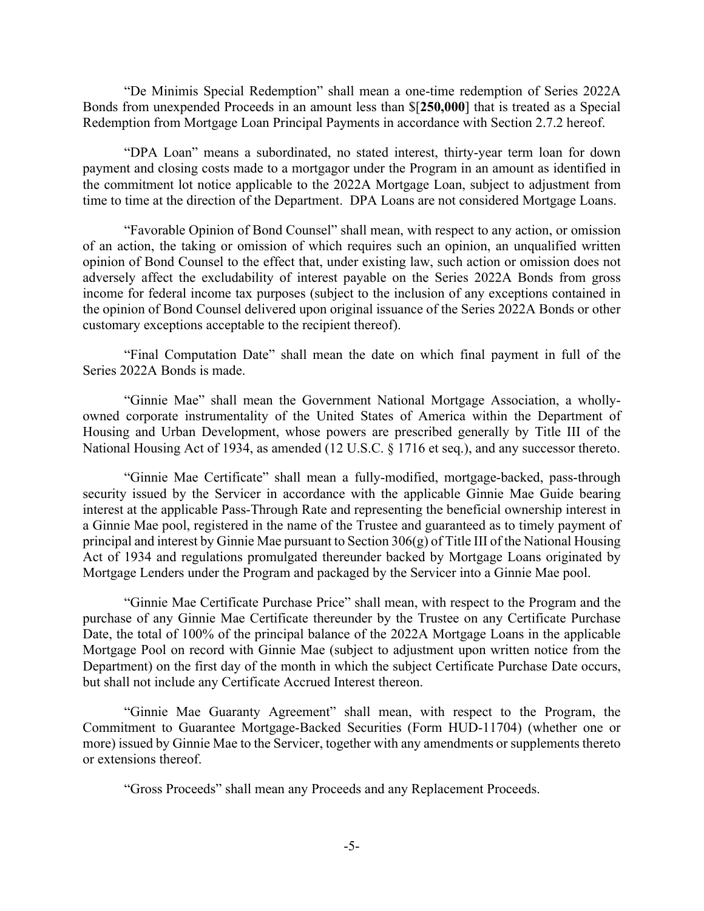"De Minimis Special Redemption" shall mean a one-time redemption of Series 2022A Bonds from unexpended Proceeds in an amount less than $[**250,000**] that is treated as a Special Redemption from Mortgage Loan Principal Payments in accordance with Section 2.7.2 hereof.

"DPA Loan" means a subordinated, no stated interest, thirty-year term loan for down payment and closing costs made to a mortgagor under the Program in an amount as identified in the commitment lot notice applicable to the 2022A Mortgage Loan, subject to adjustment from time to time at the direction of the Department. DPA Loans are not considered Mortgage Loans.

"Favorable Opinion of Bond Counsel" shall mean, with respect to any action, or omission of an action, the taking or omission of which requires such an opinion, an unqualified written opinion of Bond Counsel to the effect that, under existing law, such action or omission does not adversely affect the excludability of interest payable on the Series 2022A Bonds from gross income for federal income tax purposes (subject to the inclusion of any exceptions contained in the opinion of Bond Counsel delivered upon original issuance of the Series 2022A Bonds or other customary exceptions acceptable to the recipient thereof).

"Final Computation Date" shall mean the date on which final payment in full of the Series 2022A Bonds is made.

"Ginnie Mae" shall mean the Government National Mortgage Association, a wholly-owned corporate instrumentality of the United States of America within the Department of Housing and Urban Development, whose powers are prescribed generally by Title III of the National Housing Act of 1934, as amended (12 U.S.C. § 1716 et seq.), and any successor thereto.

"Ginnie Mae Certificate" shall mean a fully-modified, mortgage-backed, pass-through security issued by the Servicer in accordance with the applicable Ginnie Mae Guide bearing interest at the applicable Pass-Through Rate and representing the beneficial ownership interest in a Ginnie Mae pool, registered in the name of the Trustee and guaranteed as to timely payment of principal and interest by Ginnie Mae pursuant to Section 306(g) of Title III of the National Housing Act of 1934 and regulations promulgated thereunder backed by Mortgage Loans originated by Mortgage Lenders under the Program and packaged by the Servicer into a Ginnie Mae pool.

"Ginnie Mae Certificate Purchase Price" shall mean, with respect to the Program and the purchase of any Ginnie Mae Certificate thereunder by the Trustee on any Certificate Purchase Date, the total of 100% of the principal balance of the 2022A Mortgage Loans in the applicable Mortgage Pool on record with Ginnie Mae (subject to adjustment upon written notice from the Department) on the first day of the month in which the subject Certificate Purchase Date occurs, but shall not include any Certificate Accrued Interest thereon.

"Ginnie Mae Guaranty Agreement" shall mean, with respect to the Program, the Commitment to Guarantee Mortgage-Backed Securities (Form HUD-11704) (whether one or more) issued by Ginnie Mae to the Servicer, together with any amendments or supplements thereto or extensions thereof.

"Gross Proceeds" shall mean any Proceeds and any Replacement Proceeds.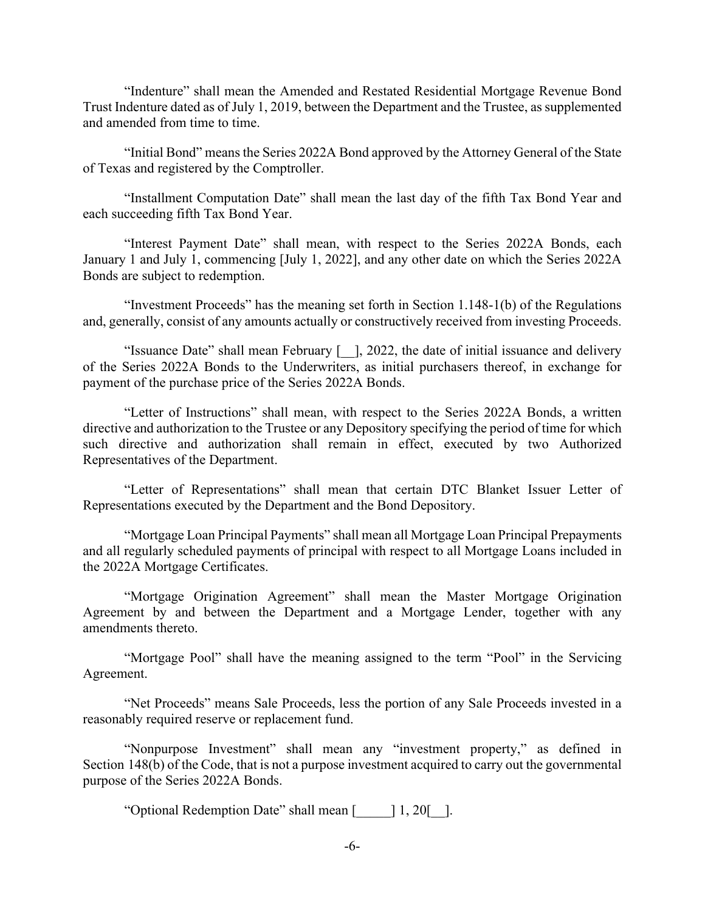"Indenture" shall mean the Amended and Restated Residential Mortgage Revenue Bond Trust Indenture dated as of July 1, 2019, between the Department and the Trustee, as supplemented and amended from time to time.

"Initial Bond" means the Series 2022A Bond approved by the Attorney General of the State of Texas and registered by the Comptroller.

"Installment Computation Date" shall mean the last day of the fifth Tax Bond Year and each succeeding fifth Tax Bond Year.

"Interest Payment Date" shall mean, with respect to the Series 2022A Bonds, each January 1 and July 1, commencing [July 1, 2022], and any other date on which the Series 2022A Bonds are subject to redemption.

"Investment Proceeds" has the meaning set forth in Section 1.148-1(b) of the Regulations and, generally, consist of any amounts actually or constructively received from investing Proceeds.

"Issuance Date" shall mean February [__], 2022, the date of initial issuance and delivery of the Series 2022A Bonds to the Underwriters, as initial purchasers thereof, in exchange for payment of the purchase price of the Series 2022A Bonds.

"Letter of Instructions" shall mean, with respect to the Series 2022A Bonds, a written directive and authorization to the Trustee or any Depository specifying the period of time for which such directive and authorization shall remain in effect, executed by two Authorized Representatives of the Department.

"Letter of Representations" shall mean that certain DTC Blanket Issuer Letter of Representations executed by the Department and the Bond Depository.

"Mortgage Loan Principal Payments" shall mean all Mortgage Loan Principal Prepayments and all regularly scheduled payments of principal with respect to all Mortgage Loans included in the 2022A Mortgage Certificates.

"Mortgage Origination Agreement" shall mean the Master Mortgage Origination Agreement by and between the Department and a Mortgage Lender, together with any amendments thereto.

"Mortgage Pool" shall have the meaning assigned to the term "Pool" in the Servicing Agreement.

"Net Proceeds" means Sale Proceeds, less the portion of any Sale Proceeds invested in a reasonably required reserve or replacement fund.

"Nonpurpose Investment" shall mean any "investment property," as defined in Section 148(b) of the Code, that is not a purpose investment acquired to carry out the governmental purpose of the Series 2022A Bonds.

"Optional Redemption Date" shall mean [_____] 1, 20[__].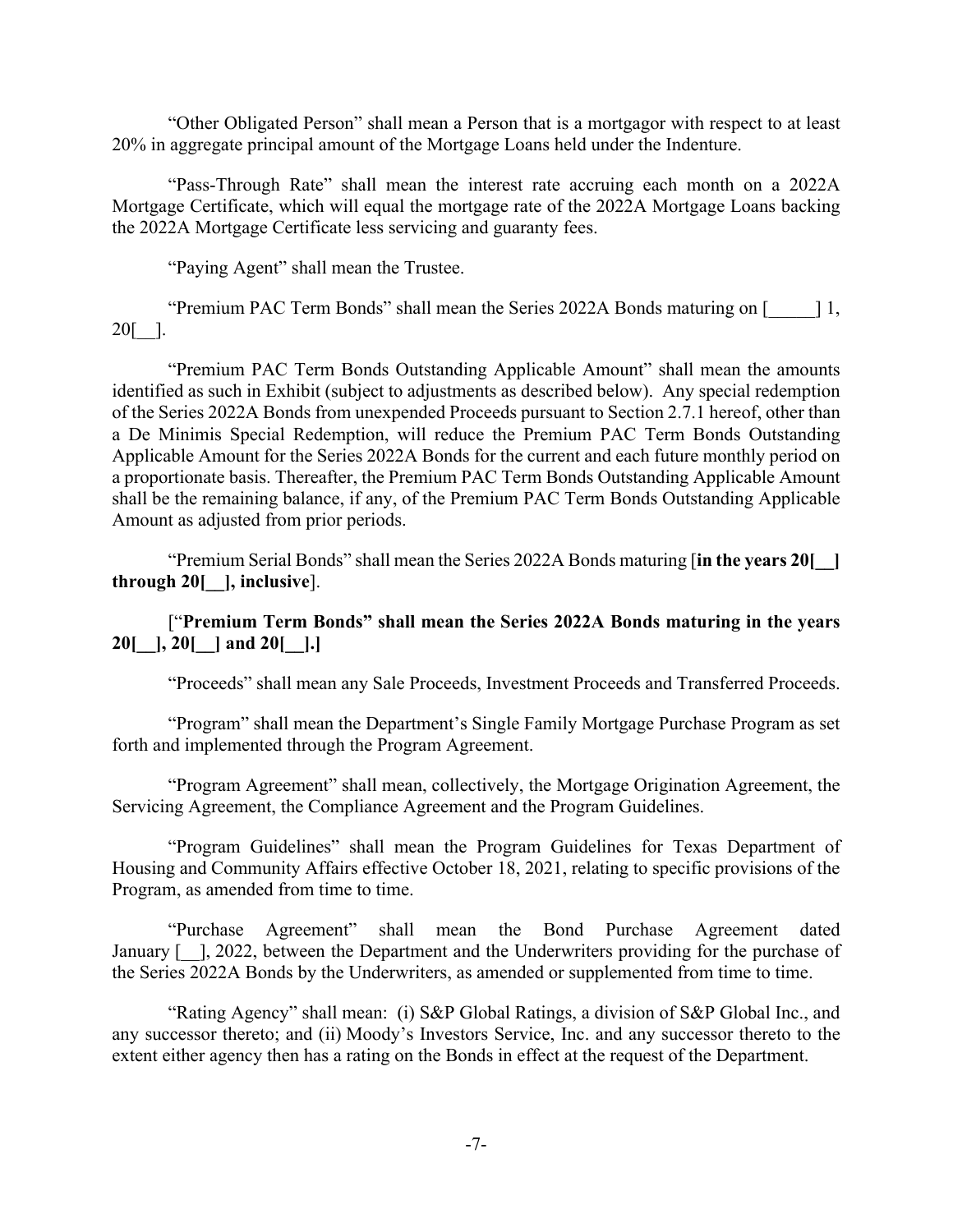"Other Obligated Person" shall mean a Person that is a mortgagor with respect to at least 20% in aggregate principal amount of the Mortgage Loans held under the Indenture.

"Pass-Through Rate" shall mean the interest rate accruing each month on a 2022A Mortgage Certificate, which will equal the mortgage rate of the 2022A Mortgage Loans backing the 2022A Mortgage Certificate less servicing and guaranty fees.

"Paying Agent" shall mean the Trustee.

"Premium PAC Term Bonds" shall mean the Series 2022A Bonds maturing on [_____] 1, 20[__].

"Premium PAC Term Bonds Outstanding Applicable Amount" shall mean the amounts identified as such in Exhibit (subject to adjustments as described below). Any special redemption of the Series 2022A Bonds from unexpended Proceeds pursuant to Section 2.7.1 hereof, other than a De Minimis Special Redemption, will reduce the Premium PAC Term Bonds Outstanding Applicable Amount for the Series 2022A Bonds for the current and each future monthly period on a proportionate basis. Thereafter, the Premium PAC Term Bonds Outstanding Applicable Amount shall be the remaining balance, if any, of the Premium PAC Term Bonds Outstanding Applicable Amount as adjusted from prior periods.

"Premium Serial Bonds" shall mean the Series 2022A Bonds maturing [**in the years 20[__] through 20[__], inclusive**].

[**"Premium Term Bonds" shall mean the Series 2022A Bonds maturing in the years 20[__], 20[__] and 20[__].]**

"Proceeds" shall mean any Sale Proceeds, Investment Proceeds and Transferred Proceeds.

"Program" shall mean the Department's Single Family Mortgage Purchase Program as set forth and implemented through the Program Agreement.

"Program Agreement" shall mean, collectively, the Mortgage Origination Agreement, the Servicing Agreement, the Compliance Agreement and the Program Guidelines.

"Program Guidelines" shall mean the Program Guidelines for Texas Department of Housing and Community Affairs effective October 18, 2021, relating to specific provisions of the Program, as amended from time to time.

"Purchase Agreement" shall mean the Bond Purchase Agreement dated January [__], 2022, between the Department and the Underwriters providing for the purchase of the Series 2022A Bonds by the Underwriters, as amended or supplemented from time to time.

"Rating Agency" shall mean: (i) S&P Global Ratings, a division of S&P Global Inc., and any successor thereto; and (ii) Moody's Investors Service, Inc. and any successor thereto to the extent either agency then has a rating on the Bonds in effect at the request of the Department.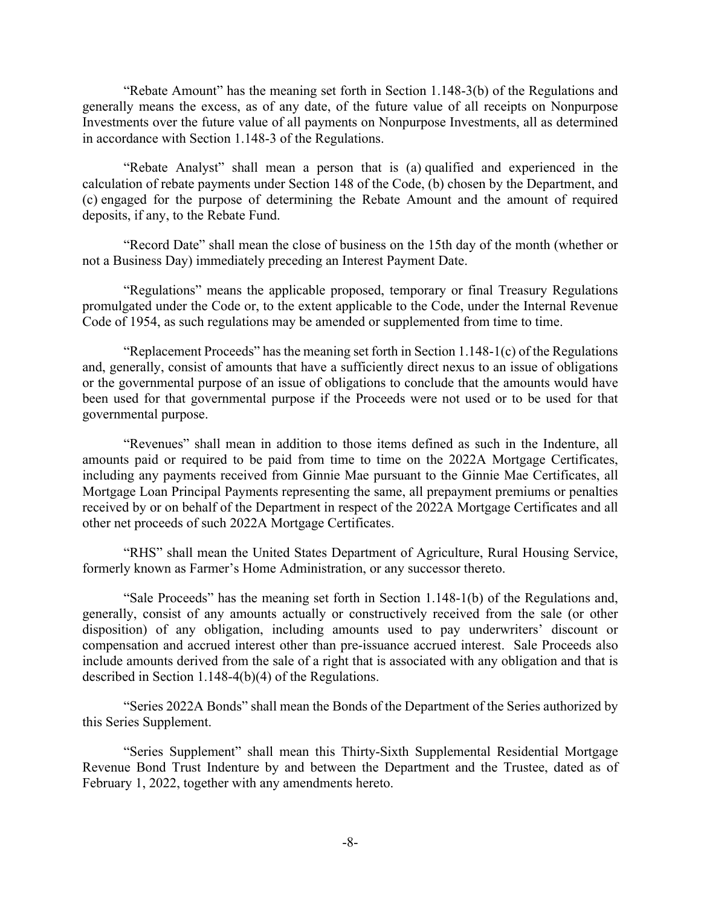"Rebate Amount" has the meaning set forth in Section 1.148-3(b) of the Regulations and generally means the excess, as of any date, of the future value of all receipts on Nonpurpose Investments over the future value of all payments on Nonpurpose Investments, all as determined in accordance with Section 1.148-3 of the Regulations.

"Rebate Analyst" shall mean a person that is (a) qualified and experienced in the calculation of rebate payments under Section 148 of the Code, (b) chosen by the Department, and (c) engaged for the purpose of determining the Rebate Amount and the amount of required deposits, if any, to the Rebate Fund.

"Record Date" shall mean the close of business on the 15th day of the month (whether or not a Business Day) immediately preceding an Interest Payment Date.

"Regulations" means the applicable proposed, temporary or final Treasury Regulations promulgated under the Code or, to the extent applicable to the Code, under the Internal Revenue Code of 1954, as such regulations may be amended or supplemented from time to time.

"Replacement Proceeds" has the meaning set forth in Section 1.148-1(c) of the Regulations and, generally, consist of amounts that have a sufficiently direct nexus to an issue of obligations or the governmental purpose of an issue of obligations to conclude that the amounts would have been used for that governmental purpose if the Proceeds were not used or to be used for that governmental purpose.

"Revenues" shall mean in addition to those items defined as such in the Indenture, all amounts paid or required to be paid from time to time on the 2022A Mortgage Certificates, including any payments received from Ginnie Mae pursuant to the Ginnie Mae Certificates, all Mortgage Loan Principal Payments representing the same, all prepayment premiums or penalties received by or on behalf of the Department in respect of the 2022A Mortgage Certificates and all other net proceeds of such 2022A Mortgage Certificates.

"RHS" shall mean the United States Department of Agriculture, Rural Housing Service, formerly known as Farmer's Home Administration, or any successor thereto.

"Sale Proceeds" has the meaning set forth in Section 1.148-1(b) of the Regulations and, generally, consist of any amounts actually or constructively received from the sale (or other disposition) of any obligation, including amounts used to pay underwriters' discount or compensation and accrued interest other than pre-issuance accrued interest. Sale Proceeds also include amounts derived from the sale of a right that is associated with any obligation and that is described in Section 1.148-4(b)(4) of the Regulations.

"Series 2022A Bonds" shall mean the Bonds of the Department of the Series authorized by this Series Supplement.

"Series Supplement" shall mean this Thirty-Sixth Supplemental Residential Mortgage Revenue Bond Trust Indenture by and between the Department and the Trustee, dated as of February 1, 2022, together with any amendments hereto.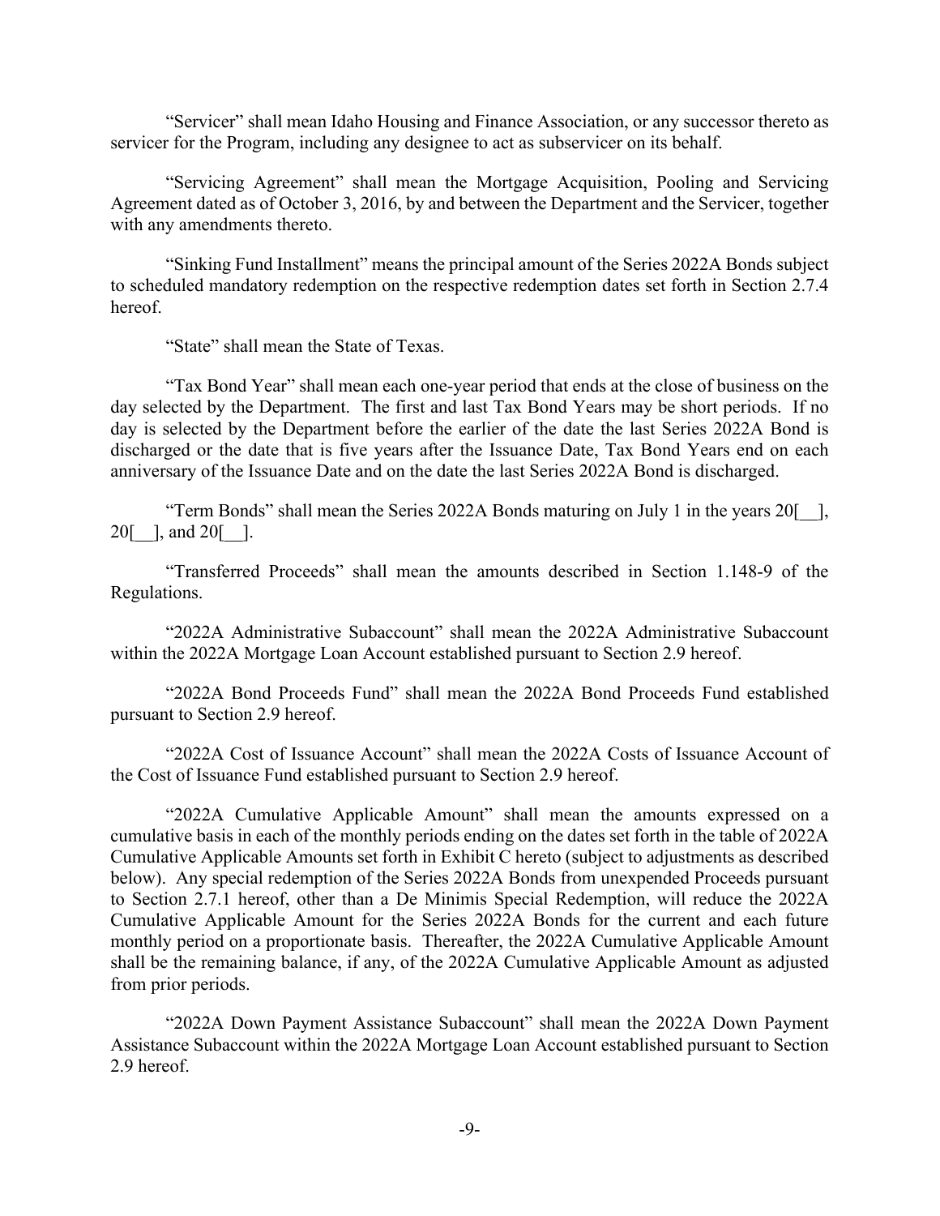"Servicer" shall mean Idaho Housing and Finance Association, or any successor thereto as servicer for the Program, including any designee to act as subservicer on its behalf.

"Servicing Agreement" shall mean the Mortgage Acquisition, Pooling and Servicing Agreement dated as of October 3, 2016, by and between the Department and the Servicer, together with any amendments thereto.

"Sinking Fund Installment" means the principal amount of the Series 2022A Bonds subject to scheduled mandatory redemption on the respective redemption dates set forth in Section 2.7.4 hereof.

"State" shall mean the State of Texas.

"Tax Bond Year" shall mean each one-year period that ends at the close of business on the day selected by the Department. The first and last Tax Bond Years may be short periods. If no day is selected by the Department before the earlier of the date the last Series 2022A Bond is discharged or the date that is five years after the Issuance Date, Tax Bond Years end on each anniversary of the Issuance Date and on the date the last Series 2022A Bond is discharged.

"Term Bonds" shall mean the Series 2022A Bonds maturing on July 1 in the years 20[__], 20[__], and 20[__].

"Transferred Proceeds" shall mean the amounts described in Section 1.148-9 of the Regulations.

"2022A Administrative Subaccount" shall mean the 2022A Administrative Subaccount within the 2022A Mortgage Loan Account established pursuant to Section 2.9 hereof.

"2022A Bond Proceeds Fund" shall mean the 2022A Bond Proceeds Fund established pursuant to Section 2.9 hereof.

"2022A Cost of Issuance Account" shall mean the 2022A Costs of Issuance Account of the Cost of Issuance Fund established pursuant to Section 2.9 hereof.

"2022A Cumulative Applicable Amount" shall mean the amounts expressed on a cumulative basis in each of the monthly periods ending on the dates set forth in the table of 2022A Cumulative Applicable Amounts set forth in Exhibit C hereto (subject to adjustments as described below). Any special redemption of the Series 2022A Bonds from unexpended Proceeds pursuant to Section 2.7.1 hereof, other than a De Minimis Special Redemption, will reduce the 2022A Cumulative Applicable Amount for the Series 2022A Bonds for the current and each future monthly period on a proportionate basis. Thereafter, the 2022A Cumulative Applicable Amount shall be the remaining balance, if any, of the 2022A Cumulative Applicable Amount as adjusted from prior periods.

"2022A Down Payment Assistance Subaccount" shall mean the 2022A Down Payment Assistance Subaccount within the 2022A Mortgage Loan Account established pursuant to Section 2.9 hereof.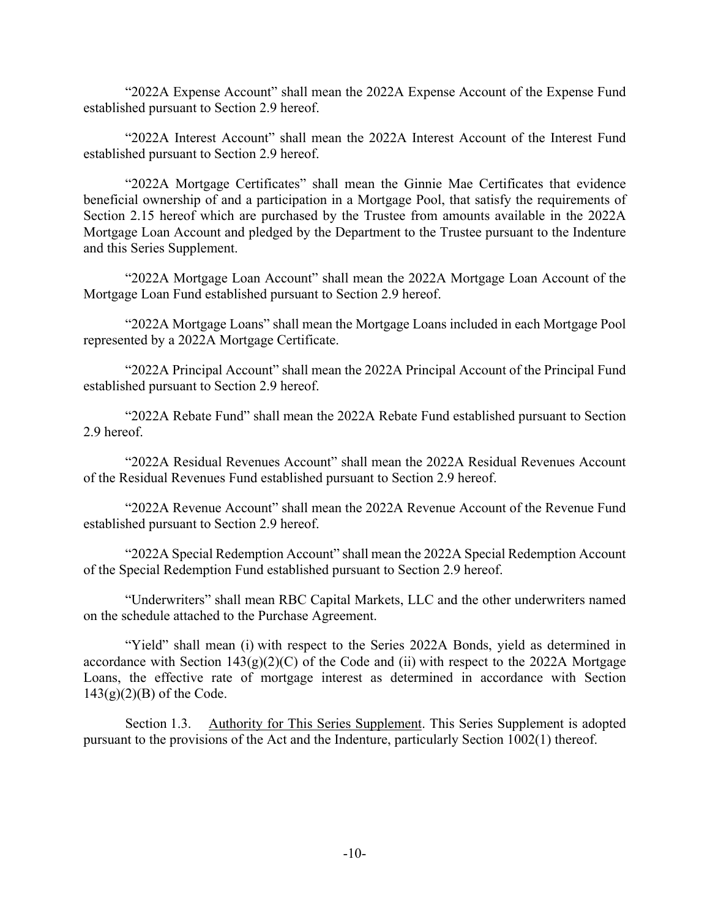"2022A Expense Account" shall mean the 2022A Expense Account of the Expense Fund established pursuant to Section 2.9 hereof.

"2022A Interest Account" shall mean the 2022A Interest Account of the Interest Fund established pursuant to Section 2.9 hereof.

"2022A Mortgage Certificates" shall mean the Ginnie Mae Certificates that evidence beneficial ownership of and a participation in a Mortgage Pool, that satisfy the requirements of Section 2.15 hereof which are purchased by the Trustee from amounts available in the 2022A Mortgage Loan Account and pledged by the Department to the Trustee pursuant to the Indenture and this Series Supplement.

"2022A Mortgage Loan Account" shall mean the 2022A Mortgage Loan Account of the Mortgage Loan Fund established pursuant to Section 2.9 hereof.

"2022A Mortgage Loans" shall mean the Mortgage Loans included in each Mortgage Pool represented by a 2022A Mortgage Certificate.

"2022A Principal Account" shall mean the 2022A Principal Account of the Principal Fund established pursuant to Section 2.9 hereof.

"2022A Rebate Fund" shall mean the 2022A Rebate Fund established pursuant to Section 2.9 hereof.

"2022A Residual Revenues Account" shall mean the 2022A Residual Revenues Account of the Residual Revenues Fund established pursuant to Section 2.9 hereof.

"2022A Revenue Account" shall mean the 2022A Revenue Account of the Revenue Fund established pursuant to Section 2.9 hereof.

"2022A Special Redemption Account" shall mean the 2022A Special Redemption Account of the Special Redemption Fund established pursuant to Section 2.9 hereof.

"Underwriters" shall mean RBC Capital Markets, LLC and the other underwriters named on the schedule attached to the Purchase Agreement.

"Yield" shall mean (i) with respect to the Series 2022A Bonds, yield as determined in accordance with Section 143(g)(2)(C) of the Code and (ii) with respect to the 2022A Mortgage Loans, the effective rate of mortgage interest as determined in accordance with Section 143(g)(2)(B) of the Code.

Section 1.3. Authority for This Series Supplement. This Series Supplement is adopted pursuant to the provisions of the Act and the Indenture, particularly Section 1002(1) thereof.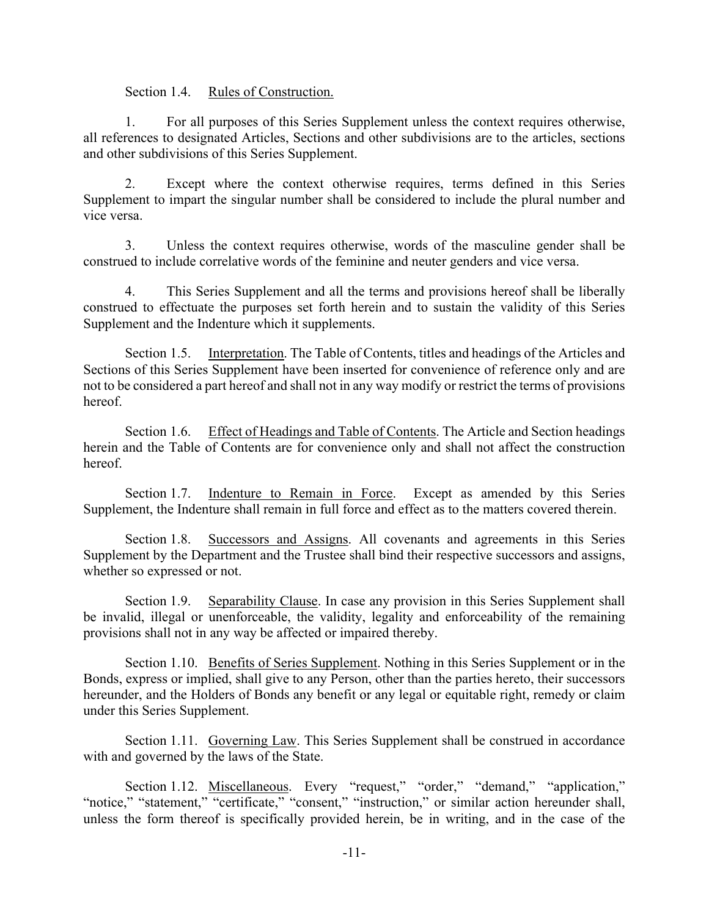Section 1.4. Rules of Construction.

1. For all purposes of this Series Supplement unless the context requires otherwise, all references to designated Articles, Sections and other subdivisions are to the articles, sections and other subdivisions of this Series Supplement.

2. Except where the context otherwise requires, terms defined in this Series Supplement to impart the singular number shall be considered to include the plural number and vice versa.

3. Unless the context requires otherwise, words of the masculine gender shall be construed to include correlative words of the feminine and neuter genders and vice versa.

4. This Series Supplement and all the terms and provisions hereof shall be liberally construed to effectuate the purposes set forth herein and to sustain the validity of this Series Supplement and the Indenture which it supplements.

Section 1.5. Interpretation. The Table of Contents, titles and headings of the Articles and Sections of this Series Supplement have been inserted for convenience of reference only and are not to be considered a part hereof and shall not in any way modify or restrict the terms of provisions hereof.

Section 1.6. Effect of Headings and Table of Contents. The Article and Section headings herein and the Table of Contents are for convenience only and shall not affect the construction hereof.

Section 1.7. Indenture to Remain in Force. Except as amended by this Series Supplement, the Indenture shall remain in full force and effect as to the matters covered therein.

Section 1.8. Successors and Assigns. All covenants and agreements in this Series Supplement by the Department and the Trustee shall bind their respective successors and assigns, whether so expressed or not.

Section 1.9. Separability Clause. In case any provision in this Series Supplement shall be invalid, illegal or unenforceable, the validity, legality and enforceability of the remaining provisions shall not in any way be affected or impaired thereby.

Section 1.10. Benefits of Series Supplement. Nothing in this Series Supplement or in the Bonds, express or implied, shall give to any Person, other than the parties hereto, their successors hereunder, and the Holders of Bonds any benefit or any legal or equitable right, remedy or claim under this Series Supplement.

Section 1.11. Governing Law. This Series Supplement shall be construed in accordance with and governed by the laws of the State.

Section 1.12. Miscellaneous. Every "request," "order," "demand," "application," "notice," "statement," "certificate," "consent," "instruction," or similar action hereunder shall, unless the form thereof is specifically provided herein, be in writing, and in the case of the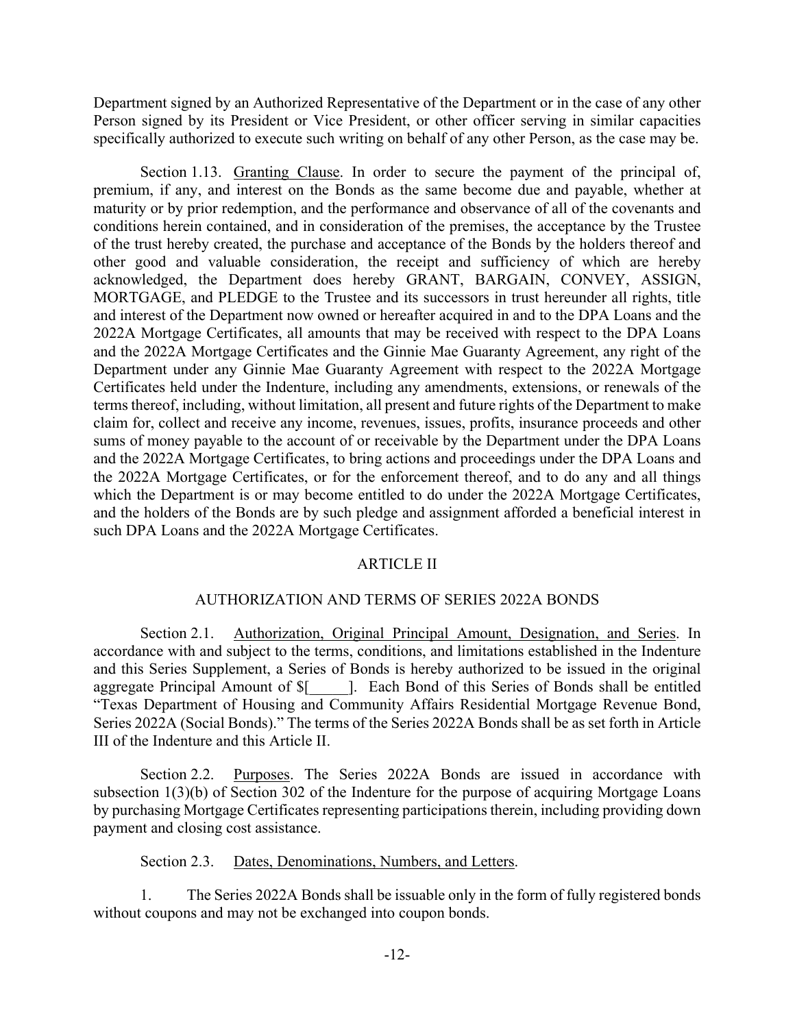Department signed by an Authorized Representative of the Department or in the case of any other Person signed by its President or Vice President, or other officer serving in similar capacities specifically authorized to execute such writing on behalf of any other Person, as the case may be.

Section 1.13. Granting Clause. In order to secure the payment of the principal of, premium, if any, and interest on the Bonds as the same become due and payable, whether at maturity or by prior redemption, and the performance and observance of all of the covenants and conditions herein contained, and in consideration of the premises, the acceptance by the Trustee of the trust hereby created, the purchase and acceptance of the Bonds by the holders thereof and other good and valuable consideration, the receipt and sufficiency of which are hereby acknowledged, the Department does hereby GRANT, BARGAIN, CONVEY, ASSIGN, MORTGAGE, and PLEDGE to the Trustee and its successors in trust hereunder all rights, title and interest of the Department now owned or hereafter acquired in and to the DPA Loans and the 2022A Mortgage Certificates, all amounts that may be received with respect to the DPA Loans and the 2022A Mortgage Certificates and the Ginnie Mae Guaranty Agreement, any right of the Department under any Ginnie Mae Guaranty Agreement with respect to the 2022A Mortgage Certificates held under the Indenture, including any amendments, extensions, or renewals of the terms thereof, including, without limitation, all present and future rights of the Department to make claim for, collect and receive any income, revenues, issues, profits, insurance proceeds and other sums of money payable to the account of or receivable by the Department under the DPA Loans and the 2022A Mortgage Certificates, to bring actions and proceedings under the DPA Loans and the 2022A Mortgage Certificates, or for the enforcement thereof, and to do any and all things which the Department is or may become entitled to do under the 2022A Mortgage Certificates, and the holders of the Bonds are by such pledge and assignment afforded a beneficial interest in such DPA Loans and the 2022A Mortgage Certificates.

## ARTICLE II

## AUTHORIZATION AND TERMS OF SERIES 2022A BONDS

Section 2.1. Authorization, Original Principal Amount, Designation, and Series. In accordance with and subject to the terms, conditions, and limitations established in the Indenture and this Series Supplement, a Series of Bonds is hereby authorized to be issued in the original aggregate Principal Amount of $[_____]. Each Bond of this Series of Bonds shall be entitled "Texas Department of Housing and Community Affairs Residential Mortgage Revenue Bond, Series 2022A (Social Bonds)." The terms of the Series 2022A Bonds shall be as set forth in Article III of the Indenture and this Article II.

Section 2.2. Purposes. The Series 2022A Bonds are issued in accordance with subsection 1(3)(b) of Section 302 of the Indenture for the purpose of acquiring Mortgage Loans by purchasing Mortgage Certificates representing participations therein, including providing down payment and closing cost assistance.

Section 2.3. Dates, Denominations, Numbers, and Letters.

1. The Series 2022A Bonds shall be issuable only in the form of fully registered bonds without coupons and may not be exchanged into coupon bonds.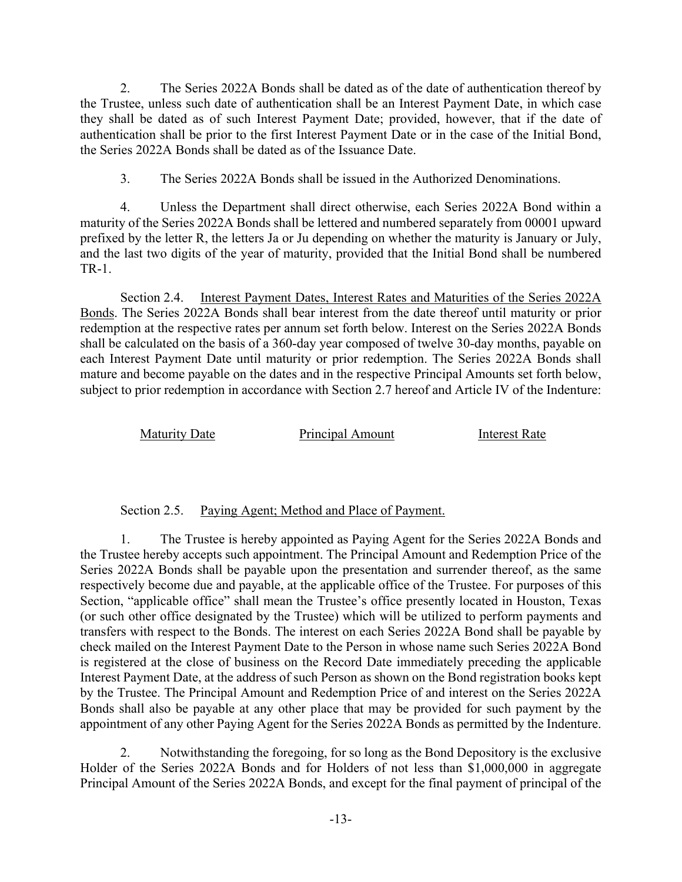2. The Series 2022A Bonds shall be dated as of the date of authentication thereof by the Trustee, unless such date of authentication shall be an Interest Payment Date, in which case they shall be dated as of such Interest Payment Date; provided, however, that if the date of authentication shall be prior to the first Interest Payment Date or in the case of the Initial Bond, the Series 2022A Bonds shall be dated as of the Issuance Date.

3. The Series 2022A Bonds shall be issued in the Authorized Denominations.

4. Unless the Department shall direct otherwise, each Series 2022A Bond within a maturity of the Series 2022A Bonds shall be lettered and numbered separately from 00001 upward prefixed by the letter R, the letters Ja or Ju depending on whether the maturity is January or July, and the last two digits of the year of maturity, provided that the Initial Bond shall be numbered TR-1.

Section 2.4. Interest Payment Dates, Interest Rates and Maturities of the Series 2022A Bonds. The Series 2022A Bonds shall bear interest from the date thereof until maturity or prior redemption at the respective rates per annum set forth below. Interest on the Series 2022A Bonds shall be calculated on the basis of a 360-day year composed of twelve 30-day months, payable on each Interest Payment Date until maturity or prior redemption. The Series 2022A Bonds shall mature and become payable on the dates and in the respective Principal Amounts set forth below, subject to prior redemption in accordance with Section 2.7 hereof and Article IV of the Indenture:

| Maturity Date | Principal Amount | Interest Rate |
|---|---|---|

Section 2.5. Paying Agent; Method and Place of Payment.

1. The Trustee is hereby appointed as Paying Agent for the Series 2022A Bonds and the Trustee hereby accepts such appointment. The Principal Amount and Redemption Price of the Series 2022A Bonds shall be payable upon the presentation and surrender thereof, as the same respectively become due and payable, at the applicable office of the Trustee. For purposes of this Section, "applicable office" shall mean the Trustee's office presently located in Houston, Texas (or such other office designated by the Trustee) which will be utilized to perform payments and transfers with respect to the Bonds. The interest on each Series 2022A Bond shall be payable by check mailed on the Interest Payment Date to the Person in whose name such Series 2022A Bond is registered at the close of business on the Record Date immediately preceding the applicable Interest Payment Date, at the address of such Person as shown on the Bond registration books kept by the Trustee. The Principal Amount and Redemption Price of and interest on the Series 2022A Bonds shall also be payable at any other place that may be provided for such payment by the appointment of any other Paying Agent for the Series 2022A Bonds as permitted by the Indenture.

2. Notwithstanding the foregoing, for so long as the Bond Depository is the exclusive Holder of the Series 2022A Bonds and for Holders of not less than $1,000,000 in aggregate Principal Amount of the Series 2022A Bonds, and except for the final payment of principal of the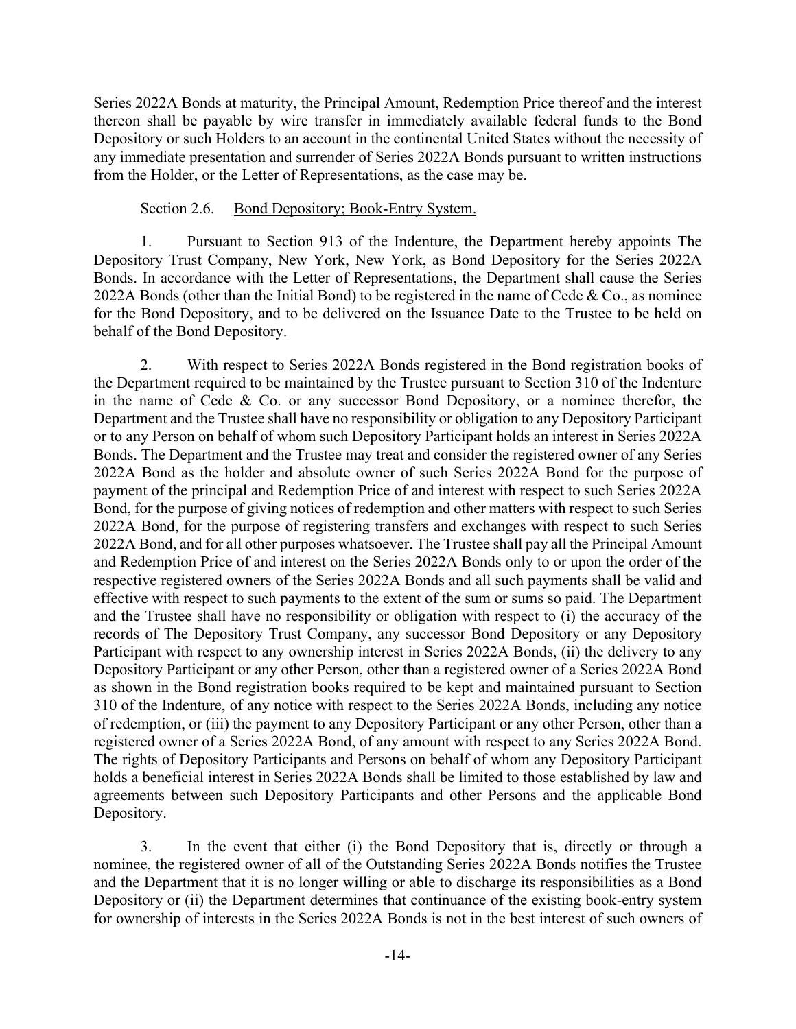Series 2022A Bonds at maturity, the Principal Amount, Redemption Price thereof and the interest thereon shall be payable by wire transfer in immediately available federal funds to the Bond Depository or such Holders to an account in the continental United States without the necessity of any immediate presentation and surrender of Series 2022A Bonds pursuant to written instructions from the Holder, or the Letter of Representations, as the case may be.

Section 2.6. Bond Depository; Book-Entry System.

1. Pursuant to Section 913 of the Indenture, the Department hereby appoints The Depository Trust Company, New York, New York, as Bond Depository for the Series 2022A Bonds. In accordance with the Letter of Representations, the Department shall cause the Series 2022A Bonds (other than the Initial Bond) to be registered in the name of Cede & Co., as nominee for the Bond Depository, and to be delivered on the Issuance Date to the Trustee to be held on behalf of the Bond Depository.

2. With respect to Series 2022A Bonds registered in the Bond registration books of the Department required to be maintained by the Trustee pursuant to Section 310 of the Indenture in the name of Cede & Co. or any successor Bond Depository, or a nominee therefor, the Department and the Trustee shall have no responsibility or obligation to any Depository Participant or to any Person on behalf of whom such Depository Participant holds an interest in Series 2022A Bonds. The Department and the Trustee may treat and consider the registered owner of any Series 2022A Bond as the holder and absolute owner of such Series 2022A Bond for the purpose of payment of the principal and Redemption Price of and interest with respect to such Series 2022A Bond, for the purpose of giving notices of redemption and other matters with respect to such Series 2022A Bond, for the purpose of registering transfers and exchanges with respect to such Series 2022A Bond, and for all other purposes whatsoever. The Trustee shall pay all the Principal Amount and Redemption Price of and interest on the Series 2022A Bonds only to or upon the order of the respective registered owners of the Series 2022A Bonds and all such payments shall be valid and effective with respect to such payments to the extent of the sum or sums so paid. The Department and the Trustee shall have no responsibility or obligation with respect to (i) the accuracy of the records of The Depository Trust Company, any successor Bond Depository or any Depository Participant with respect to any ownership interest in Series 2022A Bonds, (ii) the delivery to any Depository Participant or any other Person, other than a registered owner of a Series 2022A Bond as shown in the Bond registration books required to be kept and maintained pursuant to Section 310 of the Indenture, of any notice with respect to the Series 2022A Bonds, including any notice of redemption, or (iii) the payment to any Depository Participant or any other Person, other than a registered owner of a Series 2022A Bond, of any amount with respect to any Series 2022A Bond. The rights of Depository Participants and Persons on behalf of whom any Depository Participant holds a beneficial interest in Series 2022A Bonds shall be limited to those established by law and agreements between such Depository Participants and other Persons and the applicable Bond Depository.

3. In the event that either (i) the Bond Depository that is, directly or through a nominee, the registered owner of all of the Outstanding Series 2022A Bonds notifies the Trustee and the Department that it is no longer willing or able to discharge its responsibilities as a Bond Depository or (ii) the Department determines that continuance of the existing book-entry system for ownership of interests in the Series 2022A Bonds is not in the best interest of such owners of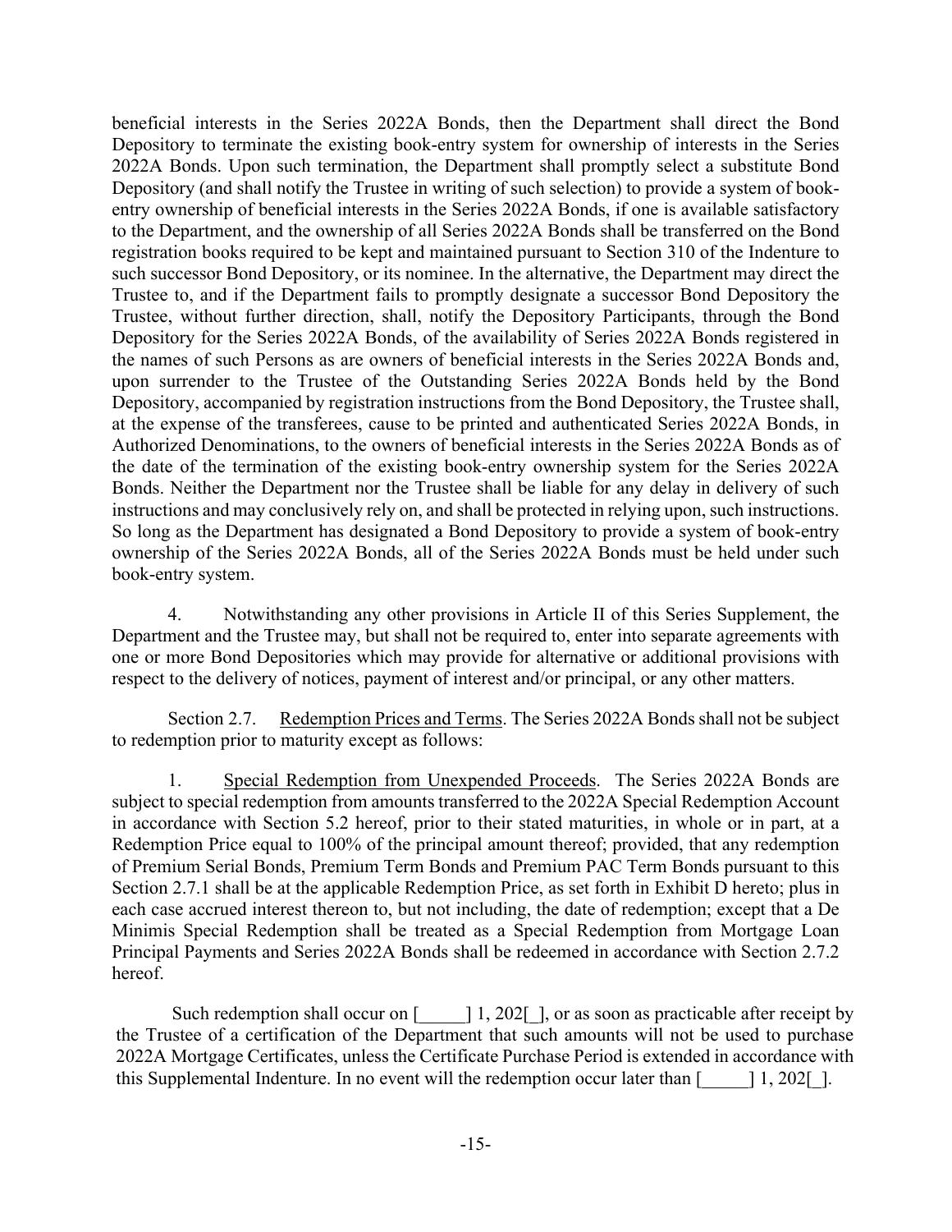beneficial interests in the Series 2022A Bonds, then the Department shall direct the Bond Depository to terminate the existing book-entry system for ownership of interests in the Series 2022A Bonds. Upon such termination, the Department shall promptly select a substitute Bond Depository (and shall notify the Trustee in writing of such selection) to provide a system of book-entry ownership of beneficial interests in the Series 2022A Bonds, if one is available satisfactory to the Department, and the ownership of all Series 2022A Bonds shall be transferred on the Bond registration books required to be kept and maintained pursuant to Section 310 of the Indenture to such successor Bond Depository, or its nominee. In the alternative, the Department may direct the Trustee to, and if the Department fails to promptly designate a successor Bond Depository the Trustee, without further direction, shall, notify the Depository Participants, through the Bond Depository for the Series 2022A Bonds, of the availability of Series 2022A Bonds registered in the names of such Persons as are owners of beneficial interests in the Series 2022A Bonds and, upon surrender to the Trustee of the Outstanding Series 2022A Bonds held by the Bond Depository, accompanied by registration instructions from the Bond Depository, the Trustee shall, at the expense of the transferees, cause to be printed and authenticated Series 2022A Bonds, in Authorized Denominations, to the owners of beneficial interests in the Series 2022A Bonds as of the date of the termination of the existing book-entry ownership system for the Series 2022A Bonds. Neither the Department nor the Trustee shall be liable for any delay in delivery of such instructions and may conclusively rely on, and shall be protected in relying upon, such instructions. So long as the Department has designated a Bond Depository to provide a system of book-entry ownership of the Series 2022A Bonds, all of the Series 2022A Bonds must be held under such book-entry system.

4. Notwithstanding any other provisions in Article II of this Series Supplement, the Department and the Trustee may, but shall not be required to, enter into separate agreements with one or more Bond Depositories which may provide for alternative or additional provisions with respect to the delivery of notices, payment of interest and/or principal, or any other matters.

Section 2.7. Redemption Prices and Terms. The Series 2022A Bonds shall not be subject to redemption prior to maturity except as follows:

1. Special Redemption from Unexpended Proceeds. The Series 2022A Bonds are subject to special redemption from amounts transferred to the 2022A Special Redemption Account in accordance with Section 5.2 hereof, prior to their stated maturities, in whole or in part, at a Redemption Price equal to 100% of the principal amount thereof; provided, that any redemption of Premium Serial Bonds, Premium Term Bonds and Premium PAC Term Bonds pursuant to this Section 2.7.1 shall be at the applicable Redemption Price, as set forth in Exhibit D hereto; plus in each case accrued interest thereon to, but not including, the date of redemption; except that a De Minimis Special Redemption shall be treated as a Special Redemption from Mortgage Loan Principal Payments and Series 2022A Bonds shall be redeemed in accordance with Section 2.7.2 hereof.

Such redemption shall occur on [_____] 1, 202[_], or as soon as practicable after receipt by the Trustee of a certification of the Department that such amounts will not be used to purchase 2022A Mortgage Certificates, unless the Certificate Purchase Period is extended in accordance with this Supplemental Indenture. In no event will the redemption occur later than [_____] 1, 202[_].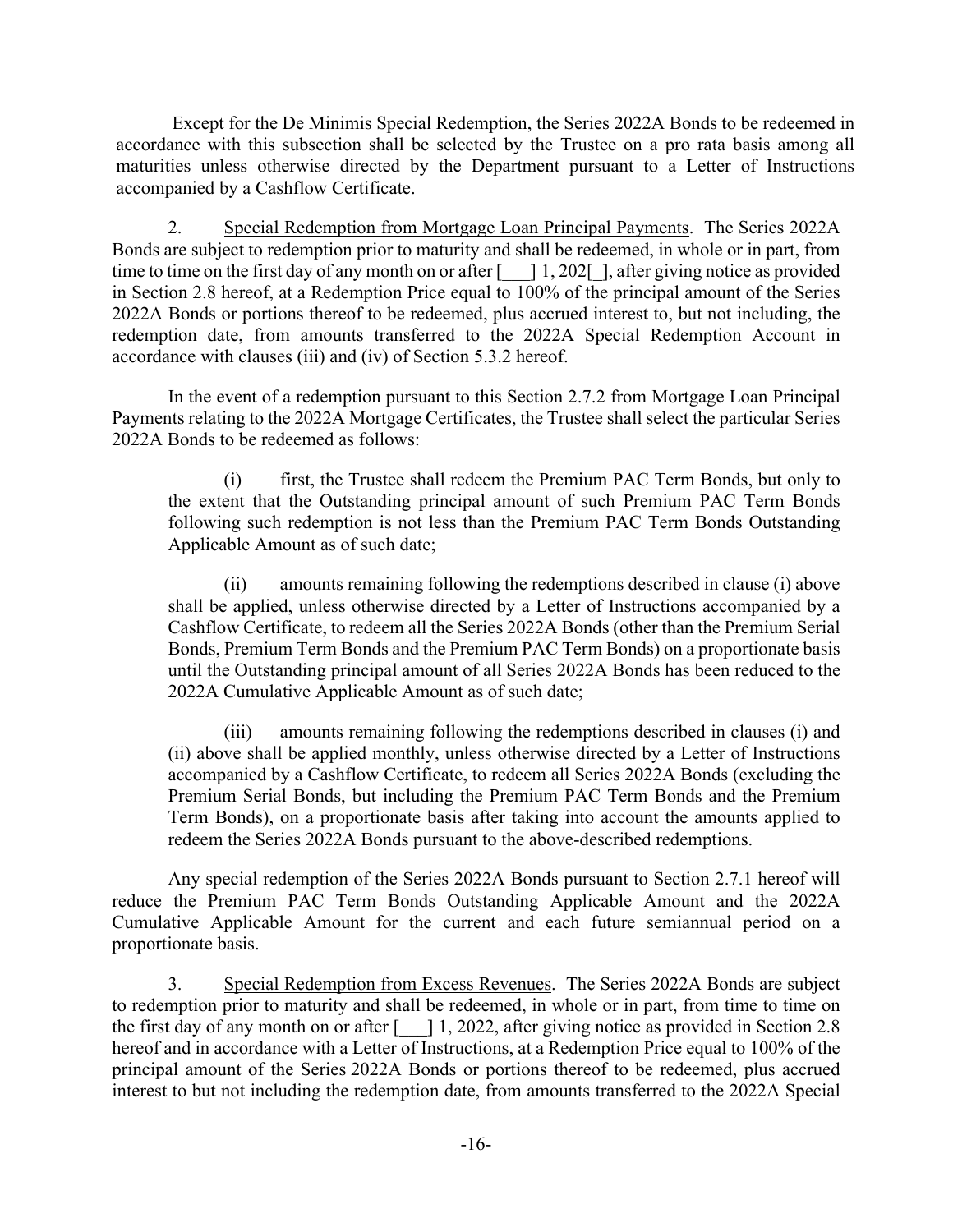Except for the De Minimis Special Redemption, the Series 2022A Bonds to be redeemed in accordance with this subsection shall be selected by the Trustee on a pro rata basis among all maturities unless otherwise directed by the Department pursuant to a Letter of Instructions accompanied by a Cashflow Certificate.

2. Special Redemption from Mortgage Loan Principal Payments. The Series 2022A Bonds are subject to redemption prior to maturity and shall be redeemed, in whole or in part, from time to time on the first day of any month on or after [___] 1, 202[_], after giving notice as provided in Section 2.8 hereof, at a Redemption Price equal to 100% of the principal amount of the Series 2022A Bonds or portions thereof to be redeemed, plus accrued interest to, but not including, the redemption date, from amounts transferred to the 2022A Special Redemption Account in accordance with clauses (iii) and (iv) of Section 5.3.2 hereof.

In the event of a redemption pursuant to this Section 2.7.2 from Mortgage Loan Principal Payments relating to the 2022A Mortgage Certificates, the Trustee shall select the particular Series 2022A Bonds to be redeemed as follows:

> (i) first, the Trustee shall redeem the Premium PAC Term Bonds, but only to the extent that the Outstanding principal amount of such Premium PAC Term Bonds following such redemption is not less than the Premium PAC Term Bonds Outstanding Applicable Amount as of such date;
>
> (ii) amounts remaining following the redemptions described in clause (i) above shall be applied, unless otherwise directed by a Letter of Instructions accompanied by a Cashflow Certificate, to redeem all the Series 2022A Bonds (other than the Premium Serial Bonds, Premium Term Bonds and the Premium PAC Term Bonds) on a proportionate basis until the Outstanding principal amount of all Series 2022A Bonds has been reduced to the 2022A Cumulative Applicable Amount as of such date;
>
> (iii) amounts remaining following the redemptions described in clauses (i) and (ii) above shall be applied monthly, unless otherwise directed by a Letter of Instructions accompanied by a Cashflow Certificate, to redeem all Series 2022A Bonds (excluding the Premium Serial Bonds, but including the Premium PAC Term Bonds and the Premium Term Bonds), on a proportionate basis after taking into account the amounts applied to redeem the Series 2022A Bonds pursuant to the above-described redemptions.

Any special redemption of the Series 2022A Bonds pursuant to Section 2.7.1 hereof will reduce the Premium PAC Term Bonds Outstanding Applicable Amount and the 2022A Cumulative Applicable Amount for the current and each future semiannual period on a proportionate basis.

3. Special Redemption from Excess Revenues. The Series 2022A Bonds are subject to redemption prior to maturity and shall be redeemed, in whole or in part, from time to time on the first day of any month on or after [___] 1, 2022, after giving notice as provided in Section 2.8 hereof and in accordance with a Letter of Instructions, at a Redemption Price equal to 100% of the principal amount of the Series 2022A Bonds or portions thereof to be redeemed, plus accrued interest to but not including the redemption date, from amounts transferred to the 2022A Special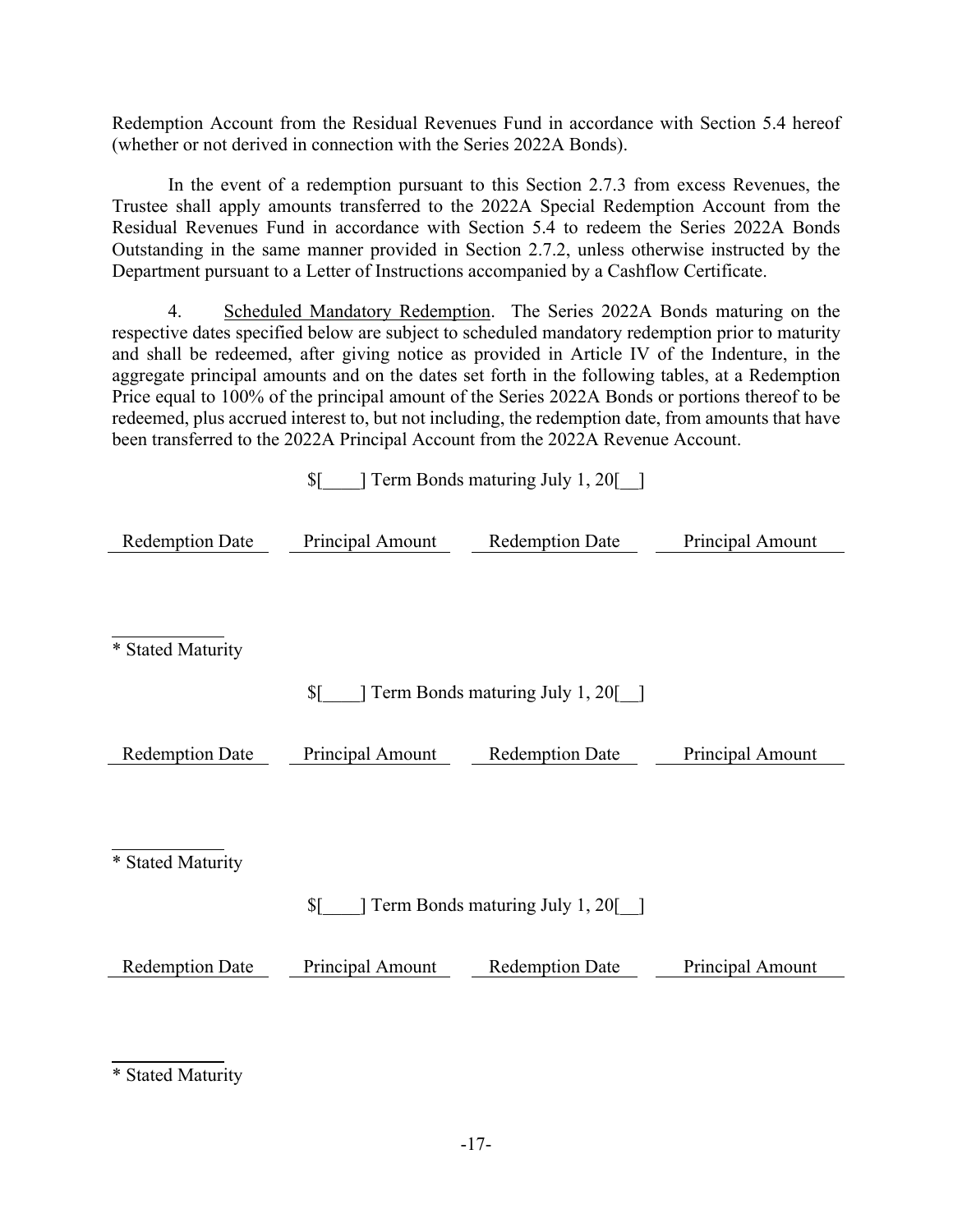Redemption Account from the Residual Revenues Fund in accordance with Section 5.4 hereof (whether or not derived in connection with the Series 2022A Bonds).

In the event of a redemption pursuant to this Section 2.7.3 from excess Revenues, the Trustee shall apply amounts transferred to the 2022A Special Redemption Account from the Residual Revenues Fund in accordance with Section 5.4 to redeem the Series 2022A Bonds Outstanding in the same manner provided in Section 2.7.2, unless otherwise instructed by the Department pursuant to a Letter of Instructions accompanied by a Cashflow Certificate.

4. Scheduled Mandatory Redemption. The Series 2022A Bonds maturing on the respective dates specified below are subject to scheduled mandatory redemption prior to maturity and shall be redeemed, after giving notice as provided in Article IV of the Indenture, in the aggregate principal amounts and on the dates set forth in the following tables, at a Redemption Price equal to 100% of the principal amount of the Series 2022A Bonds or portions thereof to be redeemed, plus accrued interest to, but not including, the redemption date, from amounts that have been transferred to the 2022A Principal Account from the 2022A Revenue Account.

$[____] Term Bonds maturing July 1, 20[__]

| Redemption Date | Principal Amount | Redemption Date | Principal Amount |
|---|---|---|---|

* Stated Maturity

$[____] Term Bonds maturing July 1, 20[__]

| Redemption Date | Principal Amount | Redemption Date | Principal Amount |
|---|---|---|---|

* Stated Maturity

$[____] Term Bonds maturing July 1, 20[__]

| Redemption Date | Principal Amount | Redemption Date | Principal Amount |
|---|---|---|---|

* Stated Maturity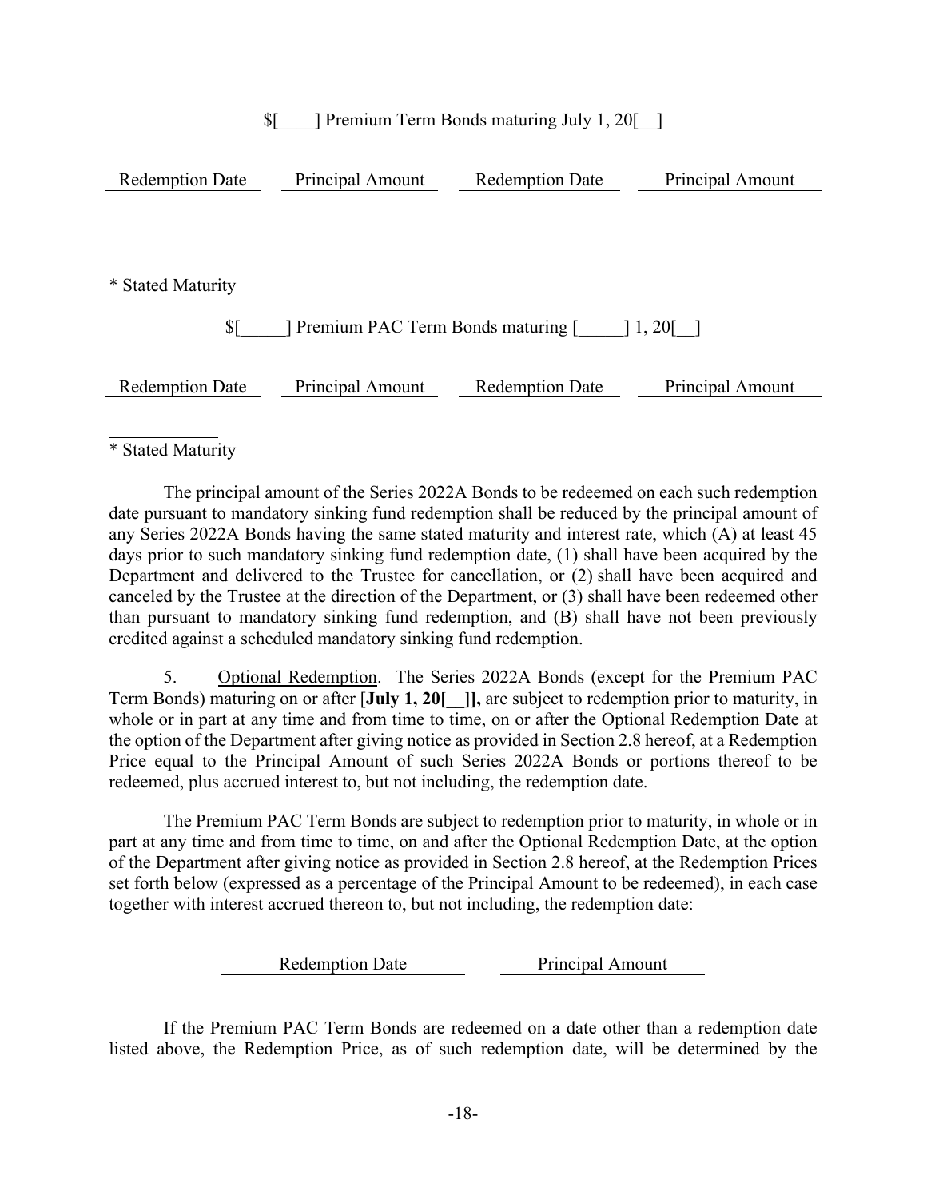$[____] Premium Term Bonds maturing July 1, 20[__]

| Redemption Date | Principal Amount | Redemption Date | Principal Amount |
|---|---|---|---|

\* Stated Maturity

$[_____] Premium PAC Term Bonds maturing [_____] 1, 20[__]

| Redemption Date | Principal Amount | Redemption Date | Principal Amount |
|---|---|---|---|

\* Stated Maturity

The principal amount of the Series 2022A Bonds to be redeemed on each such redemption date pursuant to mandatory sinking fund redemption shall be reduced by the principal amount of any Series 2022A Bonds having the same stated maturity and interest rate, which (A) at least 45 days prior to such mandatory sinking fund redemption date, (1) shall have been acquired by the Department and delivered to the Trustee for cancellation, or (2) shall have been acquired and canceled by the Trustee at the direction of the Department, or (3) shall have been redeemed other than pursuant to mandatory sinking fund redemption, and (B) shall have not been previously credited against a scheduled mandatory sinking fund redemption.

5. Optional Redemption. The Series 2022A Bonds (except for the Premium PAC Term Bonds) maturing on or after [**July 1, 20[__]],** are subject to redemption prior to maturity, in whole or in part at any time and from time to time, on or after the Optional Redemption Date at the option of the Department after giving notice as provided in Section 2.8 hereof, at a Redemption Price equal to the Principal Amount of such Series 2022A Bonds or portions thereof to be redeemed, plus accrued interest to, but not including, the redemption date.

The Premium PAC Term Bonds are subject to redemption prior to maturity, in whole or in part at any time and from time to time, on and after the Optional Redemption Date, at the option of the Department after giving notice as provided in Section 2.8 hereof, at the Redemption Prices set forth below (expressed as a percentage of the Principal Amount to be redeemed), in each case together with interest accrued thereon to, but not including, the redemption date:

| Redemption Date | Principal Amount |
|---|---|

If the Premium PAC Term Bonds are redeemed on a date other than a redemption date listed above, the Redemption Price, as of such redemption date, will be determined by the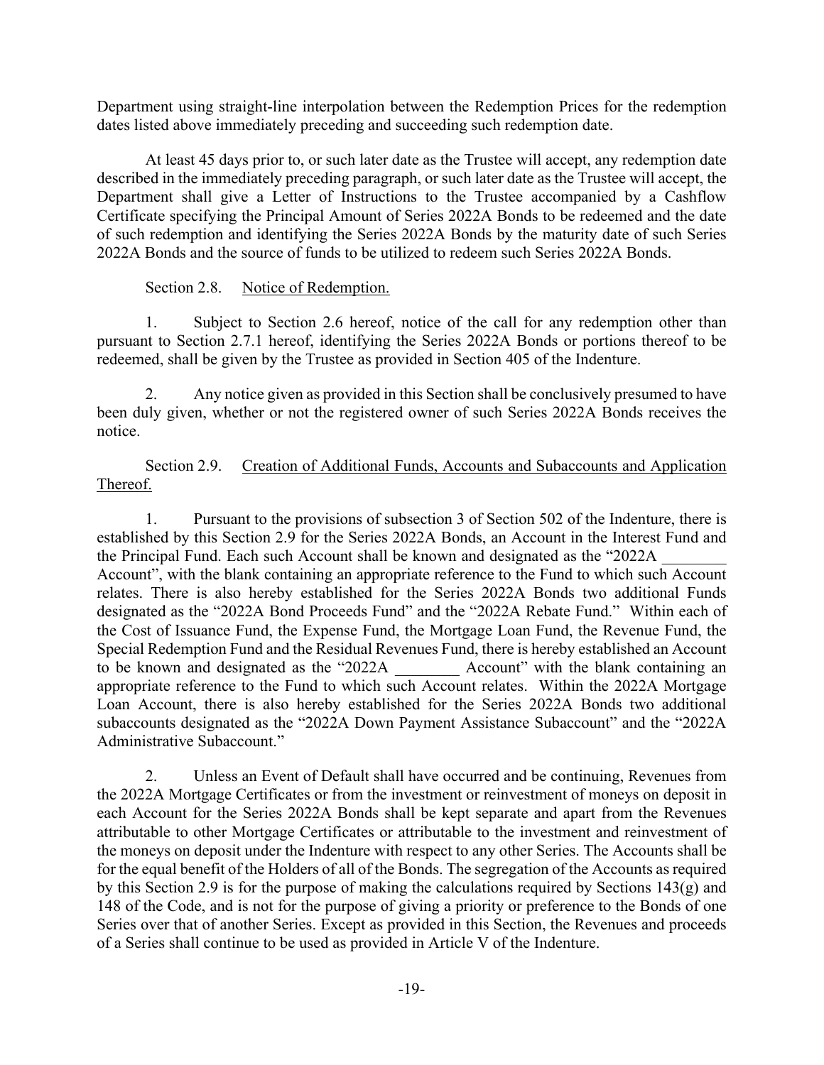Department using straight-line interpolation between the Redemption Prices for the redemption dates listed above immediately preceding and succeeding such redemption date.

At least 45 days prior to, or such later date as the Trustee will accept, any redemption date described in the immediately preceding paragraph, or such later date as the Trustee will accept, the Department shall give a Letter of Instructions to the Trustee accompanied by a Cashflow Certificate specifying the Principal Amount of Series 2022A Bonds to be redeemed and the date of such redemption and identifying the Series 2022A Bonds by the maturity date of such Series 2022A Bonds and the source of funds to be utilized to redeem such Series 2022A Bonds.

Section 2.8. Notice of Redemption.

1. Subject to Section 2.6 hereof, notice of the call for any redemption other than pursuant to Section 2.7.1 hereof, identifying the Series 2022A Bonds or portions thereof to be redeemed, shall be given by the Trustee as provided in Section 405 of the Indenture.

2. Any notice given as provided in this Section shall be conclusively presumed to have been duly given, whether or not the registered owner of such Series 2022A Bonds receives the notice.

Section 2.9. Creation of Additional Funds, Accounts and Subaccounts and Application Thereof.

1. Pursuant to the provisions of subsection 3 of Section 502 of the Indenture, there is established by this Section 2.9 for the Series 2022A Bonds, an Account in the Interest Fund and the Principal Fund. Each such Account shall be known and designated as the "2022A ________ Account", with the blank containing an appropriate reference to the Fund to which such Account relates. There is also hereby established for the Series 2022A Bonds two additional Funds designated as the "2022A Bond Proceeds Fund" and the "2022A Rebate Fund." Within each of the Cost of Issuance Fund, the Expense Fund, the Mortgage Loan Fund, the Revenue Fund, the Special Redemption Fund and the Residual Revenues Fund, there is hereby established an Account to be known and designated as the "2022A ________ Account" with the blank containing an appropriate reference to the Fund to which such Account relates. Within the 2022A Mortgage Loan Account, there is also hereby established for the Series 2022A Bonds two additional subaccounts designated as the "2022A Down Payment Assistance Subaccount" and the "2022A Administrative Subaccount."

2. Unless an Event of Default shall have occurred and be continuing, Revenues from the 2022A Mortgage Certificates or from the investment or reinvestment of moneys on deposit in each Account for the Series 2022A Bonds shall be kept separate and apart from the Revenues attributable to other Mortgage Certificates or attributable to the investment and reinvestment of the moneys on deposit under the Indenture with respect to any other Series. The Accounts shall be for the equal benefit of the Holders of all of the Bonds. The segregation of the Accounts as required by this Section 2.9 is for the purpose of making the calculations required by Sections 143(g) and 148 of the Code, and is not for the purpose of giving a priority or preference to the Bonds of one Series over that of another Series. Except as provided in this Section, the Revenues and proceeds of a Series shall continue to be used as provided in Article V of the Indenture.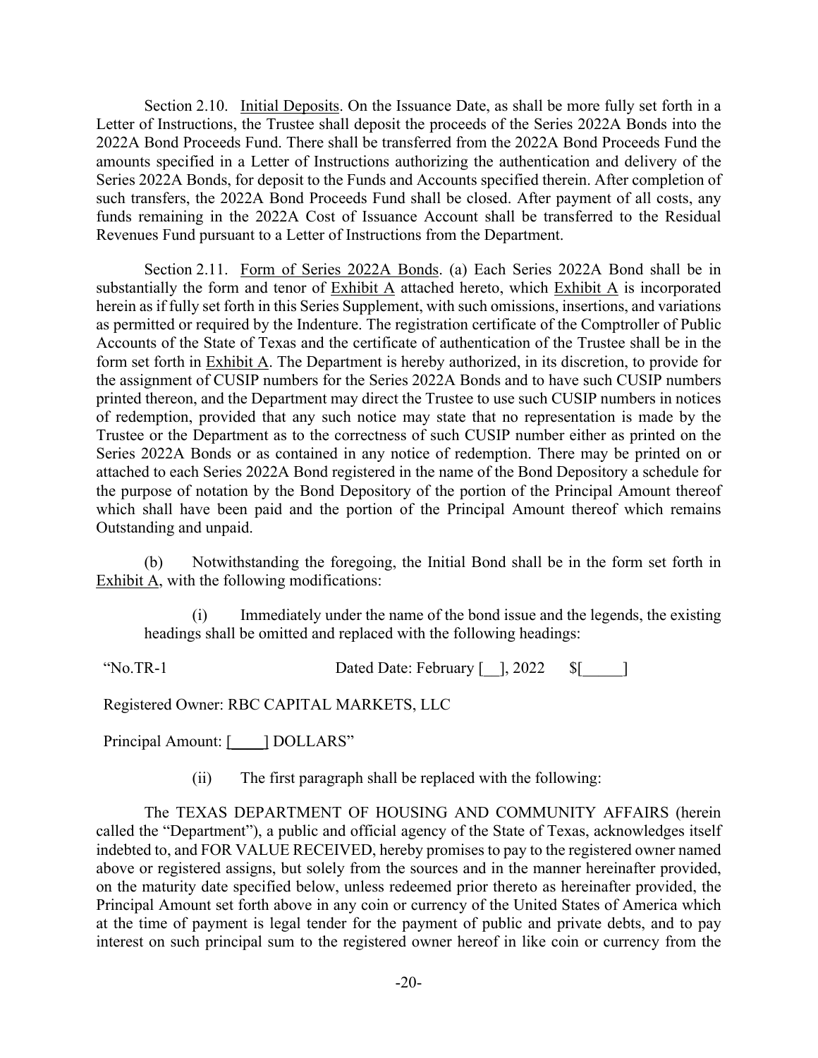Section 2.10. Initial Deposits. On the Issuance Date, as shall be more fully set forth in a Letter of Instructions, the Trustee shall deposit the proceeds of the Series 2022A Bonds into the 2022A Bond Proceeds Fund. There shall be transferred from the 2022A Bond Proceeds Fund the amounts specified in a Letter of Instructions authorizing the authentication and delivery of the Series 2022A Bonds, for deposit to the Funds and Accounts specified therein. After completion of such transfers, the 2022A Bond Proceeds Fund shall be closed. After payment of all costs, any funds remaining in the 2022A Cost of Issuance Account shall be transferred to the Residual Revenues Fund pursuant to a Letter of Instructions from the Department.

Section 2.11. Form of Series 2022A Bonds. (a) Each Series 2022A Bond shall be in substantially the form and tenor of Exhibit A attached hereto, which Exhibit A is incorporated herein as if fully set forth in this Series Supplement, with such omissions, insertions, and variations as permitted or required by the Indenture. The registration certificate of the Comptroller of Public Accounts of the State of Texas and the certificate of authentication of the Trustee shall be in the form set forth in Exhibit A. The Department is hereby authorized, in its discretion, to provide for the assignment of CUSIP numbers for the Series 2022A Bonds and to have such CUSIP numbers printed thereon, and the Department may direct the Trustee to use such CUSIP numbers in notices of redemption, provided that any such notice may state that no representation is made by the Trustee or the Department as to the correctness of such CUSIP number either as printed on the Series 2022A Bonds or as contained in any notice of redemption. There may be printed on or attached to each Series 2022A Bond registered in the name of the Bond Depository a schedule for the purpose of notation by the Bond Depository of the portion of the Principal Amount thereof which shall have been paid and the portion of the Principal Amount thereof which remains Outstanding and unpaid.

(b) Notwithstanding the foregoing, the Initial Bond shall be in the form set forth in Exhibit A, with the following modifications:

(i) Immediately under the name of the bond issue and the legends, the existing headings shall be omitted and replaced with the following headings:

"No.TR-1 Dated Date: February [__], 2022 $[_____]

Registered Owner: RBC CAPITAL MARKETS, LLC

Principal Amount: [____] DOLLARS"

(ii) The first paragraph shall be replaced with the following:

The TEXAS DEPARTMENT OF HOUSING AND COMMUNITY AFFAIRS (herein called the "Department"), a public and official agency of the State of Texas, acknowledges itself indebted to, and FOR VALUE RECEIVED, hereby promises to pay to the registered owner named above or registered assigns, but solely from the sources and in the manner hereinafter provided, on the maturity date specified below, unless redeemed prior thereto as hereinafter provided, the Principal Amount set forth above in any coin or currency of the United States of America which at the time of payment is legal tender for the payment of public and private debts, and to pay interest on such principal sum to the registered owner hereof in like coin or currency from the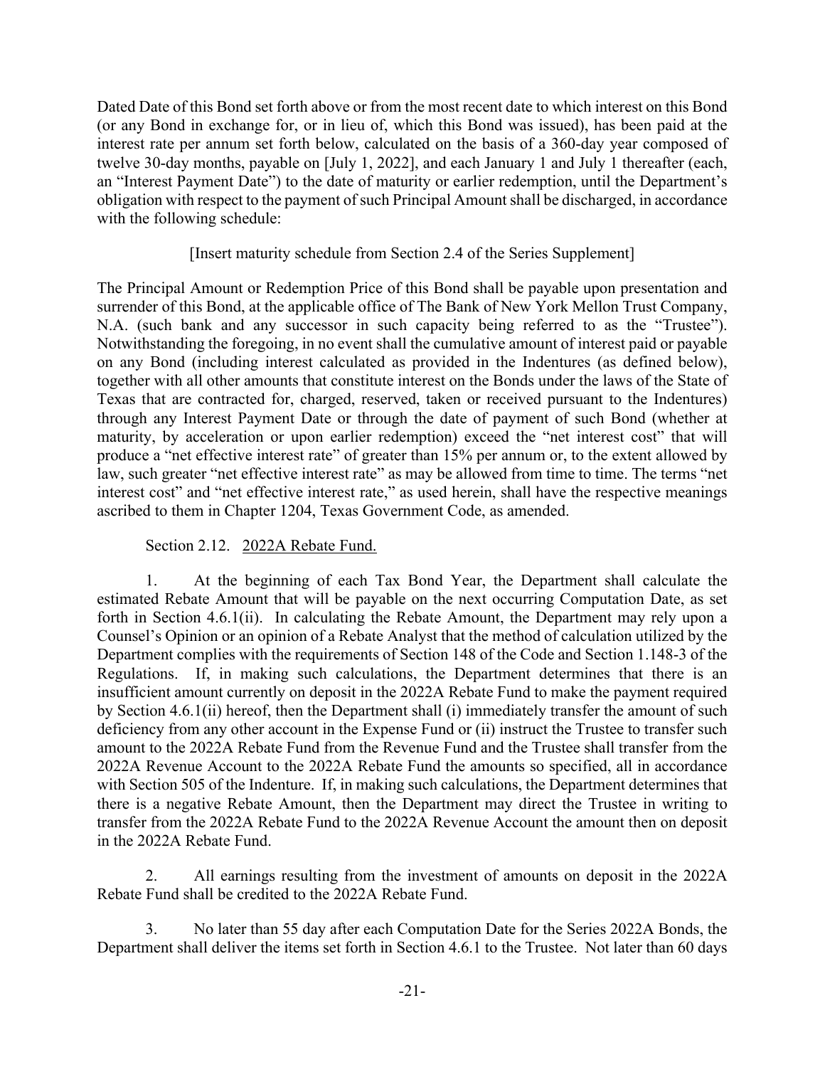Dated Date of this Bond set forth above or from the most recent date to which interest on this Bond (or any Bond in exchange for, or in lieu of, which this Bond was issued), has been paid at the interest rate per annum set forth below, calculated on the basis of a 360-day year composed of twelve 30-day months, payable on [July 1, 2022], and each January 1 and July 1 thereafter (each, an "Interest Payment Date") to the date of maturity or earlier redemption, until the Department's obligation with respect to the payment of such Principal Amount shall be discharged, in accordance with the following schedule:

[Insert maturity schedule from Section 2.4 of the Series Supplement]

The Principal Amount or Redemption Price of this Bond shall be payable upon presentation and surrender of this Bond, at the applicable office of The Bank of New York Mellon Trust Company, N.A. (such bank and any successor in such capacity being referred to as the "Trustee"). Notwithstanding the foregoing, in no event shall the cumulative amount of interest paid or payable on any Bond (including interest calculated as provided in the Indentures (as defined below), together with all other amounts that constitute interest on the Bonds under the laws of the State of Texas that are contracted for, charged, reserved, taken or received pursuant to the Indentures) through any Interest Payment Date or through the date of payment of such Bond (whether at maturity, by acceleration or upon earlier redemption) exceed the "net interest cost" that will produce a "net effective interest rate" of greater than 15% per annum or, to the extent allowed by law, such greater "net effective interest rate" as may be allowed from time to time. The terms "net interest cost" and "net effective interest rate," as used herein, shall have the respective meanings ascribed to them in Chapter 1204, Texas Government Code, as amended.

Section 2.12. <u>2022A Rebate Fund.</u>

1. At the beginning of each Tax Bond Year, the Department shall calculate the estimated Rebate Amount that will be payable on the next occurring Computation Date, as set forth in Section 4.6.1(ii). In calculating the Rebate Amount, the Department may rely upon a Counsel's Opinion or an opinion of a Rebate Analyst that the method of calculation utilized by the Department complies with the requirements of Section 148 of the Code and Section 1.148-3 of the Regulations. If, in making such calculations, the Department determines that there is an insufficient amount currently on deposit in the 2022A Rebate Fund to make the payment required by Section 4.6.1(ii) hereof, then the Department shall (i) immediately transfer the amount of such deficiency from any other account in the Expense Fund or (ii) instruct the Trustee to transfer such amount to the 2022A Rebate Fund from the Revenue Fund and the Trustee shall transfer from the 2022A Revenue Account to the 2022A Rebate Fund the amounts so specified, all in accordance with Section 505 of the Indenture. If, in making such calculations, the Department determines that there is a negative Rebate Amount, then the Department may direct the Trustee in writing to transfer from the 2022A Rebate Fund to the 2022A Revenue Account the amount then on deposit in the 2022A Rebate Fund.

2. All earnings resulting from the investment of amounts on deposit in the 2022A Rebate Fund shall be credited to the 2022A Rebate Fund.

3. No later than 55 day after each Computation Date for the Series 2022A Bonds, the Department shall deliver the items set forth in Section 4.6.1 to the Trustee. Not later than 60 days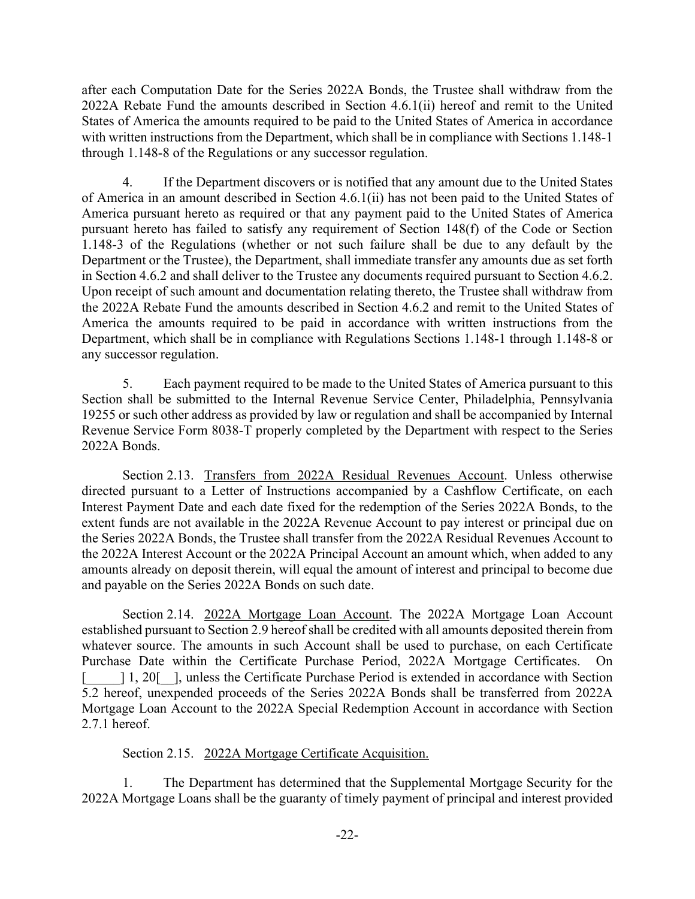after each Computation Date for the Series 2022A Bonds, the Trustee shall withdraw from the 2022A Rebate Fund the amounts described in Section 4.6.1(ii) hereof and remit to the United States of America the amounts required to be paid to the United States of America in accordance with written instructions from the Department, which shall be in compliance with Sections 1.148-1 through 1.148-8 of the Regulations or any successor regulation.

4. If the Department discovers or is notified that any amount due to the United States of America in an amount described in Section 4.6.1(ii) has not been paid to the United States of America pursuant hereto as required or that any payment paid to the United States of America pursuant hereto has failed to satisfy any requirement of Section 148(f) of the Code or Section 1.148-3 of the Regulations (whether or not such failure shall be due to any default by the Department or the Trustee), the Department, shall immediate transfer any amounts due as set forth in Section 4.6.2 and shall deliver to the Trustee any documents required pursuant to Section 4.6.2. Upon receipt of such amount and documentation relating thereto, the Trustee shall withdraw from the 2022A Rebate Fund the amounts described in Section 4.6.2 and remit to the United States of America the amounts required to be paid in accordance with written instructions from the Department, which shall be in compliance with Regulations Sections 1.148-1 through 1.148-8 or any successor regulation.

5. Each payment required to be made to the United States of America pursuant to this Section shall be submitted to the Internal Revenue Service Center, Philadelphia, Pennsylvania 19255 or such other address as provided by law or regulation and shall be accompanied by Internal Revenue Service Form 8038-T properly completed by the Department with respect to the Series 2022A Bonds.

Section 2.13. Transfers from 2022A Residual Revenues Account. Unless otherwise directed pursuant to a Letter of Instructions accompanied by a Cashflow Certificate, on each Interest Payment Date and each date fixed for the redemption of the Series 2022A Bonds, to the extent funds are not available in the 2022A Revenue Account to pay interest or principal due on the Series 2022A Bonds, the Trustee shall transfer from the 2022A Residual Revenues Account to the 2022A Interest Account or the 2022A Principal Account an amount which, when added to any amounts already on deposit therein, will equal the amount of interest and principal to become due and payable on the Series 2022A Bonds on such date.

Section 2.14. 2022A Mortgage Loan Account. The 2022A Mortgage Loan Account established pursuant to Section 2.9 hereof shall be credited with all amounts deposited therein from whatever source. The amounts in such Account shall be used to purchase, on each Certificate Purchase Date within the Certificate Purchase Period, 2022A Mortgage Certificates. On [_____] 1, 20[__], unless the Certificate Purchase Period is extended in accordance with Section 5.2 hereof, unexpended proceeds of the Series 2022A Bonds shall be transferred from 2022A Mortgage Loan Account to the 2022A Special Redemption Account in accordance with Section 2.7.1 hereof.

Section 2.15. 2022A Mortgage Certificate Acquisition.

1. The Department has determined that the Supplemental Mortgage Security for the 2022A Mortgage Loans shall be the guaranty of timely payment of principal and interest provided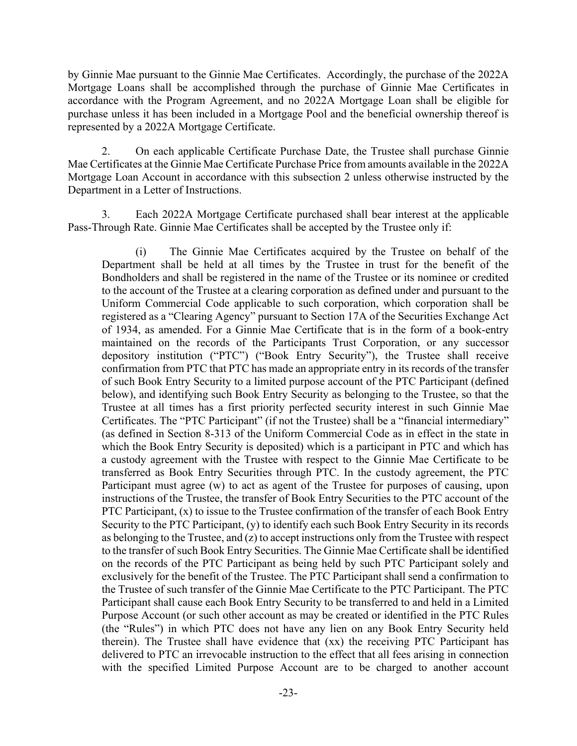by Ginnie Mae pursuant to the Ginnie Mae Certificates. Accordingly, the purchase of the 2022A Mortgage Loans shall be accomplished through the purchase of Ginnie Mae Certificates in accordance with the Program Agreement, and no 2022A Mortgage Loan shall be eligible for purchase unless it has been included in a Mortgage Pool and the beneficial ownership thereof is represented by a 2022A Mortgage Certificate.

2. On each applicable Certificate Purchase Date, the Trustee shall purchase Ginnie Mae Certificates at the Ginnie Mae Certificate Purchase Price from amounts available in the 2022A Mortgage Loan Account in accordance with this subsection 2 unless otherwise instructed by the Department in a Letter of Instructions.

3. Each 2022A Mortgage Certificate purchased shall bear interest at the applicable Pass-Through Rate. Ginnie Mae Certificates shall be accepted by the Trustee only if:

> (i) The Ginnie Mae Certificates acquired by the Trustee on behalf of the Department shall be held at all times by the Trustee in trust for the benefit of the Bondholders and shall be registered in the name of the Trustee or its nominee or credited to the account of the Trustee at a clearing corporation as defined under and pursuant to the Uniform Commercial Code applicable to such corporation, which corporation shall be registered as a "Clearing Agency" pursuant to Section 17A of the Securities Exchange Act of 1934, as amended. For a Ginnie Mae Certificate that is in the form of a book-entry maintained on the records of the Participants Trust Corporation, or any successor depository institution ("PTC") ("Book Entry Security"), the Trustee shall receive confirmation from PTC that PTC has made an appropriate entry in its records of the transfer of such Book Entry Security to a limited purpose account of the PTC Participant (defined below), and identifying such Book Entry Security as belonging to the Trustee, so that the Trustee at all times has a first priority perfected security interest in such Ginnie Mae Certificates. The "PTC Participant" (if not the Trustee) shall be a "financial intermediary" (as defined in Section 8-313 of the Uniform Commercial Code as in effect in the state in which the Book Entry Security is deposited) which is a participant in PTC and which has a custody agreement with the Trustee with respect to the Ginnie Mae Certificate to be transferred as Book Entry Securities through PTC. In the custody agreement, the PTC Participant must agree (w) to act as agent of the Trustee for purposes of causing, upon instructions of the Trustee, the transfer of Book Entry Securities to the PTC account of the PTC Participant, (x) to issue to the Trustee confirmation of the transfer of each Book Entry Security to the PTC Participant, (y) to identify each such Book Entry Security in its records as belonging to the Trustee, and (z) to accept instructions only from the Trustee with respect to the transfer of such Book Entry Securities. The Ginnie Mae Certificate shall be identified on the records of the PTC Participant as being held by such PTC Participant solely and exclusively for the benefit of the Trustee. The PTC Participant shall send a confirmation to the Trustee of such transfer of the Ginnie Mae Certificate to the PTC Participant. The PTC Participant shall cause each Book Entry Security to be transferred to and held in a Limited Purpose Account (or such other account as may be created or identified in the PTC Rules (the "Rules") in which PTC does not have any lien on any Book Entry Security held therein). The Trustee shall have evidence that (xx) the receiving PTC Participant has delivered to PTC an irrevocable instruction to the effect that all fees arising in connection with the specified Limited Purpose Account are to be charged to another account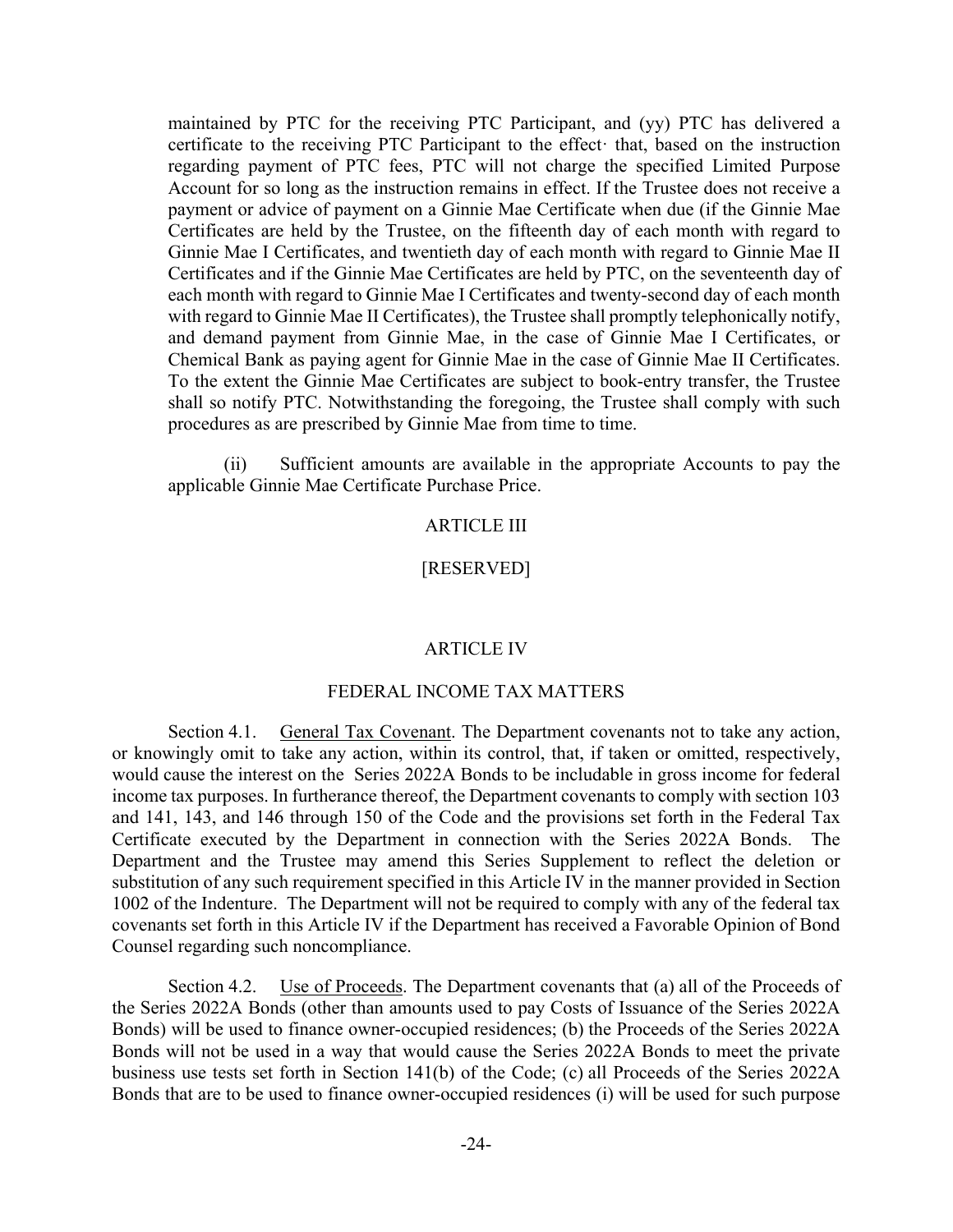maintained by PTC for the receiving PTC Participant, and (yy) PTC has delivered a certificate to the receiving PTC Participant to the effect· that, based on the instruction regarding payment of PTC fees, PTC will not charge the specified Limited Purpose Account for so long as the instruction remains in effect. If the Trustee does not receive a payment or advice of payment on a Ginnie Mae Certificate when due (if the Ginnie Mae Certificates are held by the Trustee, on the fifteenth day of each month with regard to Ginnie Mae I Certificates, and twentieth day of each month with regard to Ginnie Mae II Certificates and if the Ginnie Mae Certificates are held by PTC, on the seventeenth day of each month with regard to Ginnie Mae I Certificates and twenty-second day of each month with regard to Ginnie Mae II Certificates), the Trustee shall promptly telephonically notify, and demand payment from Ginnie Mae, in the case of Ginnie Mae I Certificates, or Chemical Bank as paying agent for Ginnie Mae in the case of Ginnie Mae II Certificates. To the extent the Ginnie Mae Certificates are subject to book-entry transfer, the Trustee shall so notify PTC. Notwithstanding the foregoing, the Trustee shall comply with such procedures as are prescribed by Ginnie Mae from time to time.

(ii) Sufficient amounts are available in the appropriate Accounts to pay the applicable Ginnie Mae Certificate Purchase Price.

## ARTICLE III

## [RESERVED]

## ARTICLE IV

## FEDERAL INCOME TAX MATTERS

Section 4.1. General Tax Covenant. The Department covenants not to take any action, or knowingly omit to take any action, within its control, that, if taken or omitted, respectively, would cause the interest on the Series 2022A Bonds to be includable in gross income for federal income tax purposes. In furtherance thereof, the Department covenants to comply with section 103 and 141, 143, and 146 through 150 of the Code and the provisions set forth in the Federal Tax Certificate executed by the Department in connection with the Series 2022A Bonds. The Department and the Trustee may amend this Series Supplement to reflect the deletion or substitution of any such requirement specified in this Article IV in the manner provided in Section 1002 of the Indenture. The Department will not be required to comply with any of the federal tax covenants set forth in this Article IV if the Department has received a Favorable Opinion of Bond Counsel regarding such noncompliance.

Section 4.2. Use of Proceeds. The Department covenants that (a) all of the Proceeds of the Series 2022A Bonds (other than amounts used to pay Costs of Issuance of the Series 2022A Bonds) will be used to finance owner-occupied residences; (b) the Proceeds of the Series 2022A Bonds will not be used in a way that would cause the Series 2022A Bonds to meet the private business use tests set forth in Section 141(b) of the Code; (c) all Proceeds of the Series 2022A Bonds that are to be used to finance owner-occupied residences (i) will be used for such purpose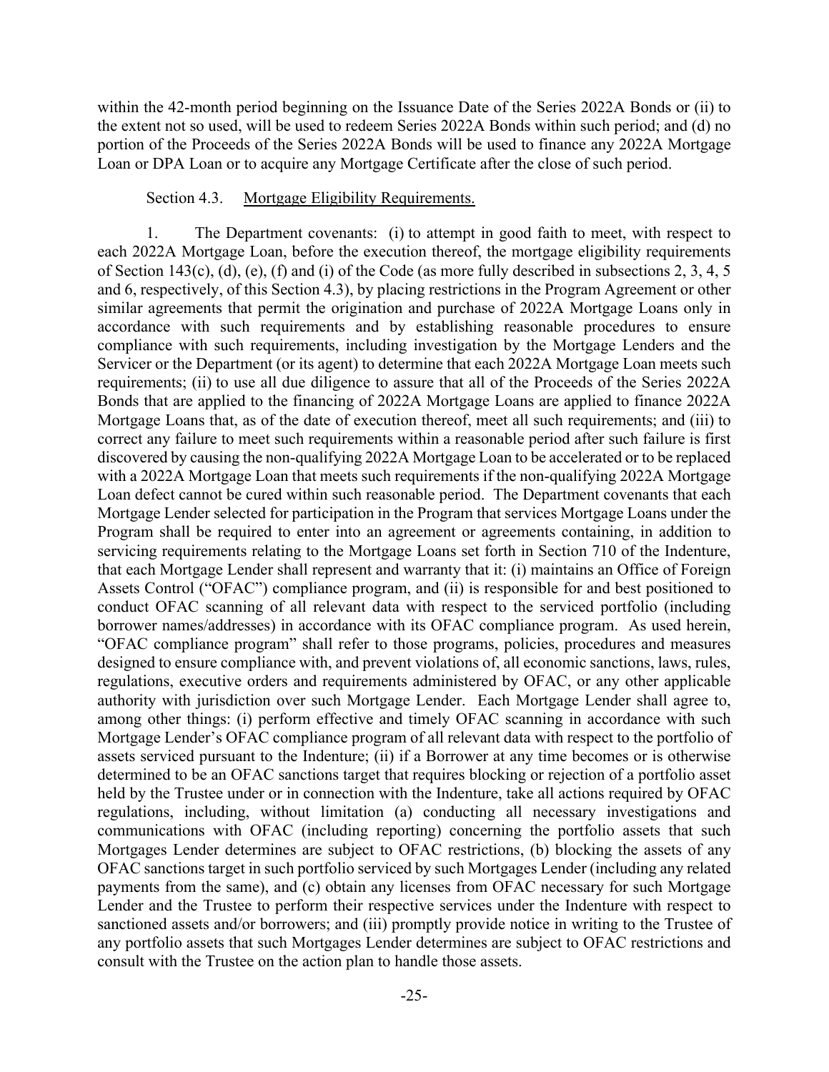within the 42-month period beginning on the Issuance Date of the Series 2022A Bonds or (ii) to the extent not so used, will be used to redeem Series 2022A Bonds within such period; and (d) no portion of the Proceeds of the Series 2022A Bonds will be used to finance any 2022A Mortgage Loan or DPA Loan or to acquire any Mortgage Certificate after the close of such period.

Section 4.3. Mortgage Eligibility Requirements.

1. The Department covenants: (i) to attempt in good faith to meet, with respect to each 2022A Mortgage Loan, before the execution thereof, the mortgage eligibility requirements of Section 143(c), (d), (e), (f) and (i) of the Code (as more fully described in subsections 2, 3, 4, 5 and 6, respectively, of this Section 4.3), by placing restrictions in the Program Agreement or other similar agreements that permit the origination and purchase of 2022A Mortgage Loans only in accordance with such requirements and by establishing reasonable procedures to ensure compliance with such requirements, including investigation by the Mortgage Lenders and the Servicer or the Department (or its agent) to determine that each 2022A Mortgage Loan meets such requirements; (ii) to use all due diligence to assure that all of the Proceeds of the Series 2022A Bonds that are applied to the financing of 2022A Mortgage Loans are applied to finance 2022A Mortgage Loans that, as of the date of execution thereof, meet all such requirements; and (iii) to correct any failure to meet such requirements within a reasonable period after such failure is first discovered by causing the non-qualifying 2022A Mortgage Loan to be accelerated or to be replaced with a 2022A Mortgage Loan that meets such requirements if the non-qualifying 2022A Mortgage Loan defect cannot be cured within such reasonable period. The Department covenants that each Mortgage Lender selected for participation in the Program that services Mortgage Loans under the Program shall be required to enter into an agreement or agreements containing, in addition to servicing requirements relating to the Mortgage Loans set forth in Section 710 of the Indenture, that each Mortgage Lender shall represent and warranty that it: (i) maintains an Office of Foreign Assets Control ("OFAC") compliance program, and (ii) is responsible for and best positioned to conduct OFAC scanning of all relevant data with respect to the serviced portfolio (including borrower names/addresses) in accordance with its OFAC compliance program. As used herein, "OFAC compliance program" shall refer to those programs, policies, procedures and measures designed to ensure compliance with, and prevent violations of, all economic sanctions, laws, rules, regulations, executive orders and requirements administered by OFAC, or any other applicable authority with jurisdiction over such Mortgage Lender. Each Mortgage Lender shall agree to, among other things: (i) perform effective and timely OFAC scanning in accordance with such Mortgage Lender's OFAC compliance program of all relevant data with respect to the portfolio of assets serviced pursuant to the Indenture; (ii) if a Borrower at any time becomes or is otherwise determined to be an OFAC sanctions target that requires blocking or rejection of a portfolio asset held by the Trustee under or in connection with the Indenture, take all actions required by OFAC regulations, including, without limitation (a) conducting all necessary investigations and communications with OFAC (including reporting) concerning the portfolio assets that such Mortgages Lender determines are subject to OFAC restrictions, (b) blocking the assets of any OFAC sanctions target in such portfolio serviced by such Mortgages Lender (including any related payments from the same), and (c) obtain any licenses from OFAC necessary for such Mortgage Lender and the Trustee to perform their respective services under the Indenture with respect to sanctioned assets and/or borrowers; and (iii) promptly provide notice in writing to the Trustee of any portfolio assets that such Mortgages Lender determines are subject to OFAC restrictions and consult with the Trustee on the action plan to handle those assets.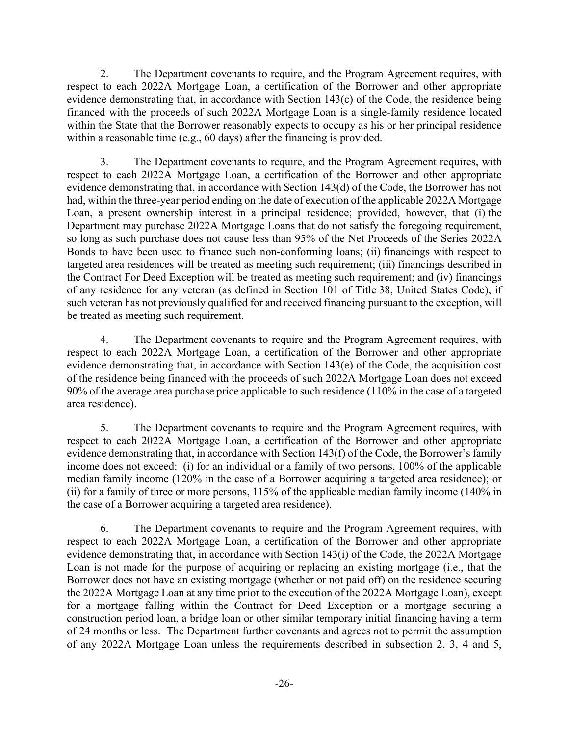2. The Department covenants to require, and the Program Agreement requires, with respect to each 2022A Mortgage Loan, a certification of the Borrower and other appropriate evidence demonstrating that, in accordance with Section 143(c) of the Code, the residence being financed with the proceeds of such 2022A Mortgage Loan is a single-family residence located within the State that the Borrower reasonably expects to occupy as his or her principal residence within a reasonable time (e.g., 60 days) after the financing is provided.

3. The Department covenants to require, and the Program Agreement requires, with respect to each 2022A Mortgage Loan, a certification of the Borrower and other appropriate evidence demonstrating that, in accordance with Section 143(d) of the Code, the Borrower has not had, within the three-year period ending on the date of execution of the applicable 2022A Mortgage Loan, a present ownership interest in a principal residence; provided, however, that (i) the Department may purchase 2022A Mortgage Loans that do not satisfy the foregoing requirement, so long as such purchase does not cause less than 95% of the Net Proceeds of the Series 2022A Bonds to have been used to finance such non-conforming loans; (ii) financings with respect to targeted area residences will be treated as meeting such requirement; (iii) financings described in the Contract For Deed Exception will be treated as meeting such requirement; and (iv) financings of any residence for any veteran (as defined in Section 101 of Title 38, United States Code), if such veteran has not previously qualified for and received financing pursuant to the exception, will be treated as meeting such requirement.

4. The Department covenants to require and the Program Agreement requires, with respect to each 2022A Mortgage Loan, a certification of the Borrower and other appropriate evidence demonstrating that, in accordance with Section 143(e) of the Code, the acquisition cost of the residence being financed with the proceeds of such 2022A Mortgage Loan does not exceed 90% of the average area purchase price applicable to such residence (110% in the case of a targeted area residence).

5. The Department covenants to require and the Program Agreement requires, with respect to each 2022A Mortgage Loan, a certification of the Borrower and other appropriate evidence demonstrating that, in accordance with Section 143(f) of the Code, the Borrower's family income does not exceed: (i) for an individual or a family of two persons, 100% of the applicable median family income (120% in the case of a Borrower acquiring a targeted area residence); or (ii) for a family of three or more persons, 115% of the applicable median family income (140% in the case of a Borrower acquiring a targeted area residence).

6. The Department covenants to require and the Program Agreement requires, with respect to each 2022A Mortgage Loan, a certification of the Borrower and other appropriate evidence demonstrating that, in accordance with Section 143(i) of the Code, the 2022A Mortgage Loan is not made for the purpose of acquiring or replacing an existing mortgage (i.e., that the Borrower does not have an existing mortgage (whether or not paid off) on the residence securing the 2022A Mortgage Loan at any time prior to the execution of the 2022A Mortgage Loan), except for a mortgage falling within the Contract for Deed Exception or a mortgage securing a construction period loan, a bridge loan or other similar temporary initial financing having a term of 24 months or less. The Department further covenants and agrees not to permit the assumption of any 2022A Mortgage Loan unless the requirements described in subsection 2, 3, 4 and 5,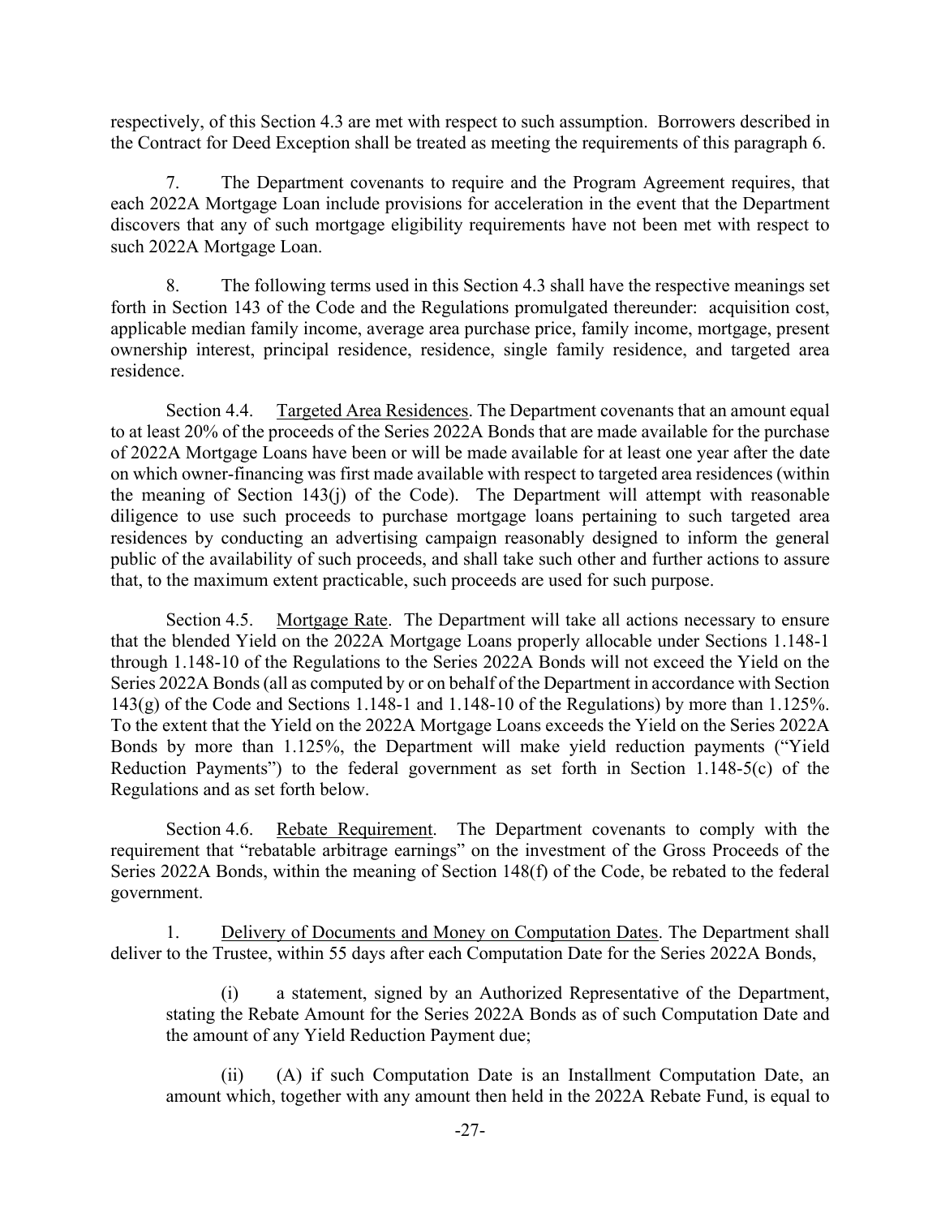respectively, of this Section 4.3 are met with respect to such assumption. Borrowers described in the Contract for Deed Exception shall be treated as meeting the requirements of this paragraph 6.

7. The Department covenants to require and the Program Agreement requires, that each 2022A Mortgage Loan include provisions for acceleration in the event that the Department discovers that any of such mortgage eligibility requirements have not been met with respect to such 2022A Mortgage Loan.

8. The following terms used in this Section 4.3 shall have the respective meanings set forth in Section 143 of the Code and the Regulations promulgated thereunder: acquisition cost, applicable median family income, average area purchase price, family income, mortgage, present ownership interest, principal residence, residence, single family residence, and targeted area residence.

Section 4.4. Targeted Area Residences. The Department covenants that an amount equal to at least 20% of the proceeds of the Series 2022A Bonds that are made available for the purchase of 2022A Mortgage Loans have been or will be made available for at least one year after the date on which owner-financing was first made available with respect to targeted area residences (within the meaning of Section 143(j) of the Code). The Department will attempt with reasonable diligence to use such proceeds to purchase mortgage loans pertaining to such targeted area residences by conducting an advertising campaign reasonably designed to inform the general public of the availability of such proceeds, and shall take such other and further actions to assure that, to the maximum extent practicable, such proceeds are used for such purpose.

Section 4.5. Mortgage Rate. The Department will take all actions necessary to ensure that the blended Yield on the 2022A Mortgage Loans properly allocable under Sections 1.148-1 through 1.148-10 of the Regulations to the Series 2022A Bonds will not exceed the Yield on the Series 2022A Bonds (all as computed by or on behalf of the Department in accordance with Section 143(g) of the Code and Sections 1.148-1 and 1.148-10 of the Regulations) by more than 1.125%. To the extent that the Yield on the 2022A Mortgage Loans exceeds the Yield on the Series 2022A Bonds by more than 1.125%, the Department will make yield reduction payments ("Yield Reduction Payments") to the federal government as set forth in Section 1.148-5(c) of the Regulations and as set forth below.

Section 4.6. Rebate Requirement. The Department covenants to comply with the requirement that "rebatable arbitrage earnings" on the investment of the Gross Proceeds of the Series 2022A Bonds, within the meaning of Section 148(f) of the Code, be rebated to the federal government.

1. Delivery of Documents and Money on Computation Dates. The Department shall deliver to the Trustee, within 55 days after each Computation Date for the Series 2022A Bonds,

(i) a statement, signed by an Authorized Representative of the Department, stating the Rebate Amount for the Series 2022A Bonds as of such Computation Date and the amount of any Yield Reduction Payment due;

(ii) (A) if such Computation Date is an Installment Computation Date, an amount which, together with any amount then held in the 2022A Rebate Fund, is equal to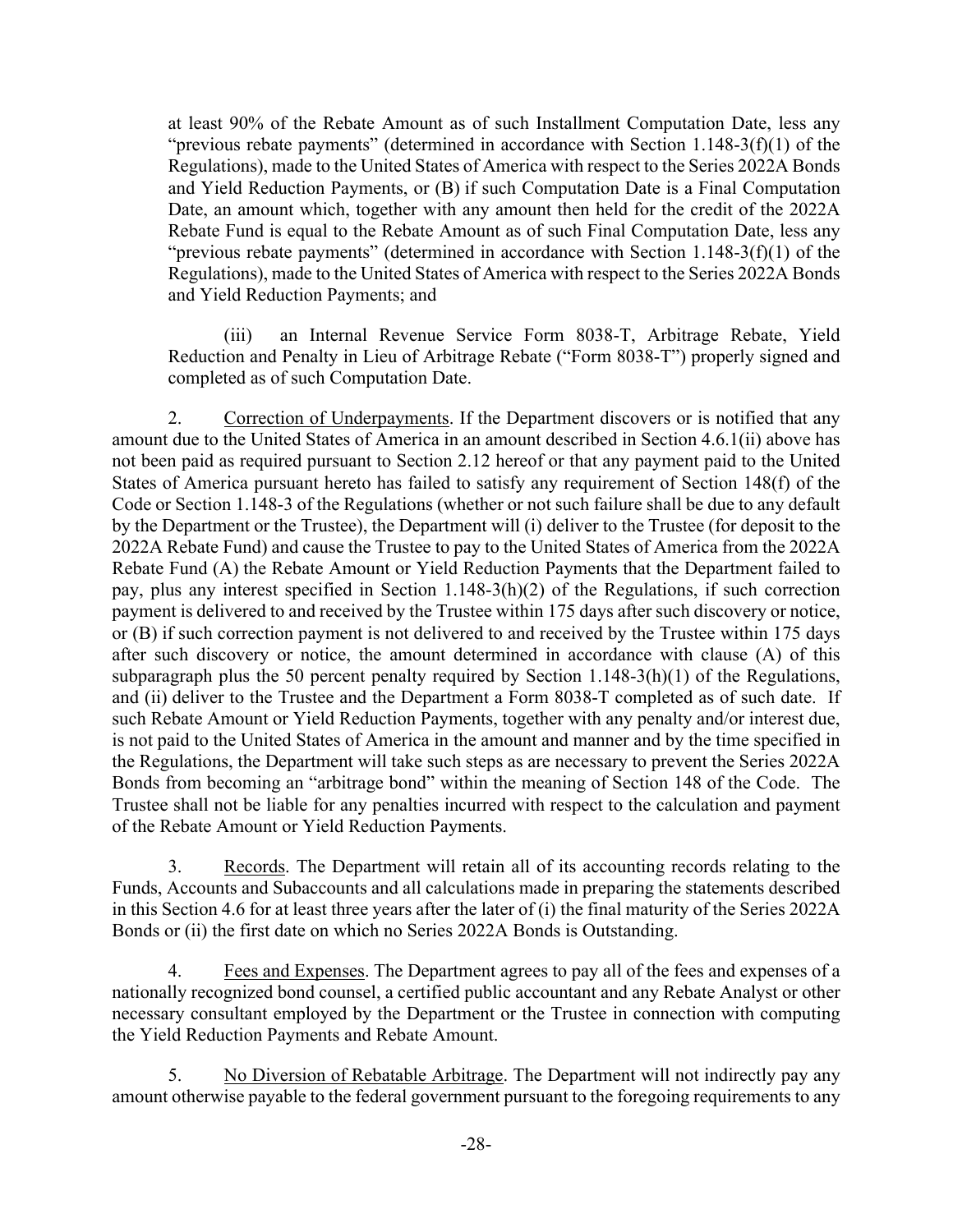at least 90% of the Rebate Amount as of such Installment Computation Date, less any "previous rebate payments" (determined in accordance with Section 1.148-3(f)(1) of the Regulations), made to the United States of America with respect to the Series 2022A Bonds and Yield Reduction Payments, or (B) if such Computation Date is a Final Computation Date, an amount which, together with any amount then held for the credit of the 2022A Rebate Fund is equal to the Rebate Amount as of such Final Computation Date, less any "previous rebate payments" (determined in accordance with Section 1.148-3(f)(1) of the Regulations), made to the United States of America with respect to the Series 2022A Bonds and Yield Reduction Payments; and

(iii) an Internal Revenue Service Form 8038-T, Arbitrage Rebate, Yield Reduction and Penalty in Lieu of Arbitrage Rebate ("Form 8038-T") properly signed and completed as of such Computation Date.

2. Correction of Underpayments. If the Department discovers or is notified that any amount due to the United States of America in an amount described in Section 4.6.1(ii) above has not been paid as required pursuant to Section 2.12 hereof or that any payment paid to the United States of America pursuant hereto has failed to satisfy any requirement of Section 148(f) of the Code or Section 1.148-3 of the Regulations (whether or not such failure shall be due to any default by the Department or the Trustee), the Department will (i) deliver to the Trustee (for deposit to the 2022A Rebate Fund) and cause the Trustee to pay to the United States of America from the 2022A Rebate Fund (A) the Rebate Amount or Yield Reduction Payments that the Department failed to pay, plus any interest specified in Section 1.148-3(h)(2) of the Regulations, if such correction payment is delivered to and received by the Trustee within 175 days after such discovery or notice, or (B) if such correction payment is not delivered to and received by the Trustee within 175 days after such discovery or notice, the amount determined in accordance with clause (A) of this subparagraph plus the 50 percent penalty required by Section 1.148-3(h)(1) of the Regulations, and (ii) deliver to the Trustee and the Department a Form 8038-T completed as of such date. If such Rebate Amount or Yield Reduction Payments, together with any penalty and/or interest due, is not paid to the United States of America in the amount and manner and by the time specified in the Regulations, the Department will take such steps as are necessary to prevent the Series 2022A Bonds from becoming an "arbitrage bond" within the meaning of Section 148 of the Code. The Trustee shall not be liable for any penalties incurred with respect to the calculation and payment of the Rebate Amount or Yield Reduction Payments.

3. Records. The Department will retain all of its accounting records relating to the Funds, Accounts and Subaccounts and all calculations made in preparing the statements described in this Section 4.6 for at least three years after the later of (i) the final maturity of the Series 2022A Bonds or (ii) the first date on which no Series 2022A Bonds is Outstanding.

4. Fees and Expenses. The Department agrees to pay all of the fees and expenses of a nationally recognized bond counsel, a certified public accountant and any Rebate Analyst or other necessary consultant employed by the Department or the Trustee in connection with computing the Yield Reduction Payments and Rebate Amount.

5. No Diversion of Rebatable Arbitrage. The Department will not indirectly pay any amount otherwise payable to the federal government pursuant to the foregoing requirements to any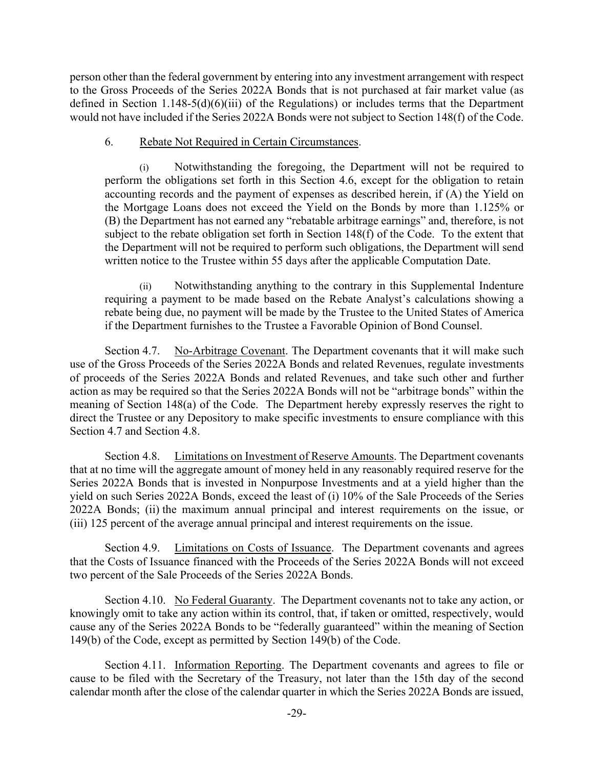person other than the federal government by entering into any investment arrangement with respect to the Gross Proceeds of the Series 2022A Bonds that is not purchased at fair market value (as defined in Section 1.148-5(d)(6)(iii) of the Regulations) or includes terms that the Department would not have included if the Series 2022A Bonds were not subject to Section 148(f) of the Code.

6. Rebate Not Required in Certain Circumstances.

(i) Notwithstanding the foregoing, the Department will not be required to perform the obligations set forth in this Section 4.6, except for the obligation to retain accounting records and the payment of expenses as described herein, if (A) the Yield on the Mortgage Loans does not exceed the Yield on the Bonds by more than 1.125% or (B) the Department has not earned any "rebatable arbitrage earnings" and, therefore, is not subject to the rebate obligation set forth in Section 148(f) of the Code. To the extent that the Department will not be required to perform such obligations, the Department will send written notice to the Trustee within 55 days after the applicable Computation Date.

(ii) Notwithstanding anything to the contrary in this Supplemental Indenture requiring a payment to be made based on the Rebate Analyst's calculations showing a rebate being due, no payment will be made by the Trustee to the United States of America if the Department furnishes to the Trustee a Favorable Opinion of Bond Counsel.

Section 4.7. No-Arbitrage Covenant. The Department covenants that it will make such use of the Gross Proceeds of the Series 2022A Bonds and related Revenues, regulate investments of proceeds of the Series 2022A Bonds and related Revenues, and take such other and further action as may be required so that the Series 2022A Bonds will not be "arbitrage bonds" within the meaning of Section 148(a) of the Code. The Department hereby expressly reserves the right to direct the Trustee or any Depository to make specific investments to ensure compliance with this Section 4.7 and Section 4.8.

Section 4.8. Limitations on Investment of Reserve Amounts. The Department covenants that at no time will the aggregate amount of money held in any reasonably required reserve for the Series 2022A Bonds that is invested in Nonpurpose Investments and at a yield higher than the yield on such Series 2022A Bonds, exceed the least of (i) 10% of the Sale Proceeds of the Series 2022A Bonds; (ii) the maximum annual principal and interest requirements on the issue, or (iii) 125 percent of the average annual principal and interest requirements on the issue.

Section 4.9. Limitations on Costs of Issuance. The Department covenants and agrees that the Costs of Issuance financed with the Proceeds of the Series 2022A Bonds will not exceed two percent of the Sale Proceeds of the Series 2022A Bonds.

Section 4.10. No Federal Guaranty. The Department covenants not to take any action, or knowingly omit to take any action within its control, that, if taken or omitted, respectively, would cause any of the Series 2022A Bonds to be "federally guaranteed" within the meaning of Section 149(b) of the Code, except as permitted by Section 149(b) of the Code.

Section 4.11. Information Reporting. The Department covenants and agrees to file or cause to be filed with the Secretary of the Treasury, not later than the 15th day of the second calendar month after the close of the calendar quarter in which the Series 2022A Bonds are issued,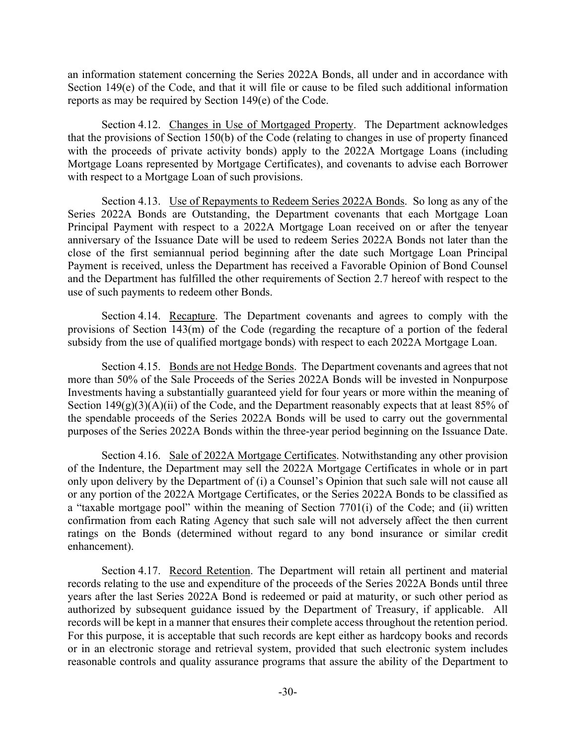an information statement concerning the Series 2022A Bonds, all under and in accordance with Section 149(e) of the Code, and that it will file or cause to be filed such additional information reports as may be required by Section 149(e) of the Code.

Section 4.12. Changes in Use of Mortgaged Property. The Department acknowledges that the provisions of Section 150(b) of the Code (relating to changes in use of property financed with the proceeds of private activity bonds) apply to the 2022A Mortgage Loans (including Mortgage Loans represented by Mortgage Certificates), and covenants to advise each Borrower with respect to a Mortgage Loan of such provisions.

Section 4.13. Use of Repayments to Redeem Series 2022A Bonds. So long as any of the Series 2022A Bonds are Outstanding, the Department covenants that each Mortgage Loan Principal Payment with respect to a 2022A Mortgage Loan received on or after the tenyear anniversary of the Issuance Date will be used to redeem Series 2022A Bonds not later than the close of the first semiannual period beginning after the date such Mortgage Loan Principal Payment is received, unless the Department has received a Favorable Opinion of Bond Counsel and the Department has fulfilled the other requirements of Section 2.7 hereof with respect to the use of such payments to redeem other Bonds.

Section 4.14. Recapture. The Department covenants and agrees to comply with the provisions of Section 143(m) of the Code (regarding the recapture of a portion of the federal subsidy from the use of qualified mortgage bonds) with respect to each 2022A Mortgage Loan.

Section 4.15. Bonds are not Hedge Bonds. The Department covenants and agrees that not more than 50% of the Sale Proceeds of the Series 2022A Bonds will be invested in Nonpurpose Investments having a substantially guaranteed yield for four years or more within the meaning of Section 149(g)(3)(A)(ii) of the Code, and the Department reasonably expects that at least 85% of the spendable proceeds of the Series 2022A Bonds will be used to carry out the governmental purposes of the Series 2022A Bonds within the three-year period beginning on the Issuance Date.

Section 4.16. Sale of 2022A Mortgage Certificates. Notwithstanding any other provision of the Indenture, the Department may sell the 2022A Mortgage Certificates in whole or in part only upon delivery by the Department of (i) a Counsel's Opinion that such sale will not cause all or any portion of the 2022A Mortgage Certificates, or the Series 2022A Bonds to be classified as a "taxable mortgage pool" within the meaning of Section 7701(i) of the Code; and (ii) written confirmation from each Rating Agency that such sale will not adversely affect the then current ratings on the Bonds (determined without regard to any bond insurance or similar credit enhancement).

Section 4.17. Record Retention. The Department will retain all pertinent and material records relating to the use and expenditure of the proceeds of the Series 2022A Bonds until three years after the last Series 2022A Bond is redeemed or paid at maturity, or such other period as authorized by subsequent guidance issued by the Department of Treasury, if applicable. All records will be kept in a manner that ensures their complete access throughout the retention period. For this purpose, it is acceptable that such records are kept either as hardcopy books and records or in an electronic storage and retrieval system, provided that such electronic system includes reasonable controls and quality assurance programs that assure the ability of the Department to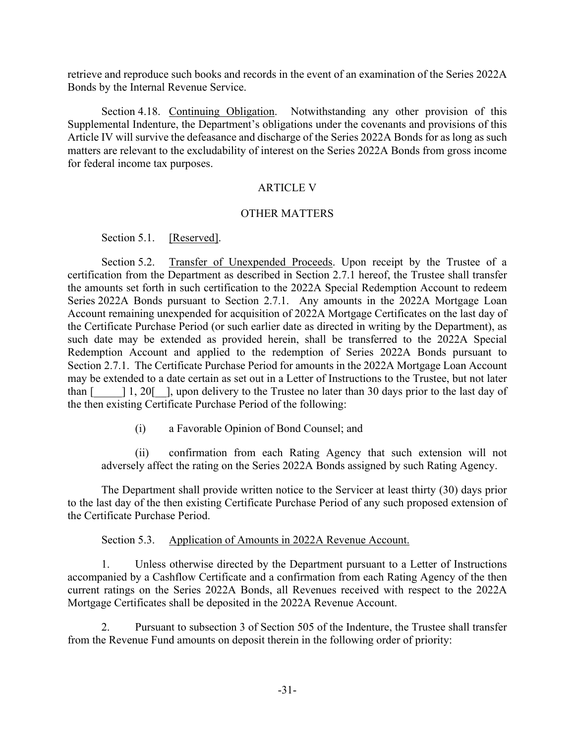retrieve and reproduce such books and records in the event of an examination of the Series 2022A Bonds by the Internal Revenue Service.

Section 4.18. Continuing Obligation. Notwithstanding any other provision of this Supplemental Indenture, the Department's obligations under the covenants and provisions of this Article IV will survive the defeasance and discharge of the Series 2022A Bonds for as long as such matters are relevant to the excludability of interest on the Series 2022A Bonds from gross income for federal income tax purposes.

## ARTICLE V

## OTHER MATTERS

Section 5.1. [Reserved].

Section 5.2. Transfer of Unexpended Proceeds. Upon receipt by the Trustee of a certification from the Department as described in Section 2.7.1 hereof, the Trustee shall transfer the amounts set forth in such certification to the 2022A Special Redemption Account to redeem Series 2022A Bonds pursuant to Section 2.7.1. Any amounts in the 2022A Mortgage Loan Account remaining unexpended for acquisition of 2022A Mortgage Certificates on the last day of the Certificate Purchase Period (or such earlier date as directed in writing by the Department), as such date may be extended as provided herein, shall be transferred to the 2022A Special Redemption Account and applied to the redemption of Series 2022A Bonds pursuant to Section 2.7.1. The Certificate Purchase Period for amounts in the 2022A Mortgage Loan Account may be extended to a date certain as set out in a Letter of Instructions to the Trustee, but not later than [_____] 1, 20[__], upon delivery to the Trustee no later than 30 days prior to the last day of the then existing Certificate Purchase Period of the following:

(i) a Favorable Opinion of Bond Counsel; and

(ii) confirmation from each Rating Agency that such extension will not adversely affect the rating on the Series 2022A Bonds assigned by such Rating Agency.

The Department shall provide written notice to the Servicer at least thirty (30) days prior to the last day of the then existing Certificate Purchase Period of any such proposed extension of the Certificate Purchase Period.

Section 5.3. Application of Amounts in 2022A Revenue Account.

1. Unless otherwise directed by the Department pursuant to a Letter of Instructions accompanied by a Cashflow Certificate and a confirmation from each Rating Agency of the then current ratings on the Series 2022A Bonds, all Revenues received with respect to the 2022A Mortgage Certificates shall be deposited in the 2022A Revenue Account.

2. Pursuant to subsection 3 of Section 505 of the Indenture, the Trustee shall transfer from the Revenue Fund amounts on deposit therein in the following order of priority: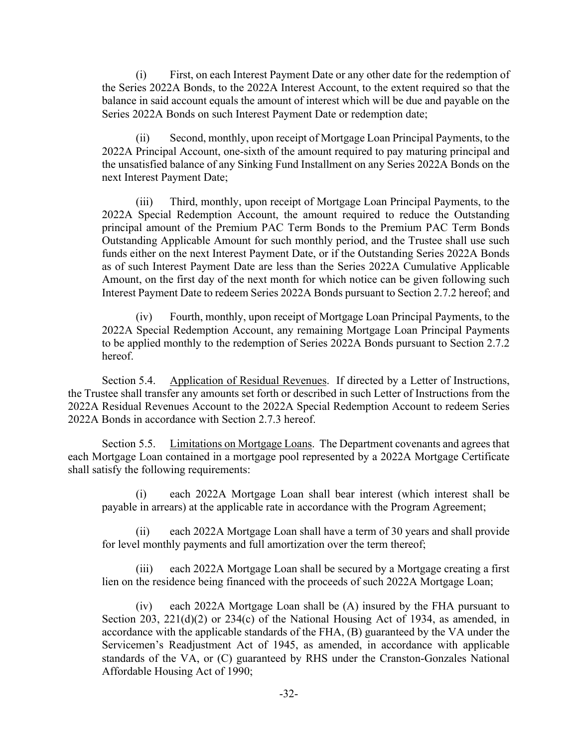(i) First, on each Interest Payment Date or any other date for the redemption of the Series 2022A Bonds, to the 2022A Interest Account, to the extent required so that the balance in said account equals the amount of interest which will be due and payable on the Series 2022A Bonds on such Interest Payment Date or redemption date;

(ii) Second, monthly, upon receipt of Mortgage Loan Principal Payments, to the 2022A Principal Account, one-sixth of the amount required to pay maturing principal and the unsatisfied balance of any Sinking Fund Installment on any Series 2022A Bonds on the next Interest Payment Date;

(iii) Third, monthly, upon receipt of Mortgage Loan Principal Payments, to the 2022A Special Redemption Account, the amount required to reduce the Outstanding principal amount of the Premium PAC Term Bonds to the Premium PAC Term Bonds Outstanding Applicable Amount for such monthly period, and the Trustee shall use such funds either on the next Interest Payment Date, or if the Outstanding Series 2022A Bonds as of such Interest Payment Date are less than the Series 2022A Cumulative Applicable Amount, on the first day of the next month for which notice can be given following such Interest Payment Date to redeem Series 2022A Bonds pursuant to Section 2.7.2 hereof; and

(iv) Fourth, monthly, upon receipt of Mortgage Loan Principal Payments, to the 2022A Special Redemption Account, any remaining Mortgage Loan Principal Payments to be applied monthly to the redemption of Series 2022A Bonds pursuant to Section 2.7.2 hereof.

Section 5.4. Application of Residual Revenues. If directed by a Letter of Instructions, the Trustee shall transfer any amounts set forth or described in such Letter of Instructions from the 2022A Residual Revenues Account to the 2022A Special Redemption Account to redeem Series 2022A Bonds in accordance with Section 2.7.3 hereof.

Section 5.5. Limitations on Mortgage Loans. The Department covenants and agrees that each Mortgage Loan contained in a mortgage pool represented by a 2022A Mortgage Certificate shall satisfy the following requirements:

(i) each 2022A Mortgage Loan shall bear interest (which interest shall be payable in arrears) at the applicable rate in accordance with the Program Agreement;

(ii) each 2022A Mortgage Loan shall have a term of 30 years and shall provide for level monthly payments and full amortization over the term thereof;

(iii) each 2022A Mortgage Loan shall be secured by a Mortgage creating a first lien on the residence being financed with the proceeds of such 2022A Mortgage Loan;

(iv) each 2022A Mortgage Loan shall be (A) insured by the FHA pursuant to Section 203, 221(d)(2) or 234(c) of the National Housing Act of 1934, as amended, in accordance with the applicable standards of the FHA, (B) guaranteed by the VA under the Servicemen's Readjustment Act of 1945, as amended, in accordance with applicable standards of the VA, or (C) guaranteed by RHS under the Cranston-Gonzales National Affordable Housing Act of 1990;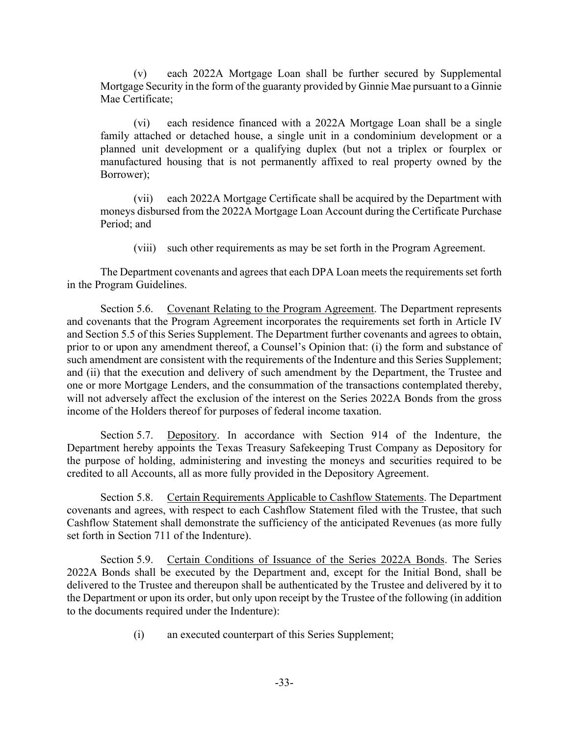(v) each 2022A Mortgage Loan shall be further secured by Supplemental Mortgage Security in the form of the guaranty provided by Ginnie Mae pursuant to a Ginnie Mae Certificate;

(vi) each residence financed with a 2022A Mortgage Loan shall be a single family attached or detached house, a single unit in a condominium development or a planned unit development or a qualifying duplex (but not a triplex or fourplex or manufactured housing that is not permanently affixed to real property owned by the Borrower);

(vii) each 2022A Mortgage Certificate shall be acquired by the Department with moneys disbursed from the 2022A Mortgage Loan Account during the Certificate Purchase Period; and

(viii) such other requirements as may be set forth in the Program Agreement.

The Department covenants and agrees that each DPA Loan meets the requirements set forth in the Program Guidelines.

Section 5.6. Covenant Relating to the Program Agreement. The Department represents and covenants that the Program Agreement incorporates the requirements set forth in Article IV and Section 5.5 of this Series Supplement. The Department further covenants and agrees to obtain, prior to or upon any amendment thereof, a Counsel's Opinion that: (i) the form and substance of such amendment are consistent with the requirements of the Indenture and this Series Supplement; and (ii) that the execution and delivery of such amendment by the Department, the Trustee and one or more Mortgage Lenders, and the consummation of the transactions contemplated thereby, will not adversely affect the exclusion of the interest on the Series 2022A Bonds from the gross income of the Holders thereof for purposes of federal income taxation.

Section 5.7. Depository. In accordance with Section 914 of the Indenture, the Department hereby appoints the Texas Treasury Safekeeping Trust Company as Depository for the purpose of holding, administering and investing the moneys and securities required to be credited to all Accounts, all as more fully provided in the Depository Agreement.

Section 5.8. Certain Requirements Applicable to Cashflow Statements. The Department covenants and agrees, with respect to each Cashflow Statement filed with the Trustee, that such Cashflow Statement shall demonstrate the sufficiency of the anticipated Revenues (as more fully set forth in Section 711 of the Indenture).

Section 5.9. Certain Conditions of Issuance of the Series 2022A Bonds. The Series 2022A Bonds shall be executed by the Department and, except for the Initial Bond, shall be delivered to the Trustee and thereupon shall be authenticated by the Trustee and delivered by it to the Department or upon its order, but only upon receipt by the Trustee of the following (in addition to the documents required under the Indenture):

(i) an executed counterpart of this Series Supplement;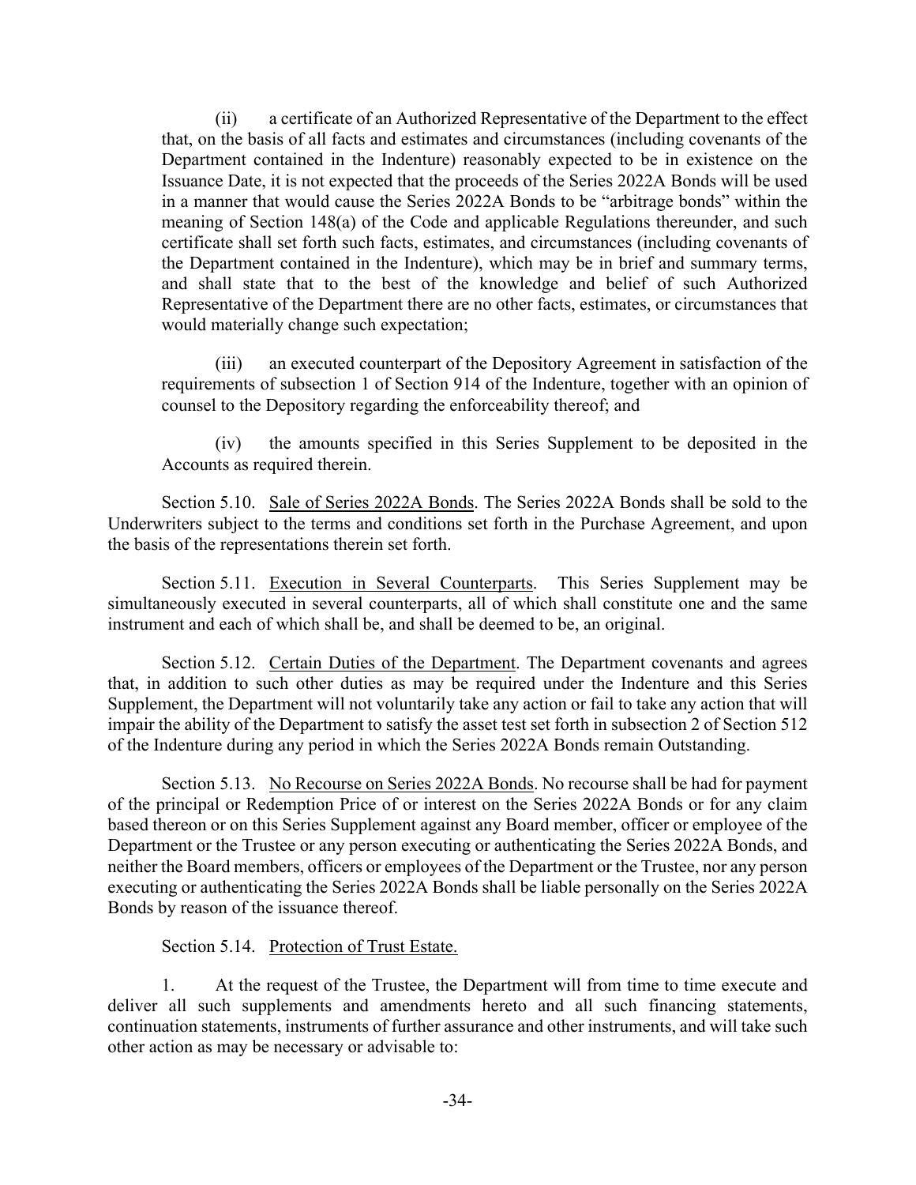(ii) a certificate of an Authorized Representative of the Department to the effect that, on the basis of all facts and estimates and circumstances (including covenants of the Department contained in the Indenture) reasonably expected to be in existence on the Issuance Date, it is not expected that the proceeds of the Series 2022A Bonds will be used in a manner that would cause the Series 2022A Bonds to be "arbitrage bonds" within the meaning of Section 148(a) of the Code and applicable Regulations thereunder, and such certificate shall set forth such facts, estimates, and circumstances (including covenants of the Department contained in the Indenture), which may be in brief and summary terms, and shall state that to the best of the knowledge and belief of such Authorized Representative of the Department there are no other facts, estimates, or circumstances that would materially change such expectation;

(iii) an executed counterpart of the Depository Agreement in satisfaction of the requirements of subsection 1 of Section 914 of the Indenture, together with an opinion of counsel to the Depository regarding the enforceability thereof; and

(iv) the amounts specified in this Series Supplement to be deposited in the Accounts as required therein.

Section 5.10. Sale of Series 2022A Bonds. The Series 2022A Bonds shall be sold to the Underwriters subject to the terms and conditions set forth in the Purchase Agreement, and upon the basis of the representations therein set forth.

Section 5.11. Execution in Several Counterparts. This Series Supplement may be simultaneously executed in several counterparts, all of which shall constitute one and the same instrument and each of which shall be, and shall be deemed to be, an original.

Section 5.12. Certain Duties of the Department. The Department covenants and agrees that, in addition to such other duties as may be required under the Indenture and this Series Supplement, the Department will not voluntarily take any action or fail to take any action that will impair the ability of the Department to satisfy the asset test set forth in subsection 2 of Section 512 of the Indenture during any period in which the Series 2022A Bonds remain Outstanding.

Section 5.13. No Recourse on Series 2022A Bonds. No recourse shall be had for payment of the principal or Redemption Price of or interest on the Series 2022A Bonds or for any claim based thereon or on this Series Supplement against any Board member, officer or employee of the Department or the Trustee or any person executing or authenticating the Series 2022A Bonds, and neither the Board members, officers or employees of the Department or the Trustee, nor any person executing or authenticating the Series 2022A Bonds shall be liable personally on the Series 2022A Bonds by reason of the issuance thereof.

Section 5.14. Protection of Trust Estate.

1. At the request of the Trustee, the Department will from time to time execute and deliver all such supplements and amendments hereto and all such financing statements, continuation statements, instruments of further assurance and other instruments, and will take such other action as may be necessary or advisable to: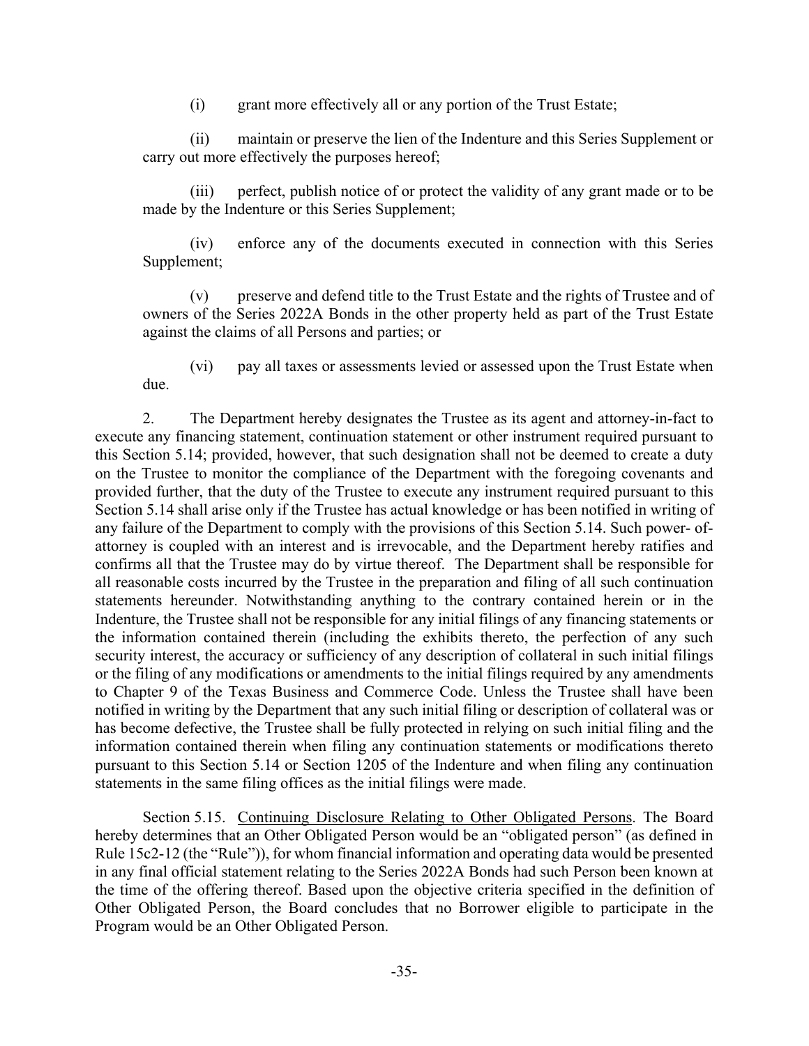(i) grant more effectively all or any portion of the Trust Estate;

(ii) maintain or preserve the lien of the Indenture and this Series Supplement or carry out more effectively the purposes hereof;

(iii) perfect, publish notice of or protect the validity of any grant made or to be made by the Indenture or this Series Supplement;

(iv) enforce any of the documents executed in connection with this Series Supplement;

(v) preserve and defend title to the Trust Estate and the rights of Trustee and of owners of the Series 2022A Bonds in the other property held as part of the Trust Estate against the claims of all Persons and parties; or

(vi) pay all taxes or assessments levied or assessed upon the Trust Estate when due.

2. The Department hereby designates the Trustee as its agent and attorney-in-fact to execute any financing statement, continuation statement or other instrument required pursuant to this Section 5.14; provided, however, that such designation shall not be deemed to create a duty on the Trustee to monitor the compliance of the Department with the foregoing covenants and provided further, that the duty of the Trustee to execute any instrument required pursuant to this Section 5.14 shall arise only if the Trustee has actual knowledge or has been notified in writing of any failure of the Department to comply with the provisions of this Section 5.14. Such power- of-attorney is coupled with an interest and is irrevocable, and the Department hereby ratifies and confirms all that the Trustee may do by virtue thereof. The Department shall be responsible for all reasonable costs incurred by the Trustee in the preparation and filing of all such continuation statements hereunder. Notwithstanding anything to the contrary contained herein or in the Indenture, the Trustee shall not be responsible for any initial filings of any financing statements or the information contained therein (including the exhibits thereto, the perfection of any such security interest, the accuracy or sufficiency of any description of collateral in such initial filings or the filing of any modifications or amendments to the initial filings required by any amendments to Chapter 9 of the Texas Business and Commerce Code. Unless the Trustee shall have been notified in writing by the Department that any such initial filing or description of collateral was or has become defective, the Trustee shall be fully protected in relying on such initial filing and the information contained therein when filing any continuation statements or modifications thereto pursuant to this Section 5.14 or Section 1205 of the Indenture and when filing any continuation statements in the same filing offices as the initial filings were made.

Section 5.15. Continuing Disclosure Relating to Other Obligated Persons. The Board hereby determines that an Other Obligated Person would be an "obligated person" (as defined in Rule 15c2-12 (the "Rule")), for whom financial information and operating data would be presented in any final official statement relating to the Series 2022A Bonds had such Person been known at the time of the offering thereof. Based upon the objective criteria specified in the definition of Other Obligated Person, the Board concludes that no Borrower eligible to participate in the Program would be an Other Obligated Person.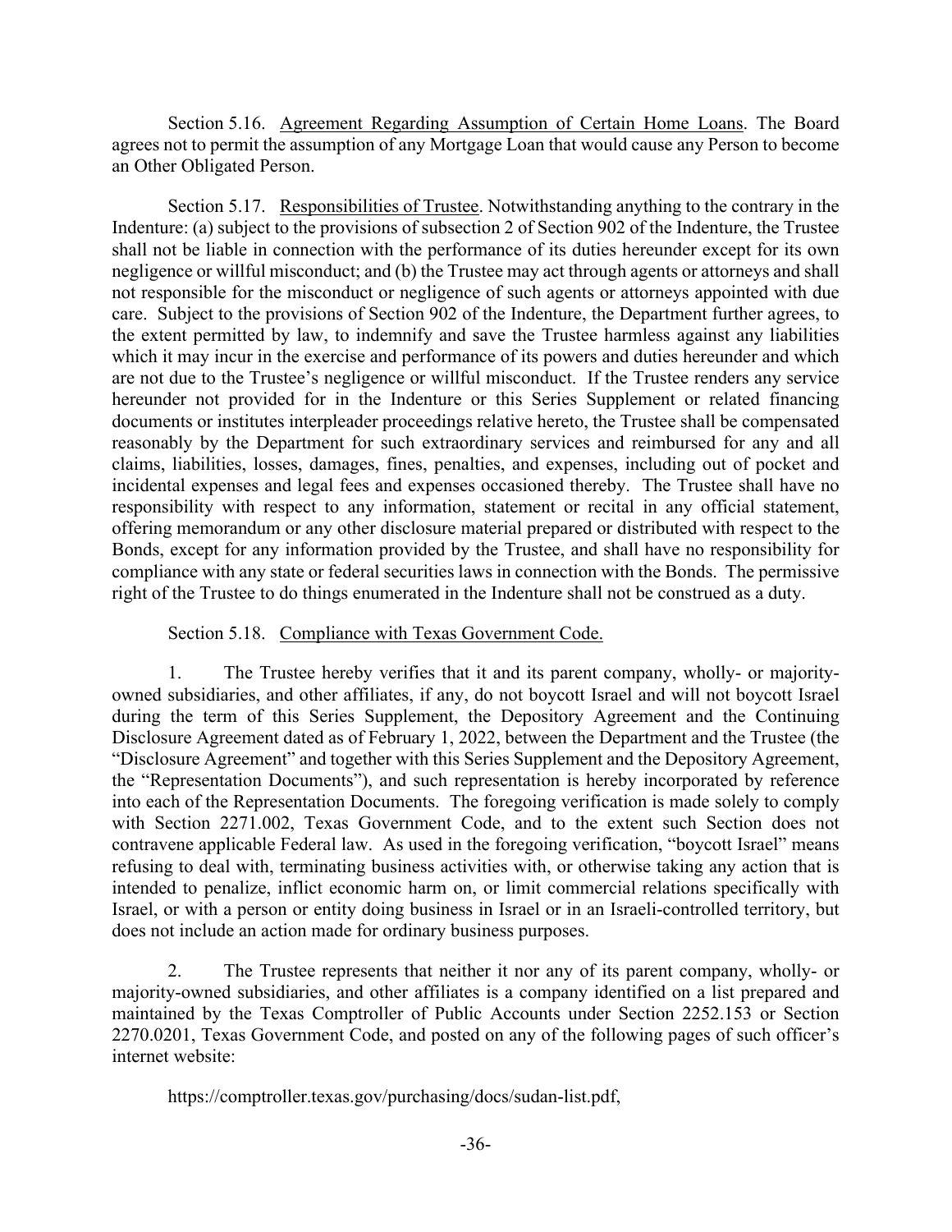Section 5.16. Agreement Regarding Assumption of Certain Home Loans. The Board agrees not to permit the assumption of any Mortgage Loan that would cause any Person to become an Other Obligated Person.

Section 5.17. Responsibilities of Trustee. Notwithstanding anything to the contrary in the Indenture: (a) subject to the provisions of subsection 2 of Section 902 of the Indenture, the Trustee shall not be liable in connection with the performance of its duties hereunder except for its own negligence or willful misconduct; and (b) the Trustee may act through agents or attorneys and shall not responsible for the misconduct or negligence of such agents or attorneys appointed with due care. Subject to the provisions of Section 902 of the Indenture, the Department further agrees, to the extent permitted by law, to indemnify and save the Trustee harmless against any liabilities which it may incur in the exercise and performance of its powers and duties hereunder and which are not due to the Trustee's negligence or willful misconduct. If the Trustee renders any service hereunder not provided for in the Indenture or this Series Supplement or related financing documents or institutes interpleader proceedings relative hereto, the Trustee shall be compensated reasonably by the Department for such extraordinary services and reimbursed for any and all claims, liabilities, losses, damages, fines, penalties, and expenses, including out of pocket and incidental expenses and legal fees and expenses occasioned thereby. The Trustee shall have no responsibility with respect to any information, statement or recital in any official statement, offering memorandum or any other disclosure material prepared or distributed with respect to the Bonds, except for any information provided by the Trustee, and shall have no responsibility for compliance with any state or federal securities laws in connection with the Bonds. The permissive right of the Trustee to do things enumerated in the Indenture shall not be construed as a duty.

Section 5.18. Compliance with Texas Government Code.

1. The Trustee hereby verifies that it and its parent company, wholly- or majority-owned subsidiaries, and other affiliates, if any, do not boycott Israel and will not boycott Israel during the term of this Series Supplement, the Depository Agreement and the Continuing Disclosure Agreement dated as of February 1, 2022, between the Department and the Trustee (the "Disclosure Agreement" and together with this Series Supplement and the Depository Agreement, the "Representation Documents"), and such representation is hereby incorporated by reference into each of the Representation Documents. The foregoing verification is made solely to comply with Section 2271.002, Texas Government Code, and to the extent such Section does not contravene applicable Federal law. As used in the foregoing verification, "boycott Israel" means refusing to deal with, terminating business activities with, or otherwise taking any action that is intended to penalize, inflict economic harm on, or limit commercial relations specifically with Israel, or with a person or entity doing business in Israel or in an Israeli-controlled territory, but does not include an action made for ordinary business purposes.

2. The Trustee represents that neither it nor any of its parent company, wholly- or majority-owned subsidiaries, and other affiliates is a company identified on a list prepared and maintained by the Texas Comptroller of Public Accounts under Section 2252.153 or Section 2270.0201, Texas Government Code, and posted on any of the following pages of such officer's internet website:

https://comptroller.texas.gov/purchasing/docs/sudan-list.pdf,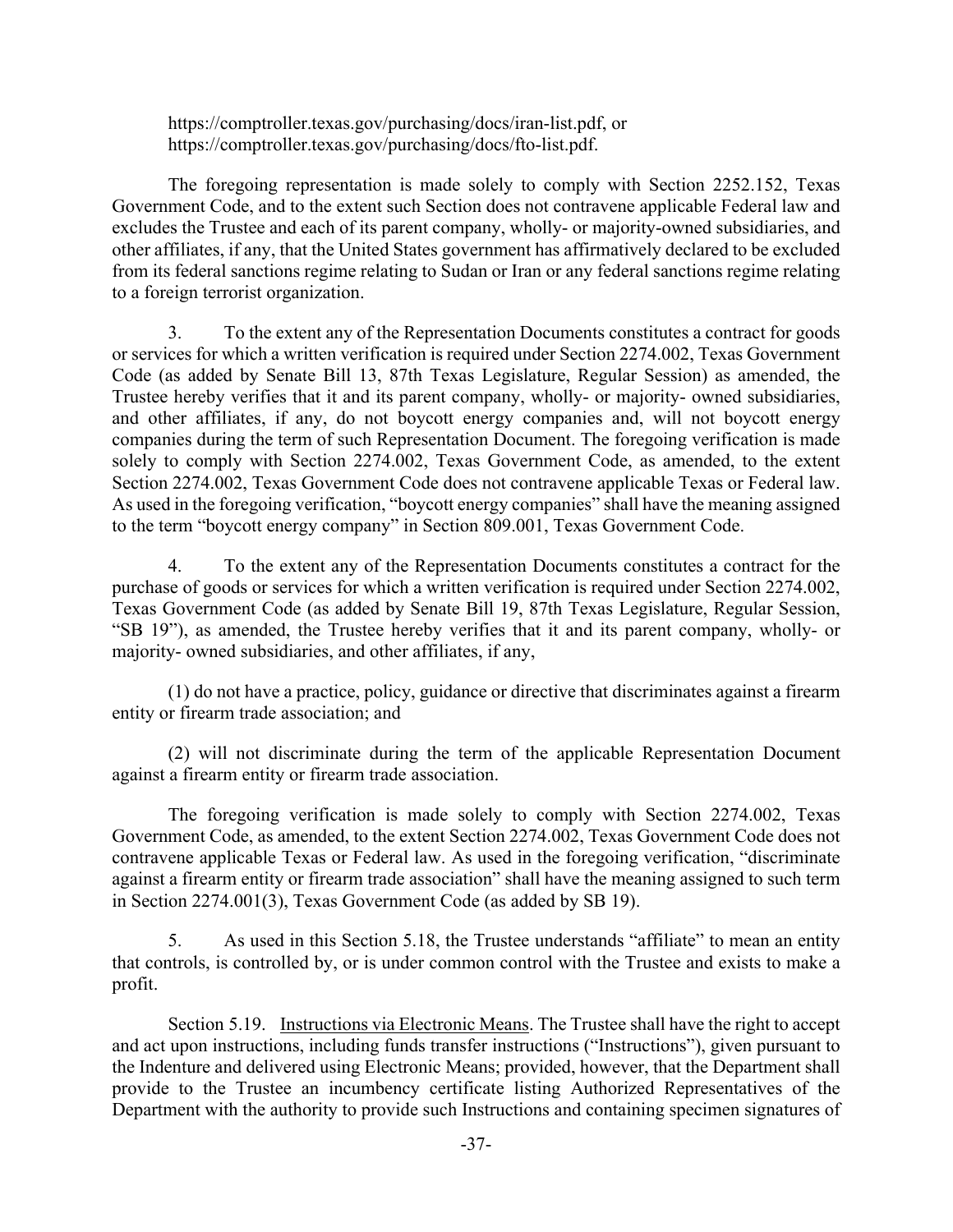https://comptroller.texas.gov/purchasing/docs/iran-list.pdf, or https://comptroller.texas.gov/purchasing/docs/fto-list.pdf.

The foregoing representation is made solely to comply with Section 2252.152, Texas Government Code, and to the extent such Section does not contravene applicable Federal law and excludes the Trustee and each of its parent company, wholly- or majority-owned subsidiaries, and other affiliates, if any, that the United States government has affirmatively declared to be excluded from its federal sanctions regime relating to Sudan or Iran or any federal sanctions regime relating to a foreign terrorist organization.

3. To the extent any of the Representation Documents constitutes a contract for goods or services for which a written verification is required under Section 2274.002, Texas Government Code (as added by Senate Bill 13, 87th Texas Legislature, Regular Session) as amended, the Trustee hereby verifies that it and its parent company, wholly- or majority- owned subsidiaries, and other affiliates, if any, do not boycott energy companies and, will not boycott energy companies during the term of such Representation Document. The foregoing verification is made solely to comply with Section 2274.002, Texas Government Code, as amended, to the extent Section 2274.002, Texas Government Code does not contravene applicable Texas or Federal law. As used in the foregoing verification, "boycott energy companies" shall have the meaning assigned to the term "boycott energy company" in Section 809.001, Texas Government Code.

4. To the extent any of the Representation Documents constitutes a contract for the purchase of goods or services for which a written verification is required under Section 2274.002, Texas Government Code (as added by Senate Bill 19, 87th Texas Legislature, Regular Session, "SB 19"), as amended, the Trustee hereby verifies that it and its parent company, wholly- or majority- owned subsidiaries, and other affiliates, if any,

(1) do not have a practice, policy, guidance or directive that discriminates against a firearm entity or firearm trade association; and

(2) will not discriminate during the term of the applicable Representation Document against a firearm entity or firearm trade association.

The foregoing verification is made solely to comply with Section 2274.002, Texas Government Code, as amended, to the extent Section 2274.002, Texas Government Code does not contravene applicable Texas or Federal law. As used in the foregoing verification, "discriminate against a firearm entity or firearm trade association" shall have the meaning assigned to such term in Section 2274.001(3), Texas Government Code (as added by SB 19).

5. As used in this Section 5.18, the Trustee understands "affiliate" to mean an entity that controls, is controlled by, or is under common control with the Trustee and exists to make a profit.

Section 5.19. Instructions via Electronic Means. The Trustee shall have the right to accept and act upon instructions, including funds transfer instructions ("Instructions"), given pursuant to the Indenture and delivered using Electronic Means; provided, however, that the Department shall provide to the Trustee an incumbency certificate listing Authorized Representatives of the Department with the authority to provide such Instructions and containing specimen signatures of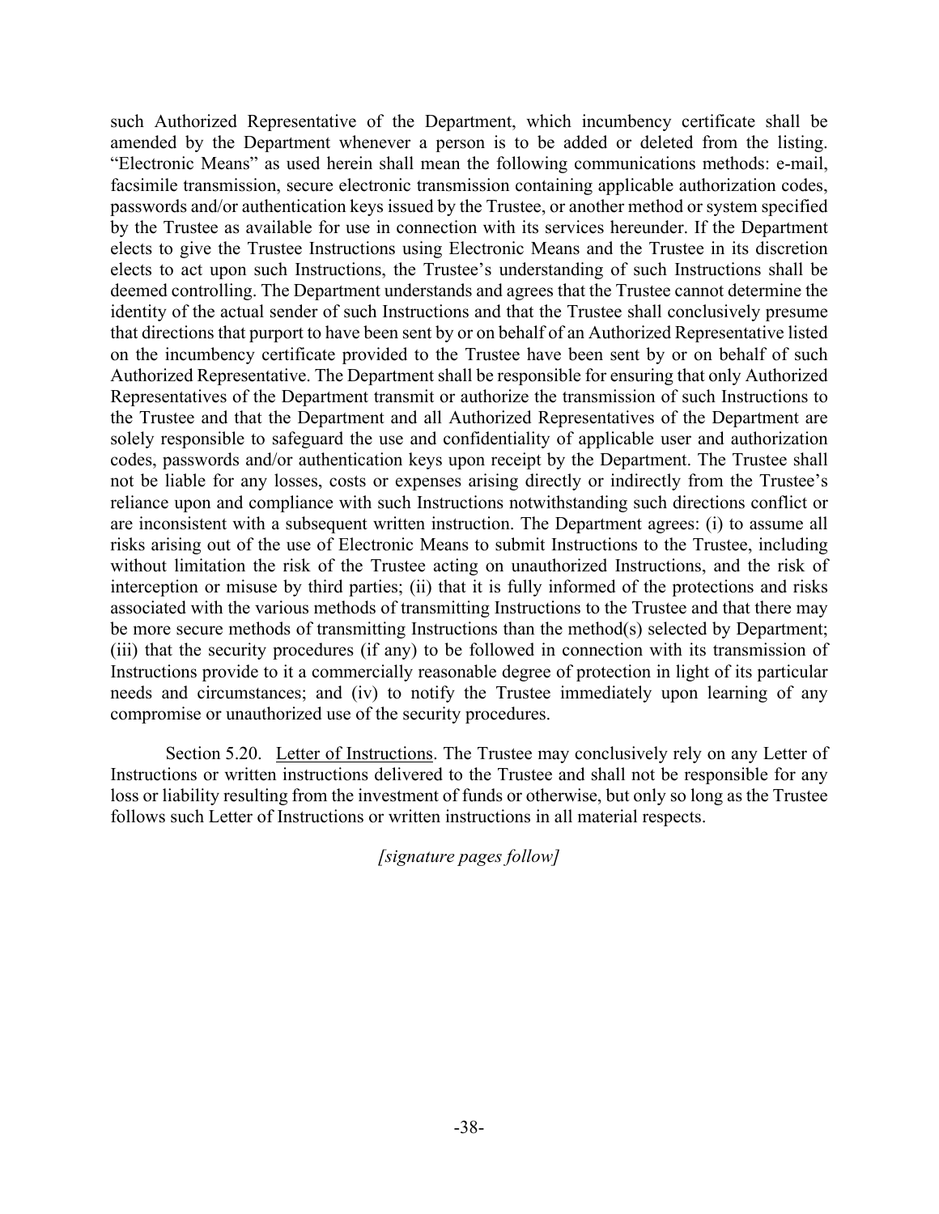such Authorized Representative of the Department, which incumbency certificate shall be amended by the Department whenever a person is to be added or deleted from the listing. "Electronic Means" as used herein shall mean the following communications methods: e-mail, facsimile transmission, secure electronic transmission containing applicable authorization codes, passwords and/or authentication keys issued by the Trustee, or another method or system specified by the Trustee as available for use in connection with its services hereunder. If the Department elects to give the Trustee Instructions using Electronic Means and the Trustee in its discretion elects to act upon such Instructions, the Trustee's understanding of such Instructions shall be deemed controlling. The Department understands and agrees that the Trustee cannot determine the identity of the actual sender of such Instructions and that the Trustee shall conclusively presume that directions that purport to have been sent by or on behalf of an Authorized Representative listed on the incumbency certificate provided to the Trustee have been sent by or on behalf of such Authorized Representative. The Department shall be responsible for ensuring that only Authorized Representatives of the Department transmit or authorize the transmission of such Instructions to the Trustee and that the Department and all Authorized Representatives of the Department are solely responsible to safeguard the use and confidentiality of applicable user and authorization codes, passwords and/or authentication keys upon receipt by the Department. The Trustee shall not be liable for any losses, costs or expenses arising directly or indirectly from the Trustee's reliance upon and compliance with such Instructions notwithstanding such directions conflict or are inconsistent with a subsequent written instruction. The Department agrees: (i) to assume all risks arising out of the use of Electronic Means to submit Instructions to the Trustee, including without limitation the risk of the Trustee acting on unauthorized Instructions, and the risk of interception or misuse by third parties; (ii) that it is fully informed of the protections and risks associated with the various methods of transmitting Instructions to the Trustee and that there may be more secure methods of transmitting Instructions than the method(s) selected by Department; (iii) that the security procedures (if any) to be followed in connection with its transmission of Instructions provide to it a commercially reasonable degree of protection in light of its particular needs and circumstances; and (iv) to notify the Trustee immediately upon learning of any compromise or unauthorized use of the security procedures.

Section 5.20. Letter of Instructions. The Trustee may conclusively rely on any Letter of Instructions or written instructions delivered to the Trustee and shall not be responsible for any loss or liability resulting from the investment of funds or otherwise, but only so long as the Trustee follows such Letter of Instructions or written instructions in all material respects.

*[signature pages follow]*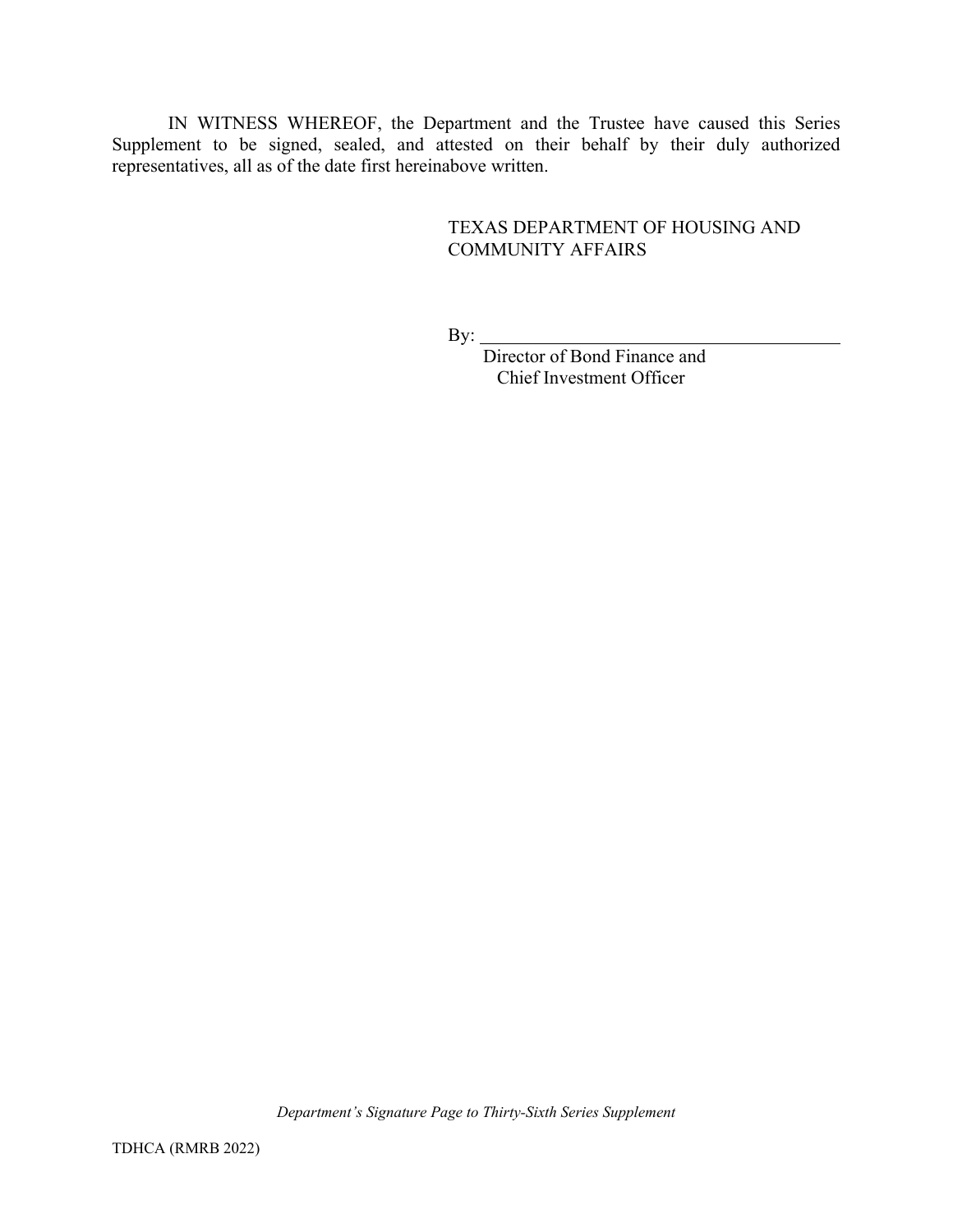IN WITNESS WHEREOF, the Department and the Trustee have caused this Series Supplement to be signed, sealed, and attested on their behalf by their duly authorized representatives, all as of the date first hereinabove written.

TEXAS DEPARTMENT OF HOUSING AND COMMUNITY AFFAIRS

By: ________________________________________
Director of Bond Finance and
Chief Investment Officer

*Department's Signature Page to Thirty-Sixth Series Supplement*

TDHCA (RMRB 2022)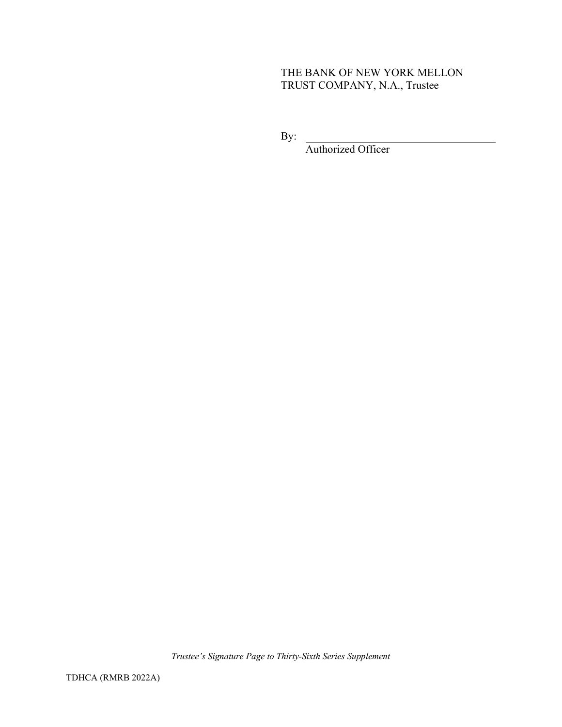THE BANK OF NEW YORK MELLON
TRUST COMPANY, N.A., Trustee

By: \_\_\_\_\_\_\_\_\_\_\_\_\_\_\_\_\_\_\_\_\_\_\_\_\_\_\_\_\_\_\_\_\_\_\_\_
Authorized Officer

*Trustee's Signature Page to Thirty-Sixth Series Supplement*

TDHCA (RMRB 2022A)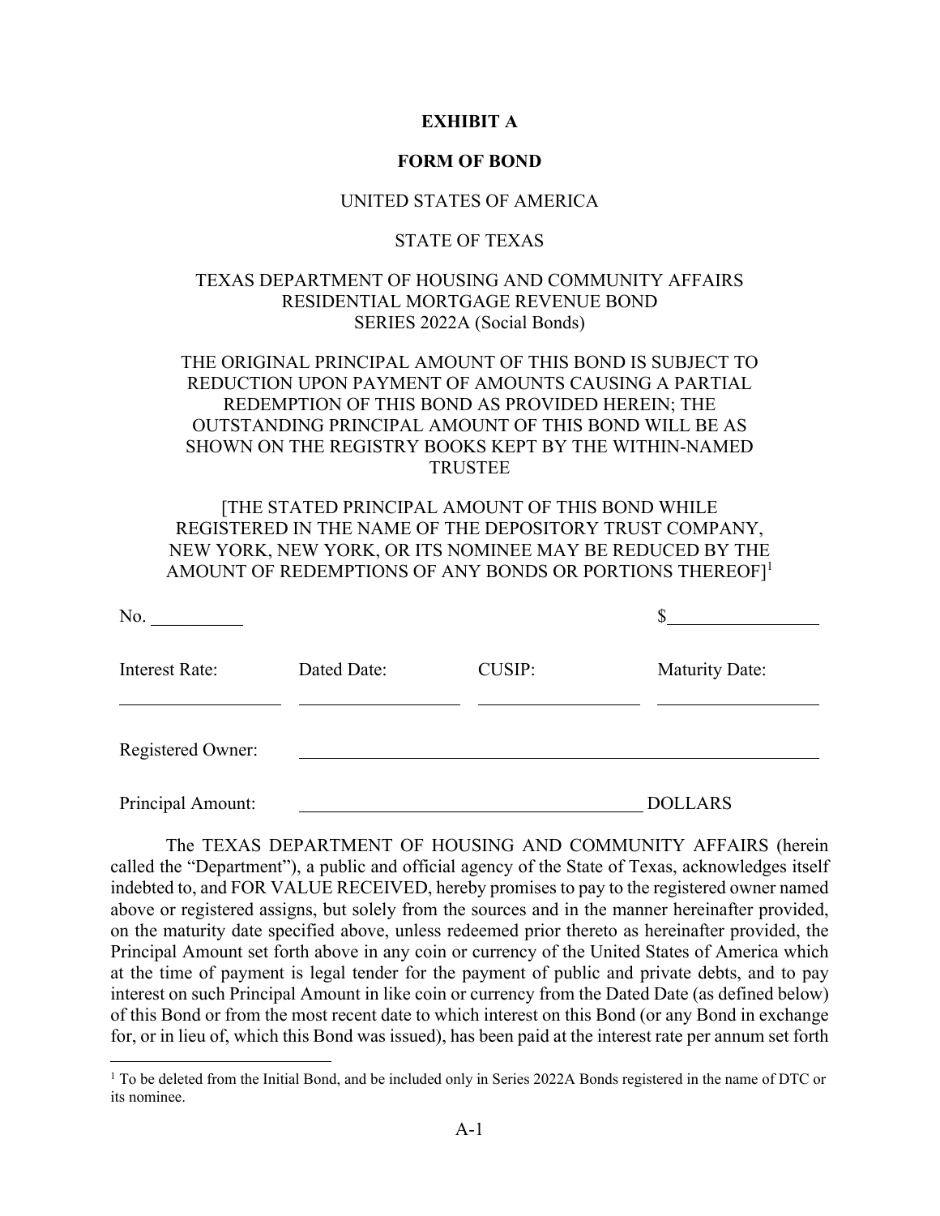**EXHIBIT A**

**FORM OF BOND**

UNITED STATES OF AMERICA

STATE OF TEXAS

TEXAS DEPARTMENT OF HOUSING AND COMMUNITY AFFAIRS
RESIDENTIAL MORTGAGE REVENUE BOND
SERIES 2022A (Social Bonds)

THE ORIGINAL PRINCIPAL AMOUNT OF THIS BOND IS SUBJECT TO REDUCTION UPON PAYMENT OF AMOUNTS CAUSING A PARTIAL REDEMPTION OF THIS BOND AS PROVIDED HEREIN; THE OUTSTANDING PRINCIPAL AMOUNT OF THIS BOND WILL BE AS SHOWN ON THE REGISTRY BOOKS KEPT BY THE WITHIN-NAMED TRUSTEE

[THE STATED PRINCIPAL AMOUNT OF THIS BOND WHILE REGISTERED IN THE NAME OF THE DEPOSITORY TRUST COMPANY, NEW YORK, NEW YORK, OR ITS NOMINEE MAY BE REDUCED BY THE AMOUNT OF REDEMPTIONS OF ANY BONDS OR PORTIONS THEREOF][1]

No. __________ $________________

| Interest Rate: | Dated Date: | CUSIP: | Maturity Date: |
|---|---|---|---|
| __________ | __________ | __________ | __________ |

Registered Owner: ____________________________________________

Principal Amount: ____________________________________ DOLLARS

The TEXAS DEPARTMENT OF HOUSING AND COMMUNITY AFFAIRS (herein called the "Department"), a public and official agency of the State of Texas, acknowledges itself indebted to, and FOR VALUE RECEIVED, hereby promises to pay to the registered owner named above or registered assigns, but solely from the sources and in the manner hereinafter provided, on the maturity date specified above, unless redeemed prior thereto as hereinafter provided, the Principal Amount set forth above in any coin or currency of the United States of America which at the time of payment is legal tender for the payment of public and private debts, and to pay interest on such Principal Amount in like coin or currency from the Dated Date (as defined below) of this Bond or from the most recent date to which interest on this Bond (or any Bond in exchange for, or in lieu of, which this Bond was issued), has been paid at the interest rate per annum set forth

[1] To be deleted from the Initial Bond, and be included only in Series 2022A Bonds registered in the name of DTC or its nominee.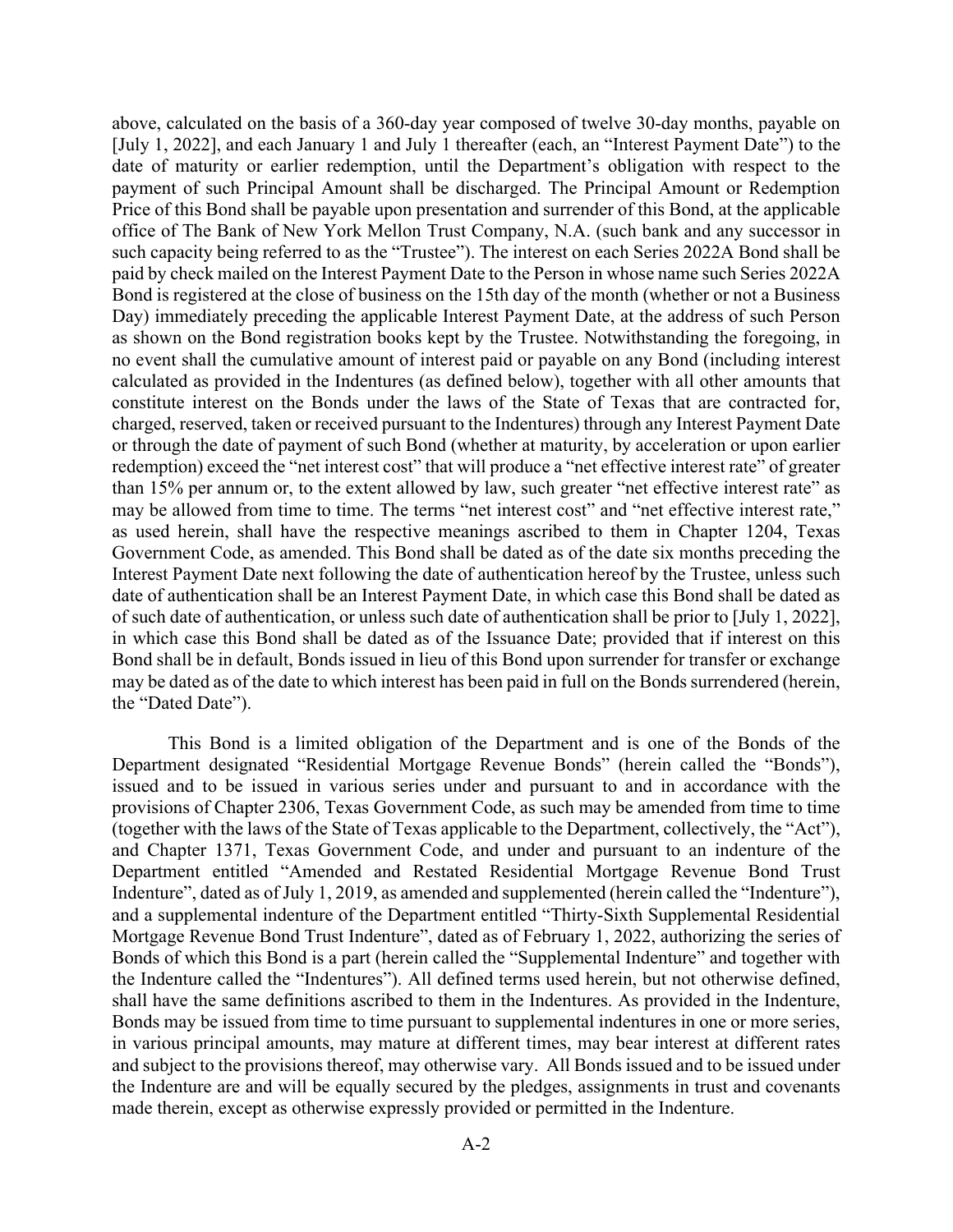above, calculated on the basis of a 360-day year composed of twelve 30-day months, payable on [July 1, 2022], and each January 1 and July 1 thereafter (each, an "Interest Payment Date") to the date of maturity or earlier redemption, until the Department's obligation with respect to the payment of such Principal Amount shall be discharged. The Principal Amount or Redemption Price of this Bond shall be payable upon presentation and surrender of this Bond, at the applicable office of The Bank of New York Mellon Trust Company, N.A. (such bank and any successor in such capacity being referred to as the "Trustee"). The interest on each Series 2022A Bond shall be paid by check mailed on the Interest Payment Date to the Person in whose name such Series 2022A Bond is registered at the close of business on the 15th day of the month (whether or not a Business Day) immediately preceding the applicable Interest Payment Date, at the address of such Person as shown on the Bond registration books kept by the Trustee. Notwithstanding the foregoing, in no event shall the cumulative amount of interest paid or payable on any Bond (including interest calculated as provided in the Indentures (as defined below), together with all other amounts that constitute interest on the Bonds under the laws of the State of Texas that are contracted for, charged, reserved, taken or received pursuant to the Indentures) through any Interest Payment Date or through the date of payment of such Bond (whether at maturity, by acceleration or upon earlier redemption) exceed the "net interest cost" that will produce a "net effective interest rate" of greater than 15% per annum or, to the extent allowed by law, such greater "net effective interest rate" as may be allowed from time to time. The terms "net interest cost" and "net effective interest rate," as used herein, shall have the respective meanings ascribed to them in Chapter 1204, Texas Government Code, as amended. This Bond shall be dated as of the date six months preceding the Interest Payment Date next following the date of authentication hereof by the Trustee, unless such date of authentication shall be an Interest Payment Date, in which case this Bond shall be dated as of such date of authentication, or unless such date of authentication shall be prior to [July 1, 2022], in which case this Bond shall be dated as of the Issuance Date; provided that if interest on this Bond shall be in default, Bonds issued in lieu of this Bond upon surrender for transfer or exchange may be dated as of the date to which interest has been paid in full on the Bonds surrendered (herein, the "Dated Date").

This Bond is a limited obligation of the Department and is one of the Bonds of the Department designated "Residential Mortgage Revenue Bonds" (herein called the "Bonds"), issued and to be issued in various series under and pursuant to and in accordance with the provisions of Chapter 2306, Texas Government Code, as such may be amended from time to time (together with the laws of the State of Texas applicable to the Department, collectively, the "Act"), and Chapter 1371, Texas Government Code, and under and pursuant to an indenture of the Department entitled "Amended and Restated Residential Mortgage Revenue Bond Trust Indenture", dated as of July 1, 2019, as amended and supplemented (herein called the "Indenture"), and a supplemental indenture of the Department entitled "Thirty-Sixth Supplemental Residential Mortgage Revenue Bond Trust Indenture", dated as of February 1, 2022, authorizing the series of Bonds of which this Bond is a part (herein called the "Supplemental Indenture" and together with the Indenture called the "Indentures"). All defined terms used herein, but not otherwise defined, shall have the same definitions ascribed to them in the Indentures. As provided in the Indenture, Bonds may be issued from time to time pursuant to supplemental indentures in one or more series, in various principal amounts, may mature at different times, may bear interest at different rates and subject to the provisions thereof, may otherwise vary. All Bonds issued and to be issued under the Indenture are and will be equally secured by the pledges, assignments in trust and covenants made therein, except as otherwise expressly provided or permitted in the Indenture.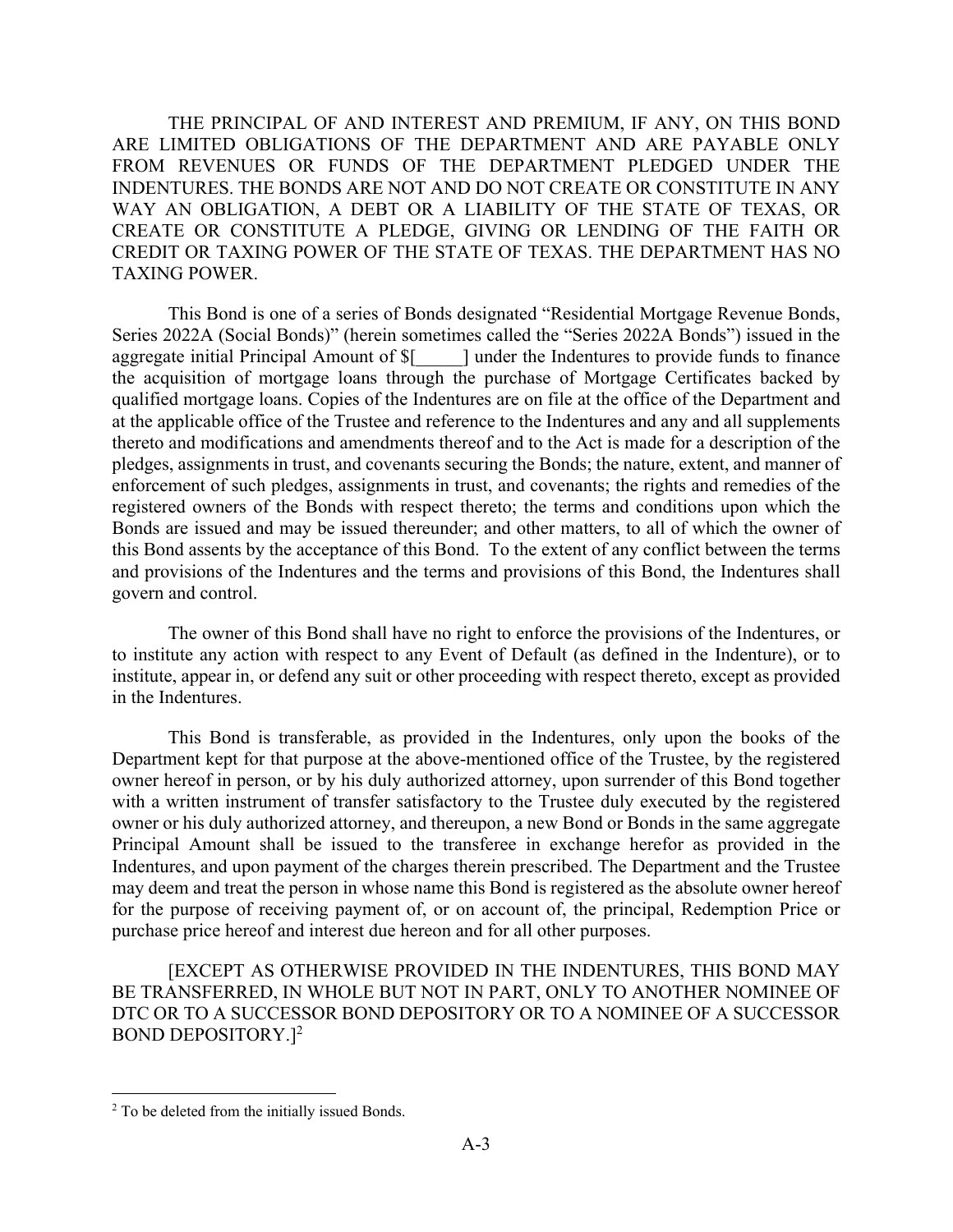THE PRINCIPAL OF AND INTEREST AND PREMIUM, IF ANY, ON THIS BOND ARE LIMITED OBLIGATIONS OF THE DEPARTMENT AND ARE PAYABLE ONLY FROM REVENUES OR FUNDS OF THE DEPARTMENT PLEDGED UNDER THE INDENTURES. THE BONDS ARE NOT AND DO NOT CREATE OR CONSTITUTE IN ANY WAY AN OBLIGATION, A DEBT OR A LIABILITY OF THE STATE OF TEXAS, OR CREATE OR CONSTITUTE A PLEDGE, GIVING OR LENDING OF THE FAITH OR CREDIT OR TAXING POWER OF THE STATE OF TEXAS. THE DEPARTMENT HAS NO TAXING POWER.

This Bond is one of a series of Bonds designated "Residential Mortgage Revenue Bonds, Series 2022A (Social Bonds)" (herein sometimes called the "Series 2022A Bonds") issued in the aggregate initial Principal Amount of $[_____] under the Indentures to provide funds to finance the acquisition of mortgage loans through the purchase of Mortgage Certificates backed by qualified mortgage loans. Copies of the Indentures are on file at the office of the Department and at the applicable office of the Trustee and reference to the Indentures and any and all supplements thereto and modifications and amendments thereof and to the Act is made for a description of the pledges, assignments in trust, and covenants securing the Bonds; the nature, extent, and manner of enforcement of such pledges, assignments in trust, and covenants; the rights and remedies of the registered owners of the Bonds with respect thereto; the terms and conditions upon which the Bonds are issued and may be issued thereunder; and other matters, to all of which the owner of this Bond assents by the acceptance of this Bond. To the extent of any conflict between the terms and provisions of the Indentures and the terms and provisions of this Bond, the Indentures shall govern and control.

The owner of this Bond shall have no right to enforce the provisions of the Indentures, or to institute any action with respect to any Event of Default (as defined in the Indenture), or to institute, appear in, or defend any suit or other proceeding with respect thereto, except as provided in the Indentures.

This Bond is transferable, as provided in the Indentures, only upon the books of the Department kept for that purpose at the above-mentioned office of the Trustee, by the registered owner hereof in person, or by his duly authorized attorney, upon surrender of this Bond together with a written instrument of transfer satisfactory to the Trustee duly executed by the registered owner or his duly authorized attorney, and thereupon, a new Bond or Bonds in the same aggregate Principal Amount shall be issued to the transferee in exchange herefor as provided in the Indentures, and upon payment of the charges therein prescribed. The Department and the Trustee may deem and treat the person in whose name this Bond is registered as the absolute owner hereof for the purpose of receiving payment of, or on account of, the principal, Redemption Price or purchase price hereof and interest due hereon and for all other purposes.

[EXCEPT AS OTHERWISE PROVIDED IN THE INDENTURES, THIS BOND MAY BE TRANSFERRED, IN WHOLE BUT NOT IN PART, ONLY TO ANOTHER NOMINEE OF DTC OR TO A SUCCESSOR BOND DEPOSITORY OR TO A NOMINEE OF A SUCCESSOR BOND DEPOSITORY.][2]

[2] To be deleted from the initially issued Bonds.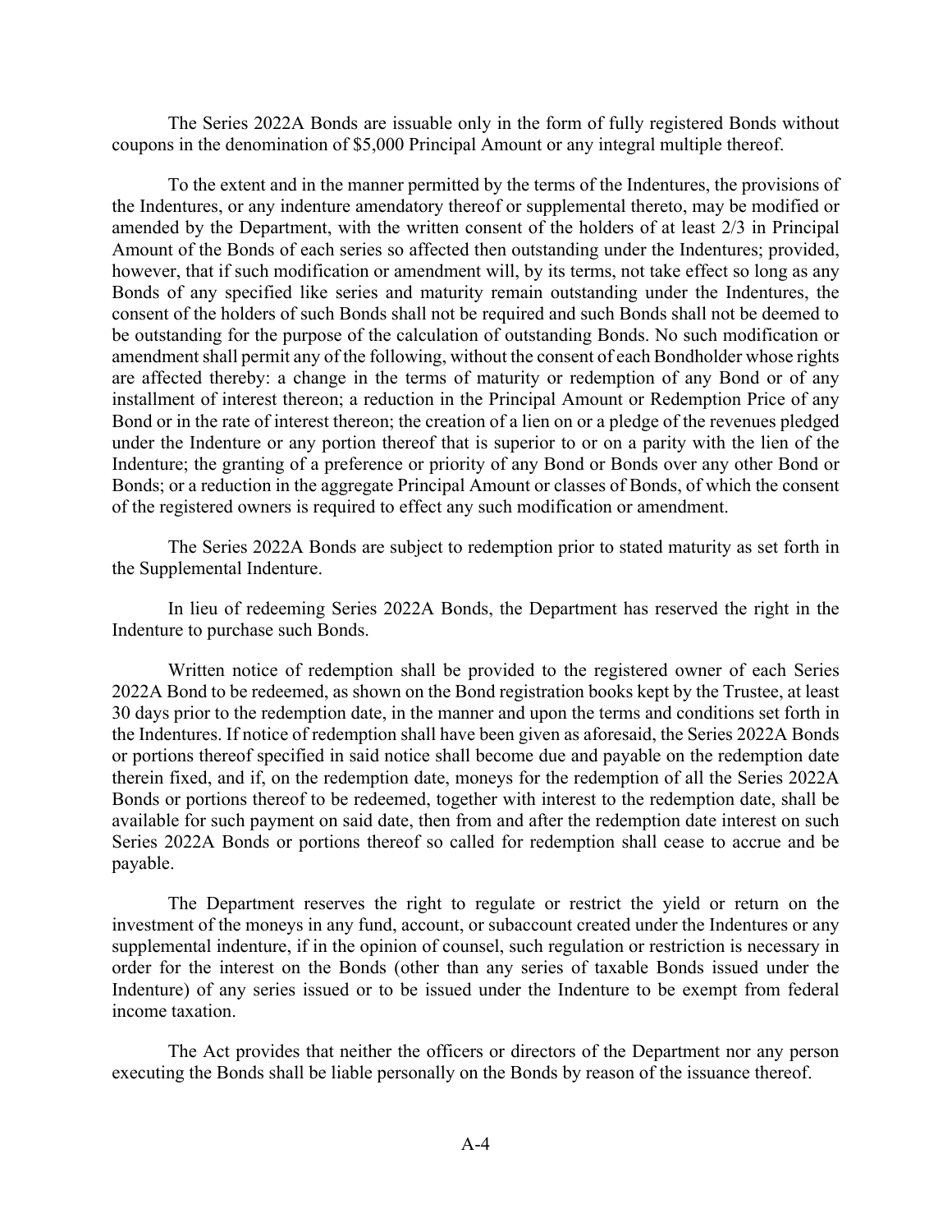The Series 2022A Bonds are issuable only in the form of fully registered Bonds without coupons in the denomination of $5,000 Principal Amount or any integral multiple thereof.

To the extent and in the manner permitted by the terms of the Indentures, the provisions of the Indentures, or any indenture amendatory thereof or supplemental thereto, may be modified or amended by the Department, with the written consent of the holders of at least 2/3 in Principal Amount of the Bonds of each series so affected then outstanding under the Indentures; provided, however, that if such modification or amendment will, by its terms, not take effect so long as any Bonds of any specified like series and maturity remain outstanding under the Indentures, the consent of the holders of such Bonds shall not be required and such Bonds shall not be deemed to be outstanding for the purpose of the calculation of outstanding Bonds. No such modification or amendment shall permit any of the following, without the consent of each Bondholder whose rights are affected thereby: a change in the terms of maturity or redemption of any Bond or of any installment of interest thereon; a reduction in the Principal Amount or Redemption Price of any Bond or in the rate of interest thereon; the creation of a lien on or a pledge of the revenues pledged under the Indenture or any portion thereof that is superior to or on a parity with the lien of the Indenture; the granting of a preference or priority of any Bond or Bonds over any other Bond or Bonds; or a reduction in the aggregate Principal Amount or classes of Bonds, of which the consent of the registered owners is required to effect any such modification or amendment.

The Series 2022A Bonds are subject to redemption prior to stated maturity as set forth in the Supplemental Indenture.

In lieu of redeeming Series 2022A Bonds, the Department has reserved the right in the Indenture to purchase such Bonds.

Written notice of redemption shall be provided to the registered owner of each Series 2022A Bond to be redeemed, as shown on the Bond registration books kept by the Trustee, at least 30 days prior to the redemption date, in the manner and upon the terms and conditions set forth in the Indentures. If notice of redemption shall have been given as aforesaid, the Series 2022A Bonds or portions thereof specified in said notice shall become due and payable on the redemption date therein fixed, and if, on the redemption date, moneys for the redemption of all the Series 2022A Bonds or portions thereof to be redeemed, together with interest to the redemption date, shall be available for such payment on said date, then from and after the redemption date interest on such Series 2022A Bonds or portions thereof so called for redemption shall cease to accrue and be payable.

The Department reserves the right to regulate or restrict the yield or return on the investment of the moneys in any fund, account, or subaccount created under the Indentures or any supplemental indenture, if in the opinion of counsel, such regulation or restriction is necessary in order for the interest on the Bonds (other than any series of taxable Bonds issued under the Indenture) of any series issued or to be issued under the Indenture to be exempt from federal income taxation.

The Act provides that neither the officers or directors of the Department nor any person executing the Bonds shall be liable personally on the Bonds by reason of the issuance thereof.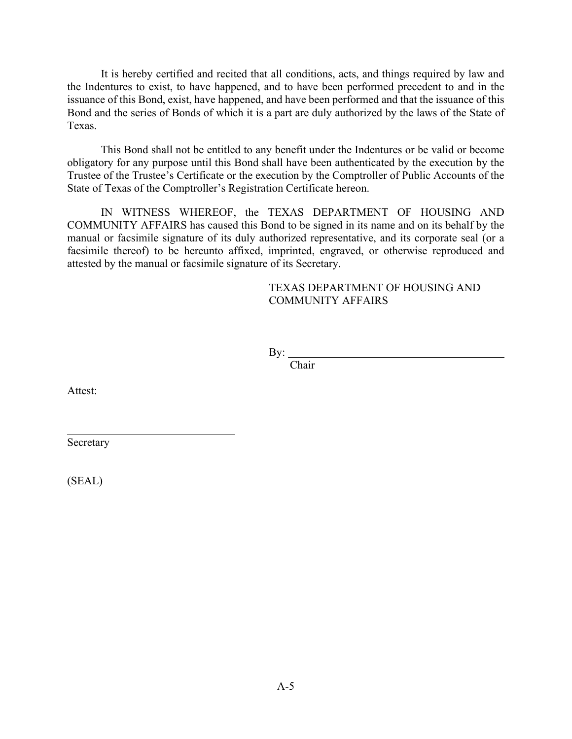It is hereby certified and recited that all conditions, acts, and things required by law and the Indentures to exist, to have happened, and to have been performed precedent to and in the issuance of this Bond, exist, have happened, and have been performed and that the issuance of this Bond and the series of Bonds of which it is a part are duly authorized by the laws of the State of Texas.

This Bond shall not be entitled to any benefit under the Indentures or be valid or become obligatory for any purpose until this Bond shall have been authenticated by the execution by the Trustee of the Trustee's Certificate or the execution by the Comptroller of Public Accounts of the State of Texas of the Comptroller's Registration Certificate hereon.

IN WITNESS WHEREOF, the TEXAS DEPARTMENT OF HOUSING AND COMMUNITY AFFAIRS has caused this Bond to be signed in its name and on its behalf by the manual or facsimile signature of its duly authorized representative, and its corporate seal (or a facsimile thereof) to be hereunto affixed, imprinted, engraved, or otherwise reproduced and attested by the manual or facsimile signature of its Secretary.

TEXAS DEPARTMENT OF HOUSING AND COMMUNITY AFFAIRS

By: ________________________________________
Chair

Attest:

______________________________
Secretary

(SEAL)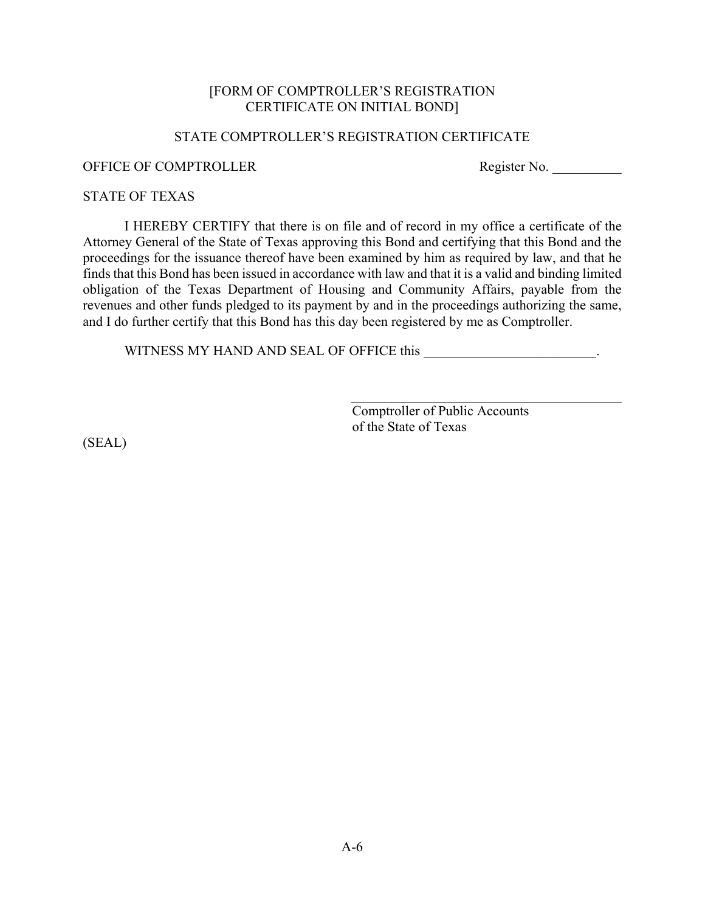[FORM OF COMPTROLLER'S REGISTRATION CERTIFICATE ON INITIAL BOND]

STATE COMPTROLLER'S REGISTRATION CERTIFICATE

OFFICE OF COMPTROLLER Register No. __________

STATE OF TEXAS

I HEREBY CERTIFY that there is on file and of record in my office a certificate of the Attorney General of the State of Texas approving this Bond and certifying that this Bond and the proceedings for the issuance thereof have been examined by him as required by law, and that he finds that this Bond has been issued in accordance with law and that it is a valid and binding limited obligation of the Texas Department of Housing and Community Affairs, payable from the revenues and other funds pledged to its payment by and in the proceedings authorizing the same, and I do further certify that this Bond has this day been registered by me as Comptroller.

WITNESS MY HAND AND SEAL OF OFFICE this _________________________.

_______________________________________
Comptroller of Public Accounts
of the State of Texas

(SEAL)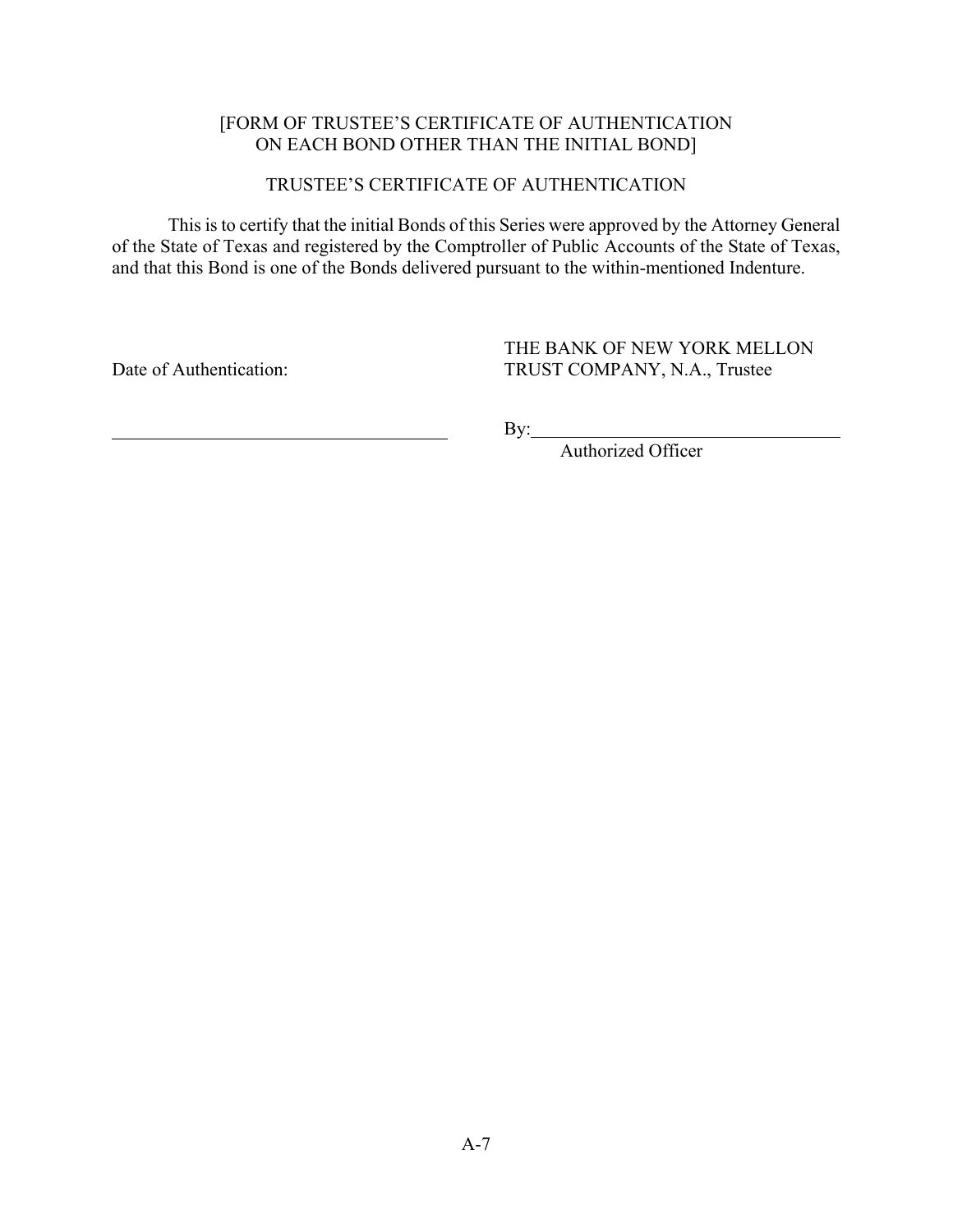[FORM OF TRUSTEE'S CERTIFICATE OF AUTHENTICATION
ON EACH BOND OTHER THAN THE INITIAL BOND]

TRUSTEE'S CERTIFICATE OF AUTHENTICATION

This is to certify that the initial Bonds of this Series were approved by the Attorney General of the State of Texas and registered by the Comptroller of Public Accounts of the State of Texas, and that this Bond is one of the Bonds delivered pursuant to the within-mentioned Indenture.

Date of Authentication:

\_\_\_\_\_\_\_\_\_\_\_\_\_\_\_\_\_\_\_\_\_\_\_\_\_\_\_\_\_\_\_\_\_\_\_\_

THE BANK OF NEW YORK MELLON
TRUST COMPANY, N.A., Trustee

By:\_\_\_\_\_\_\_\_\_\_\_\_\_\_\_\_\_\_\_\_\_\_\_\_\_\_\_\_\_\_\_\_
Authorized Officer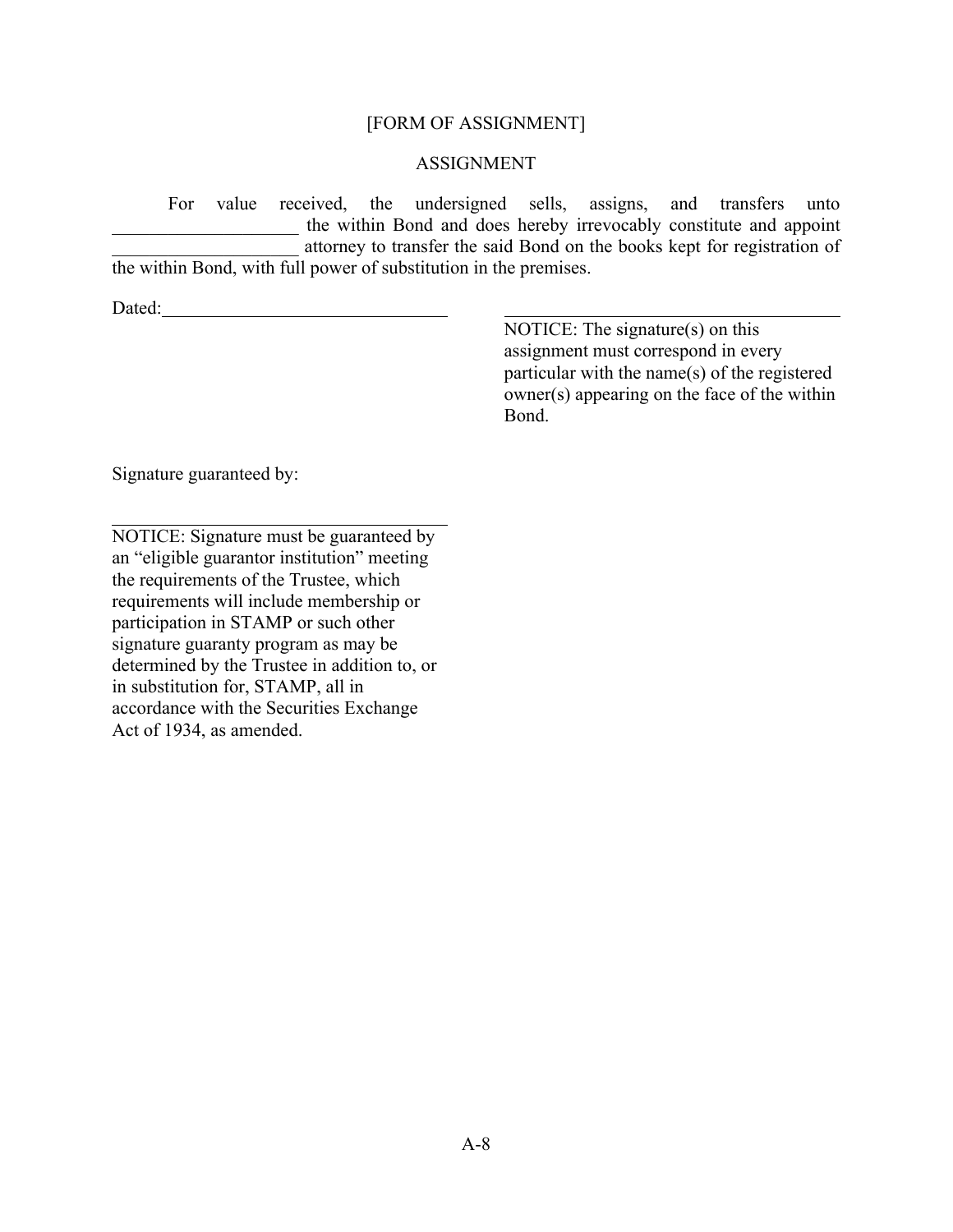[FORM OF ASSIGNMENT]

ASSIGNMENT

For value received, the undersigned sells, assigns, and transfers unto ____________________ the within Bond and does hereby irrevocably constitute and appoint ____________________ attorney to transfer the said Bond on the books kept for registration of the within Bond, with full power of substitution in the premises.

Dated:______________________________

______________________________

NOTICE: The signature(s) on this assignment must correspond in every particular with the name(s) of the registered owner(s) appearing on the face of the within Bond.

Signature guaranteed by:

______________________________

NOTICE: Signature must be guaranteed by an "eligible guarantor institution" meeting the requirements of the Trustee, which requirements will include membership or participation in STAMP or such other signature guaranty program as may be determined by the Trustee in addition to, or in substitution for, STAMP, all in accordance with the Securities Exchange Act of 1934, as amended.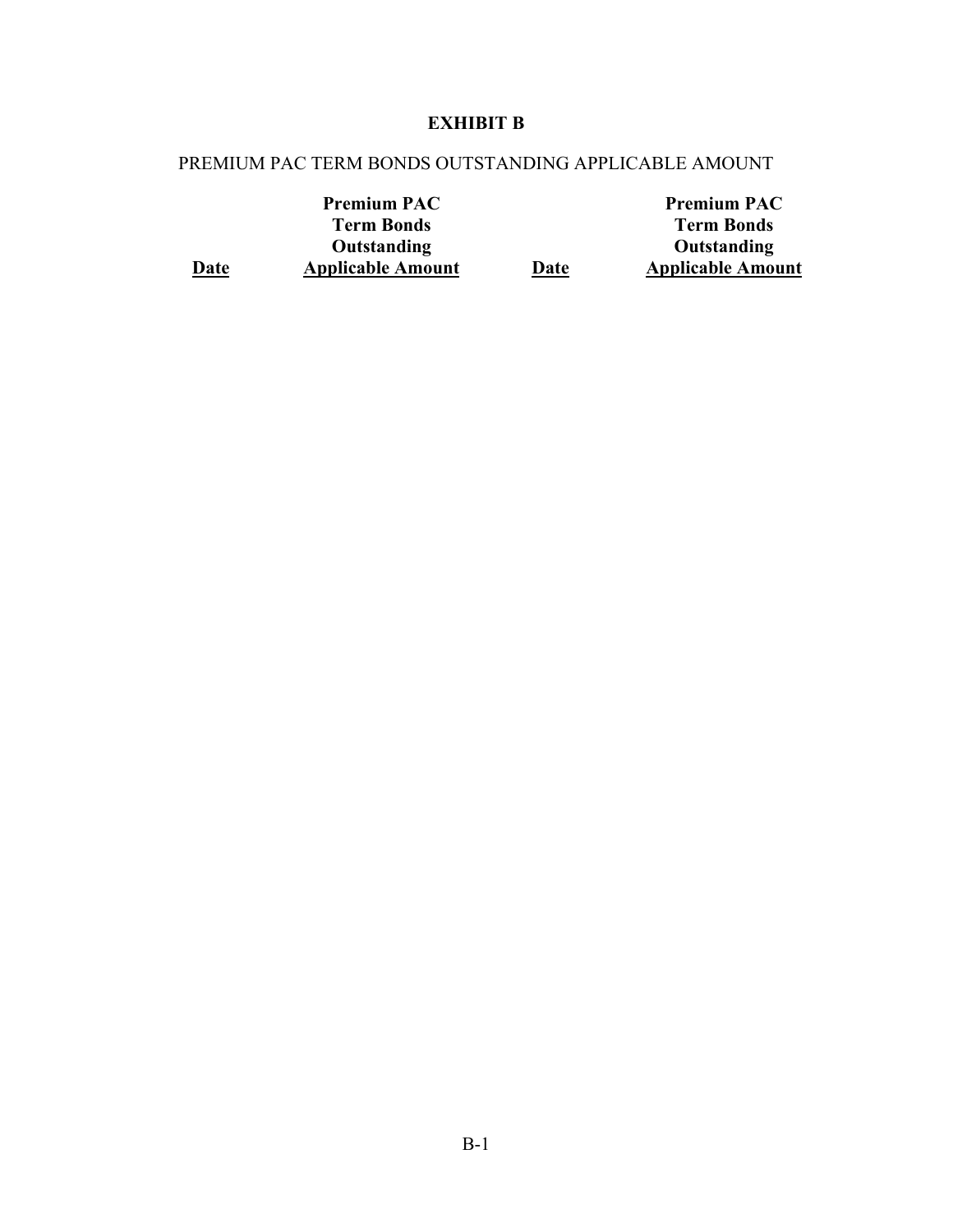**EXHIBIT B**

PREMIUM PAC TERM BONDS OUTSTANDING APPLICABLE AMOUNT

| Date | Premium PAC Term Bonds Outstanding Applicable Amount | Date | Premium PAC Term Bonds Outstanding Applicable Amount |
| --- | --- | --- | --- |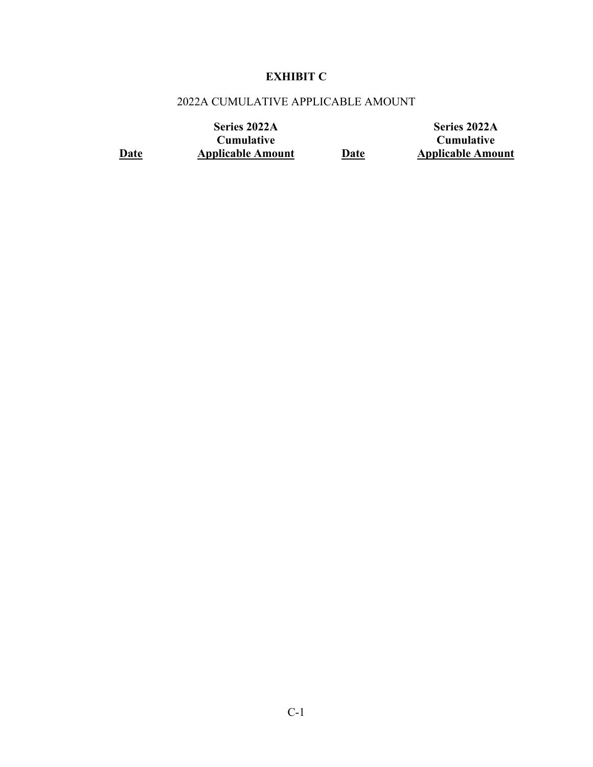# EXHIBIT C

2022A CUMULATIVE APPLICABLE AMOUNT

| Date | Series 2022A Cumulative Applicable Amount | Date | Series 2022A Cumulative Applicable Amount |
|---|---|---|---|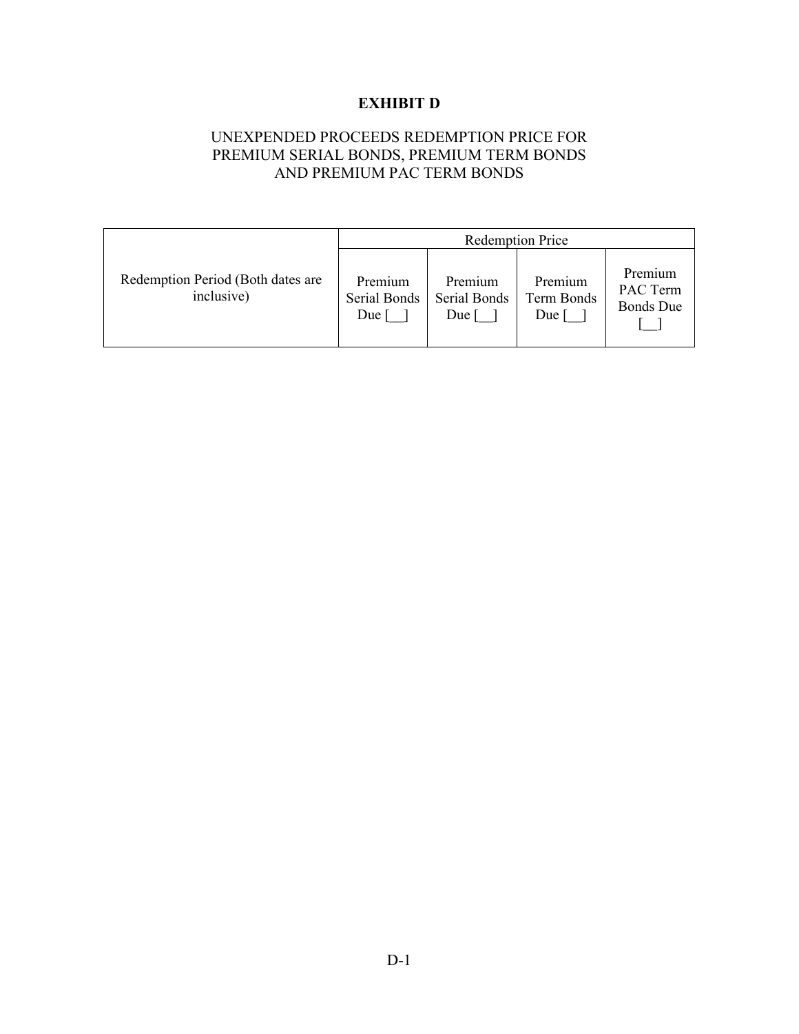# EXHIBIT D

UNEXPENDED PROCEEDS REDEMPTION PRICE FOR PREMIUM SERIAL BONDS, PREMIUM TERM BONDS AND PREMIUM PAC TERM BONDS

| Redemption Period (Both dates are inclusive) | Redemption Price | | | |
|---|---|---|---|---|
| | Premium Serial Bonds Due [__] | Premium Serial Bonds Due [__] | Premium Term Bonds Due [__] | Premium PAC Term Bonds Due [__] |